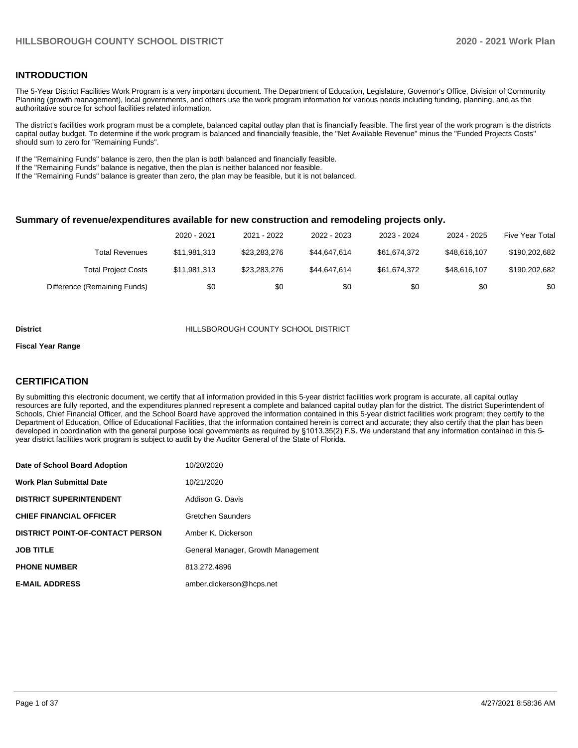## INTRODUCTION

The 5-Year District Facilities Work Program is a very important document. The Department of Education, Legislature, Governor's Office, Division of Community Planning (growth management), local governments, and others use the work program information for various needs including funding, planning, and as the authoritative source for school facilities related information.

The district's facilities work program must be a complete, balanced capital outlay plan that is financially feasible. The first year of the work program is the districts capital outlay budget. To determine if the work program is balanced and financially feasible, the "Net Available Revenue" minus the "Funded Projects Costs" should sum to zero for "Remaining Funds".

If the "Remaining Funds" balance is zero, then the plan is both balanced and financially feasible.
If the "Remaining Funds" balance is negative, then the plan is neither balanced nor feasible.
If the "Remaining Funds" balance is greater than zero, the plan may be feasible, but it is not balanced.

### Summary of revenue/expenditures available for new construction and remodeling projects only.

| | 2020 - 2021 | 2021 - 2022 | 2022 - 2023 | 2023 - 2024 | 2024 - 2025 | Five Year Total |
|---|---|---|---|---|---|---|
| Total Revenues | $11,981,313 | $23,283,276 | $44,647,614 | $61,674,372 | $48,616,107 | $190,202,682 |
| Total Project Costs | $11,981,313 | $23,283,276 | $44,647,614 | $61,674,372 | $48,616,107 | $190,202,682 |
| Difference (Remaining Funds) | $0 | $0 | $0 | $0 | $0 | $0 |

**District** HILLSBOROUGH COUNTY SCHOOL DISTRICT

**Fiscal Year Range**

## CERTIFICATION

By submitting this electronic document, we certify that all information provided in this 5-year district facilities work program is accurate, all capital outlay resources are fully reported, and the expenditures planned represent a complete and balanced capital outlay plan for the district. The district Superintendent of Schools, Chief Financial Officer, and the School Board have approved the information contained in this 5-year district facilities work program; they certify to the Department of Education, Office of Educational Facilities, that the information contained herein is correct and accurate; they also certify that the plan has been developed in coordination with the general purpose local governments as required by §1013.35(2) F.S. We understand that any information contained in this 5-year district facilities work program is subject to audit by the Auditor General of the State of Florida.

| | |
|---|---|
| **Date of School Board Adoption** | 10/20/2020 |
| **Work Plan Submittal Date** | 10/21/2020 |
| **DISTRICT SUPERINTENDENT** | Addison G. Davis |
| **CHIEF FINANCIAL OFFICER** | Gretchen Saunders |
| **DISTRICT POINT-OF-CONTACT PERSON** | Amber K. Dickerson |
| **JOB TITLE** | General Manager, Growth Management |
| **PHONE NUMBER** | 813.272.4896 |
| **E-MAIL ADDRESS** | amber.dickerson@hcps.net |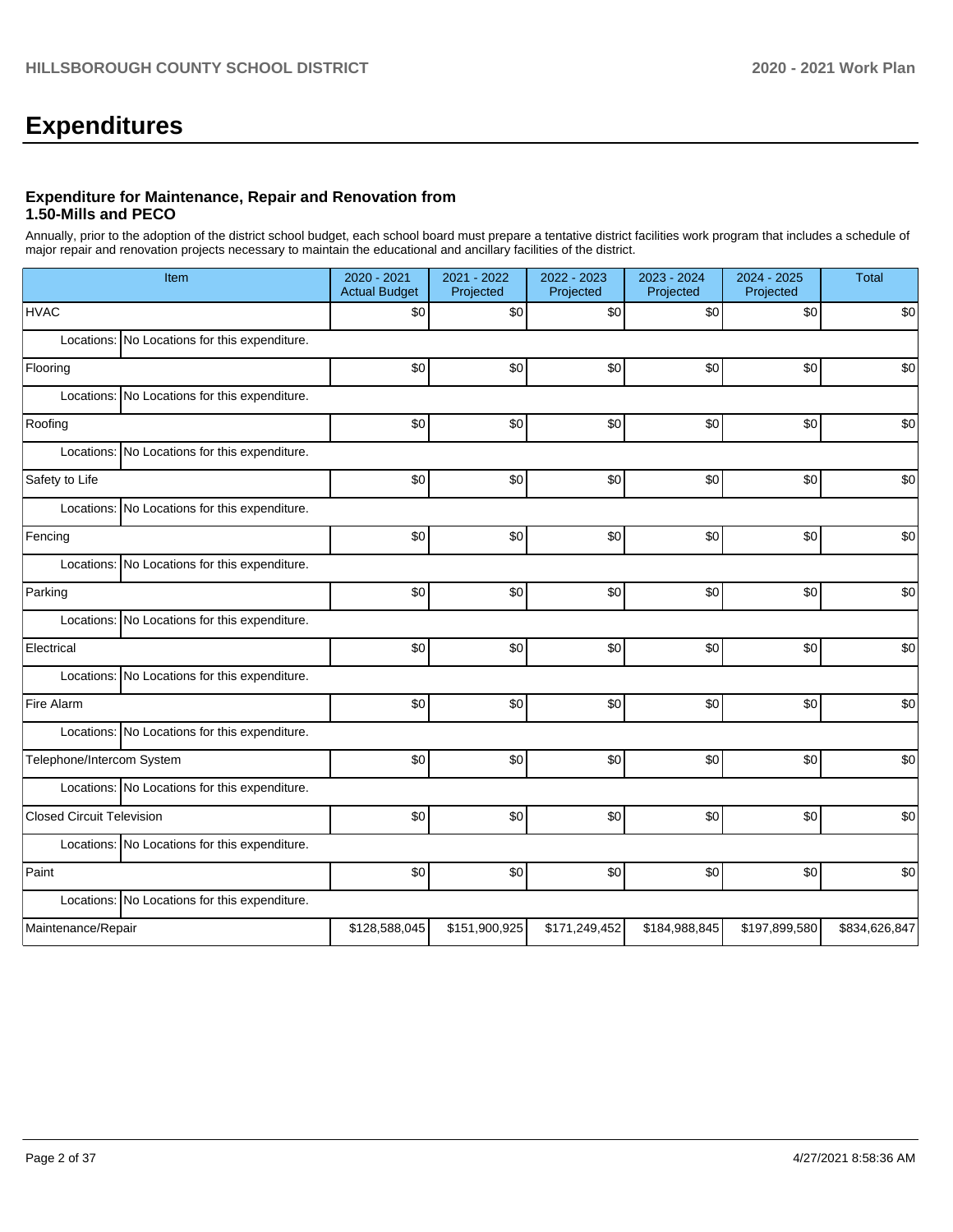# Expenditures

### Expenditure for Maintenance, Repair and Renovation from 1.50-Mills and PECO

Annually, prior to the adoption of the district school budget, each school board must prepare a tentative district facilities work program that includes a schedule of major repair and renovation projects necessary to maintain the educational and ancillary facilities of the district.

| Item | 2020 - 2021 Actual Budget | 2021 - 2022 Projected | 2022 - 2023 Projected | 2023 - 2024 Projected | 2024 - 2025 Projected | Total |
|---|---|---|---|---|---|---|
| HVAC | $0 | $0 | $0 | $0 | $0 | $0 |
| Locations: No Locations for this expenditure. | | | | | | |
| Flooring | $0 | $0 | $0 | $0 | $0 | $0 |
| Locations: No Locations for this expenditure. | | | | | | |
| Roofing | $0 | $0 | $0 | $0 | $0 | $0 |
| Locations: No Locations for this expenditure. | | | | | | |
| Safety to Life | $0 | $0 | $0 | $0 | $0 | $0 |
| Locations: No Locations for this expenditure. | | | | | | |
| Fencing | $0 | $0 | $0 | $0 | $0 | $0 |
| Locations: No Locations for this expenditure. | | | | | | |
| Parking | $0 | $0 | $0 | $0 | $0 | $0 |
| Locations: No Locations for this expenditure. | | | | | | |
| Electrical | $0 | $0 | $0 | $0 | $0 | $0 |
| Locations: No Locations for this expenditure. | | | | | | |
| Fire Alarm | $0 | $0 | $0 | $0 | $0 | $0 |
| Locations: No Locations for this expenditure. | | | | | | |
| Telephone/Intercom System | $0 | $0 | $0 | $0 | $0 | $0 |
| Locations: No Locations for this expenditure. | | | | | | |
| Closed Circuit Television | $0 | $0 | $0 | $0 | $0 | $0 |
| Locations: No Locations for this expenditure. | | | | | | |
| Paint | $0 | $0 | $0 | $0 | $0 | $0 |
| Locations: No Locations for this expenditure. | | | | | | |
| Maintenance/Repair | $128,588,045 | $151,900,925 | $171,249,452 | $184,988,845 | $197,899,580 | $834,626,847 |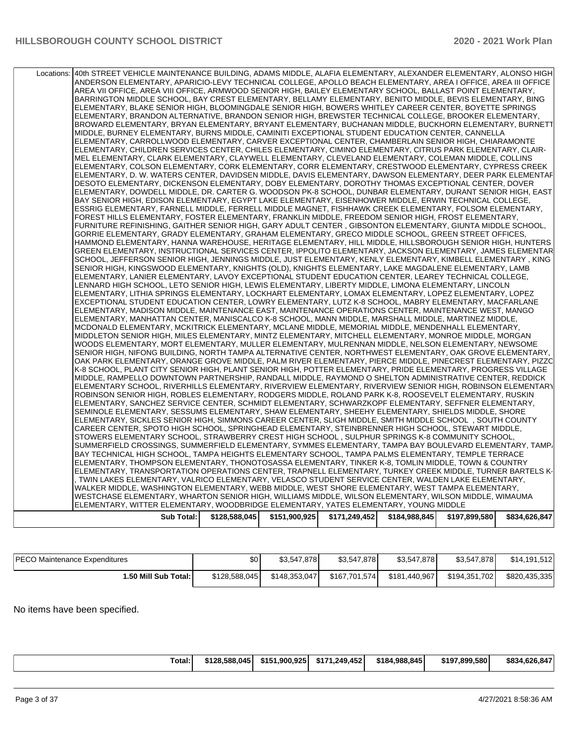| | | | | | | |
|---|---|---|---|---|---|---|
| Locations: | 40th STREET VEHICLE MAINTENANCE BUILDING, ADAMS MIDDLE, ALAFIA ELEMENTARY, ALEXANDER ELEMENTARY, ALONSO HIGH, ANDERSON ELEMENTARY, APARICIO-LEVY TECHNICAL COLLEGE, APOLLO BEACH ELEMENTARY, AREA I OFFICE, AREA III OFFICE, AREA VII OFFICE, AREA VIII OFFICE, ARMWOOD SENIOR HIGH, BAILEY ELEMENTARY SCHOOL, BALLAST POINT ELEMENTARY, BARRINGTON MIDDLE SCHOOL, BAY CREST ELEMENTARY, BELLAMY ELEMENTARY, BENITO MIDDLE, BEVIS ELEMENTARY, BING ELEMENTARY, BLAKE SENIOR HIGH, BLOOMINGDALE SENIOR HIGH, BOWERS WHITLEY CAREER CENTER, BOYETTE SPRINGS ELEMENTARY, BRANDON ALTERNATIVE, BRANDON SENIOR HIGH, BREWSTER TECHNICAL COLLEGE, BROOKER ELEMENTARY, BROWARD ELEMENTARY, BRYAN ELEMENTARY, BRYANT ELEMENTARY, BUCHANAN MIDDLE, BUCKHORN ELEMENTARY, BURNETT MIDDLE, BURNEY ELEMENTARY, BURNS MIDDLE, CAMINITI EXCEPTIONAL STUDENT EDUCATION CENTER, CANNELLA ELEMENTARY, CARROLLWOOD ELEMENTARY, CARVER EXCEPTIONAL CENTER, CHAMBERLAIN SENIOR HIGH, CHIARAMONTE ELEMENTARY, CHILDREN SERVICES CENTER, CHILES ELEMENTARY, CIMINO ELEMENTARY, CITRUS PARK ELEMENTARY, CLAIR-MEL ELEMENTARY, CLARK ELEMENTARY, CLAYWELL ELEMENTARY, CLEVELAND ELEMENTARY, COLEMAN MIDDLE, COLLINS ELEMENTARY, COLSON ELEMENTARY, CORK ELEMENTARY, CORR ELEMENTARY, CRESTWOOD ELEMENTARY, CYPRESS CREEK ELEMENTARY, D. W. WATERS CENTER, DAVIDSEN MIDDLE, DAVIS ELEMENTARY, DAWSON ELEMENTARY, DEER PARK ELEMENTARY, DESOTO ELEMENTARY, DICKENSON ELEMENTARY, DOBY ELEMENTARY, DOROTHY THOMAS EXCEPTIONAL CENTER, DOVER ELEMENTARY, DOWDELL MIDDLE, DR. CARTER G. WOODSON PK-8 SCHOOL, DUNBAR ELEMENTARY, DURANT SENIOR HIGH, EAST BAY SENIOR HIGH, EDISON ELEMENTARY, EGYPT LAKE ELEMENTARY, EISENHOWER MIDDLE, ERWIN TECHNICAL COLLEGE, ESSRIG ELEMENTARY, FARNELL MIDDLE, FERRELL MIDDLE MAGNET, FISHHAWK CREEK ELEMENTARY, FOLSOM ELEMENTARY, FOREST HILLS ELEMENTARY, FOSTER ELEMENTARY, FRANKLIN MIDDLE, FREEDOM SENIOR HIGH, FROST ELEMENTARY, FURNITURE REFINISHING, GAITHER SENIOR HIGH, GARY ADULT CENTER , GIBSONTON ELEMENTARY, GIUNTA MIDDLE SCHOOL, GORRIE ELEMENTARY, GRADY ELEMENTARY, GRAHAM ELEMENTARY, GRECO MIDDLE SCHOOL, GREEN STREET OFFICES, HAMMOND ELEMENTARY, HANNA WAREHOUSE, HERITAGE ELEMENTARY, HILL MIDDLE, HILLSBOROUGH SENIOR HIGH, HUNTERS GREEN ELEMENTARY, INSTRUCTIONAL SERVICES CENTER, IPPOLITO ELEMENTARY, JACKSON ELEMENTARY, JAMES ELEMENTARY SCHOOL, JEFFERSON SENIOR HIGH, JENNINGS MIDDLE, JUST ELEMENTARY, KENLY ELEMENTARY, KIMBELL ELEMENTARY , KING SENIOR HIGH, KINGSWOOD ELEMENTARY, KNIGHTS (OLD), KNIGHTS ELEMENTARY, LAKE MAGDALENE ELEMENTARY, LAMB ELEMENTARY, LANIER ELEMENTARY, LAVOY EXCEPTIONAL STUDENT EDUCATION CENTER, LEAREY TECHNICAL COLLEGE, LENNARD HIGH SCHOOL, LETO SENIOR HIGH, LEWIS ELEMENTARY, LIBERTY MIDDLE, LIMONA ELEMENTARY, LINCOLN ELEMENTARY, LITHIA SPRINGS ELEMENTARY, LOCKHART ELEMENTARY, LOMAX ELEMENTARY, LOPEZ ELEMENTARY, LOPEZ EXCEPTIONAL STUDENT EDUCATION CENTER, LOWRY ELEMENTARY, LUTZ K-8 SCHOOL, MABRY ELEMENTARY, MACFARLANE ELEMENTARY, MADISON MIDDLE, MAINTENANCE EAST, MAINTENANCE OPERATIONS CENTER, MAINTENANCE WEST, MANGO ELEMENTARY, MANHATTAN CENTER, MANISCALCO K-8 SCHOOL, MANN MIDDLE, MARSHALL MIDDLE, MARTINEZ MIDDLE, MCDONALD ELEMENTARY, MCKITRICK ELEMENTARY, MCLANE MIDDLE, MEMORIAL MIDDLE, MENDENHALL ELEMENTARY, MIDDLETON SENIOR HIGH, MILES ELEMENTARY, MINTZ ELEMENTARY, MITCHELL ELEMENTARY, MONROE MIDDLE, MORGAN WOODS ELEMENTARY, MORT ELEMENTARY, MULLER ELEMENTARY, MULRENNAN MIDDLE, NELSON ELEMENTARY, NEWSOME SENIOR HIGH, NIFONG BUILDING, NORTH TAMPA ALTERNATIVE CENTER, NORTHWEST ELEMENTARY, OAK GROVE ELEMENTARY, OAK PARK ELEMENTARY, ORANGE GROVE MIDDLE, PALM RIVER ELEMENTARY, PIERCE MIDDLE, PINECREST ELEMENTARY, PIZZO K-8 SCHOOL, PLANT CITY SENIOR HIGH, PLANT SENIOR HIGH, POTTER ELEMENTARY, PRIDE ELEMENTARY, PROGRESS VILLAGE MIDDLE, RAMPELLO DOWNTOWN PARTNERSHIP, RANDALL MIDDLE, RAYMOND O SHELTON ADMINISTRATIVE CENTER, REDDICK ELEMENTARY SCHOOL, RIVERHILLS ELEMENTARY, RIVERVIEW ELEMENTARY, RIVERVIEW SENIOR HIGH, ROBINSON ELEMENTARY, ROBINSON SENIOR HIGH, ROBLES ELEMENTARY, RODGERS MIDDLE, ROLAND PARK K-8, ROOSEVELT ELEMENTARY, RUSKIN ELEMENTARY, SANCHEZ SERVICE CENTER, SCHMIDT ELEMENTARY, SCHWARZKOPF ELEMENTARY, SEFFNER ELEMENTARY, SEMINOLE ELEMENTARY, SESSUMS ELEMENTARY, SHAW ELEMENTARY, SHEEHY ELEMENTARY, SHIELDS MIDDLE, SHORE ELEMENTARY, SICKLES SENIOR HIGH, SIMMONS CAREER CENTER, SLIGH MIDDLE, SMITH MIDDLE SCHOOL , SOUTH COUNTY CAREER CENTER, SPOTO HIGH SCHOOL, SPRINGHEAD ELEMENTARY, STEINBRENNER HIGH SCHOOL, STEWART MIDDLE, STOWERS ELEMENTARY SCHOOL, STRAWBERRY CREST HIGH SCHOOL , SULPHUR SPRINGS K-8 COMMUNITY SCHOOL, SUMMERFIELD CROSSINGS, SUMMERFIELD ELEMENTARY, SYMMES ELEMENTARY, TAMPA BAY BOULEVARD ELEMENTARY, TAMPA BAY TECHNICAL HIGH SCHOOL, TAMPA HEIGHTS ELEMENTARY SCHOOL, TAMPA PALMS ELEMENTARY, TEMPLE TERRACE ELEMENTARY, THOMPSON ELEMENTARY, THONOTOSASSA ELEMENTARY, TINKER K-8, TOMLIN MIDDLE, TOWN & COUNTRY ELEMENTARY, TRANSPORTATION OPERATIONS CENTER, TRAPNELL ELEMENTARY, TURKEY CREEK MIDDLE, TURNER BARTELS K-8, TWIN LAKES ELEMENTARY, VALRICO ELEMENTARY, VELASCO STUDENT SERVICE CENTER, WALDEN LAKE ELEMENTARY, WALKER MIDDLE, WASHINGTON ELEMENTARY, WEBB MIDDLE, WEST SHORE ELEMENTARY, WEST TAMPA ELEMENTARY, WESTCHASE ELEMENTARY, WHARTON SENIOR HIGH, WILLIAMS MIDDLE, WILSON ELEMENTARY, WILSON MIDDLE, WIMAUMA ELEMENTARY, WITTER ELEMENTARY, WOODBRIDGE ELEMENTARY, YATES ELEMENTARY, YOUNG MIDDLE | | | | | |
| **Sub Total:** | | $128,588,045 | $151,900,925 | $171,249,452 | $184,988,845 | $197,899,580 | $834,626,847 |

| | | | | | | |
|---|---|---|---|---|---|---|
| PECO Maintenance Expenditures | $0 | $3,547,878 | $3,547,878 | $3,547,878 | $3,547,878 | $14,191,512 |
| **1.50 Mill Sub Total:** | $128,588,045 | $148,353,047 | $167,701,574 | $181,440,967 | $194,351,702 | $820,435,335 |

No items have been specified.

| | | | | | | |
|---|---|---|---|---|---|---|
| **Total:** | **$128,588,045** | **$151,900,925** | **$171,249,452** | **$184,988,845** | **$197,899,580** | **$834,626,847** |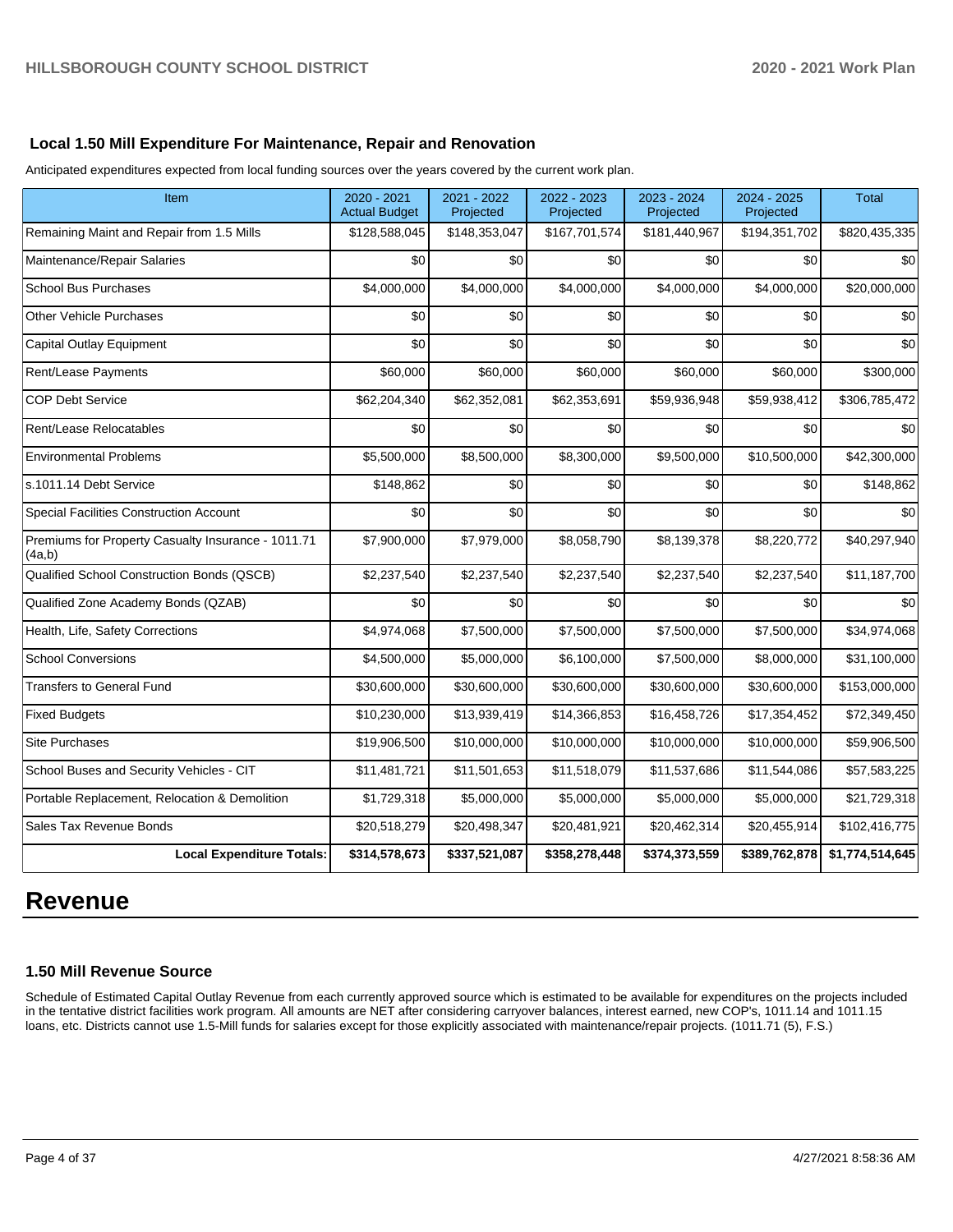### Local 1.50 Mill Expenditure For Maintenance, Repair and Renovation

Anticipated expenditures expected from local funding sources over the years covered by the current work plan.

| Item | 2020 - 2021 Actual Budget | 2021 - 2022 Projected | 2022 - 2023 Projected | 2023 - 2024 Projected | 2024 - 2025 Projected | Total |
|---|---|---|---|---|---|---|
| Remaining Maint and Repair from 1.5 Mills | $128,588,045 | $148,353,047 | $167,701,574 | $181,440,967 | $194,351,702 | $820,435,335 |
| Maintenance/Repair Salaries | $0 | $0 | $0 | $0 | $0 | $0 |
| School Bus Purchases | $4,000,000 | $4,000,000 | $4,000,000 | $4,000,000 | $4,000,000 | $20,000,000 |
| Other Vehicle Purchases | $0 | $0 | $0 | $0 | $0 | $0 |
| Capital Outlay Equipment | $0 | $0 | $0 | $0 | $0 | $0 |
| Rent/Lease Payments | $60,000 | $60,000 | $60,000 | $60,000 | $60,000 | $300,000 |
| COP Debt Service | $62,204,340 | $62,352,081 | $62,353,691 | $59,936,948 | $59,938,412 | $306,785,472 |
| Rent/Lease Relocatables | $0 | $0 | $0 | $0 | $0 | $0 |
| Environmental Problems | $5,500,000 | $8,500,000 | $8,300,000 | $9,500,000 | $10,500,000 | $42,300,000 |
| s.1011.14 Debt Service | $148,862 | $0 | $0 | $0 | $0 | $148,862 |
| Special Facilities Construction Account | $0 | $0 | $0 | $0 | $0 | $0 |
| Premiums for Property Casualty Insurance - 1011.71 (4a,b) | $7,900,000 | $7,979,000 | $8,058,790 | $8,139,378 | $8,220,772 | $40,297,940 |
| Qualified School Construction Bonds (QSCB) | $2,237,540 | $2,237,540 | $2,237,540 | $2,237,540 | $2,237,540 | $11,187,700 |
| Qualified Zone Academy Bonds (QZAB) | $0 | $0 | $0 | $0 | $0 | $0 |
| Health, Life, Safety Corrections | $4,974,068 | $7,500,000 | $7,500,000 | $7,500,000 | $7,500,000 | $34,974,068 |
| School Conversions | $4,500,000 | $5,000,000 | $6,100,000 | $7,500,000 | $8,000,000 | $31,100,000 |
| Transfers to General Fund | $30,600,000 | $30,600,000 | $30,600,000 | $30,600,000 | $30,600,000 | $153,000,000 |
| Fixed Budgets | $10,230,000 | $13,939,419 | $14,366,853 | $16,458,726 | $17,354,452 | $72,349,450 |
| Site Purchases | $19,906,500 | $10,000,000 | $10,000,000 | $10,000,000 | $10,000,000 | $59,906,500 |
| School Buses and Security Vehicles - CIT | $11,481,721 | $11,501,653 | $11,518,079 | $11,537,686 | $11,544,086 | $57,583,225 |
| Portable Replacement, Relocation & Demolition | $1,729,318 | $5,000,000 | $5,000,000 | $5,000,000 | $5,000,000 | $21,729,318 |
| Sales Tax Revenue Bonds | $20,518,279 | $20,498,347 | $20,481,921 | $20,462,314 | $20,455,914 | $102,416,775 |
| **Local Expenditure Totals:** | **$314,578,673** | **$337,521,087** | **$358,278,448** | **$374,373,559** | **$389,762,878** | **$1,774,514,645** |

# Revenue

### 1.50 Mill Revenue Source

Schedule of Estimated Capital Outlay Revenue from each currently approved source which is estimated to be available for expenditures on the projects included in the tentative district facilities work program. All amounts are NET after considering carryover balances, interest earned, new COP's, 1011.14 and 1011.15 loans, etc. Districts cannot use 1.5-Mill funds for salaries except for those explicitly associated with maintenance/repair projects. (1011.71 (5), F.S.)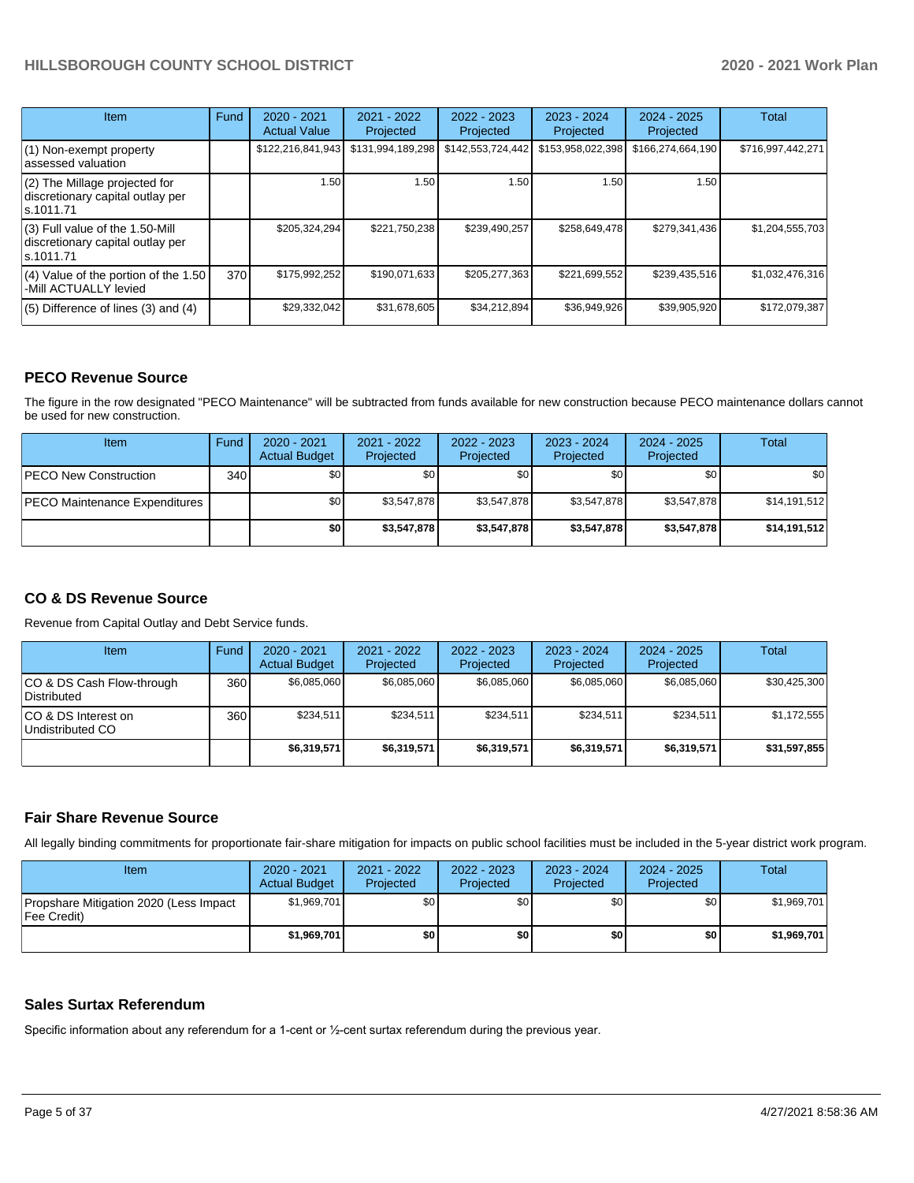| Item | Fund | 2020 - 2021 Actual Value | 2021 - 2022 Projected | 2022 - 2023 Projected | 2023 - 2024 Projected | 2024 - 2025 Projected | Total |
|---|---|---|---|---|---|---|---|
| (1) Non-exempt property assessed valuation | | $122,216,841,943 | $131,994,189,298 | $142,553,724,442 | $153,958,022,398 | $166,274,664,190 | $716,997,442,271 |
| (2) The Millage projected for discretionary capital outlay per s.1011.71 | | 1.50 | 1.50 | 1.50 | 1.50 | 1.50 | |
| (3) Full value of the 1.50-Mill discretionary capital outlay per s.1011.71 | | $205,324,294 | $221,750,238 | $239,490,257 | $258,649,478 | $279,341,436 | $1,204,555,703 |
| (4) Value of the portion of the 1.50 -Mill ACTUALLY levied | 370 | $175,992,252 | $190,071,633 | $205,277,363 | $221,699,552 | $239,435,516 | $1,032,476,316 |
| (5) Difference of lines (3) and (4) | | $29,332,042 | $31,678,605 | $34,212,894 | $36,949,926 | $39,905,920 | $172,079,387 |

## PECO Revenue Source

The figure in the row designated "PECO Maintenance" will be subtracted from funds available for new construction because PECO maintenance dollars cannot be used for new construction.

| Item | Fund | 2020 - 2021 Actual Budget | 2021 - 2022 Projected | 2022 - 2023 Projected | 2023 - 2024 Projected | 2024 - 2025 Projected | Total |
|---|---|---|---|---|---|---|---|
| PECO New Construction | 340 | $0 | $0 | $0 | $0 | $0 | $0 |
| PECO Maintenance Expenditures | | $0 | $3,547,878 | $3,547,878 | $3,547,878 | $3,547,878 | $14,191,512 |
| | | **$0** | **$3,547,878** | **$3,547,878** | **$3,547,878** | **$3,547,878** | **$14,191,512** |

## CO & DS Revenue Source

Revenue from Capital Outlay and Debt Service funds.

| Item | Fund | 2020 - 2021 Actual Budget | 2021 - 2022 Projected | 2022 - 2023 Projected | 2023 - 2024 Projected | 2024 - 2025 Projected | Total |
|---|---|---|---|---|---|---|---|
| CO & DS Cash Flow-through Distributed | 360 | $6,085,060 | $6,085,060 | $6,085,060 | $6,085,060 | $6,085,060 | $30,425,300 |
| CO & DS Interest on Undistributed CO | 360 | $234,511 | $234,511 | $234,511 | $234,511 | $234,511 | $1,172,555 |
| | | **$6,319,571** | **$6,319,571** | **$6,319,571** | **$6,319,571** | **$6,319,571** | **$31,597,855** |

## Fair Share Revenue Source

All legally binding commitments for proportionate fair-share mitigation for impacts on public school facilities must be included in the 5-year district work program.

| Item | 2020 - 2021 Actual Budget | 2021 - 2022 Projected | 2022 - 2023 Projected | 2023 - 2024 Projected | 2024 - 2025 Projected | Total |
|---|---|---|---|---|---|---|
| Propshare Mitigation 2020 (Less Impact Fee Credit) | $1,969,701 | $0 | $0 | $0 | $0 | $1,969,701 |
| | **$1,969,701** | **$0** | **$0** | **$0** | **$0** | **$1,969,701** |

## Sales Surtax Referendum

Specific information about any referendum for a 1-cent or ½-cent surtax referendum during the previous year.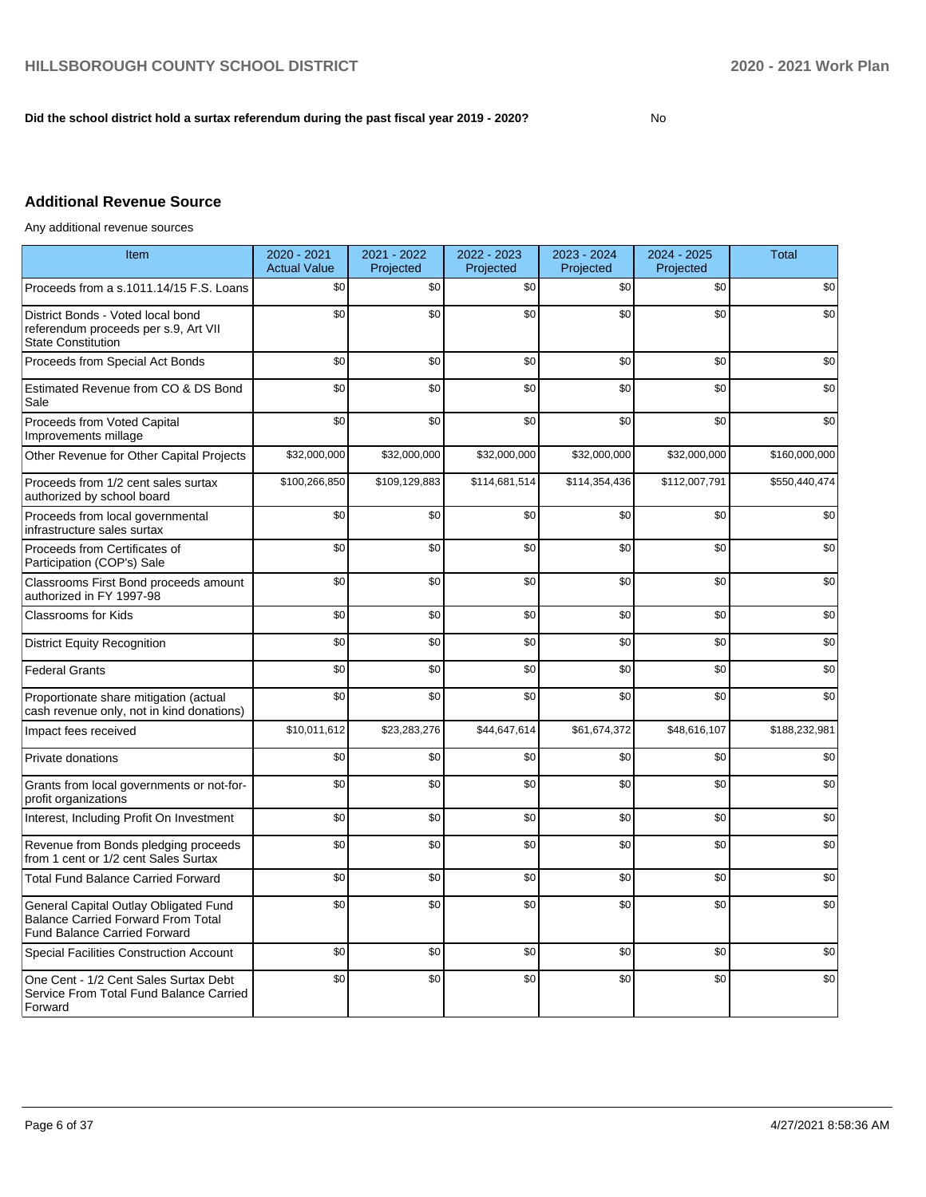**Did the school district hold a surtax referendum during the past fiscal year 2019 - 2020?** No

## Additional Revenue Source

Any additional revenue sources

| Item | 2020 - 2021 Actual Value | 2021 - 2022 Projected | 2022 - 2023 Projected | 2023 - 2024 Projected | 2024 - 2025 Projected | Total |
|---|---|---|---|---|---|---|
| Proceeds from a s.1011.14/15 F.S. Loans | $0 | $0 | $0 | $0 | $0 | $0 |
| District Bonds - Voted local bond referendum proceeds per s.9, Art VII State Constitution | $0 | $0 | $0 | $0 | $0 | $0 |
| Proceeds from Special Act Bonds | $0 | $0 | $0 | $0 | $0 | $0 |
| Estimated Revenue from CO & DS Bond Sale | $0 | $0 | $0 | $0 | $0 | $0 |
| Proceeds from Voted Capital Improvements millage | $0 | $0 | $0 | $0 | $0 | $0 |
| Other Revenue for Other Capital Projects | $32,000,000 | $32,000,000 | $32,000,000 | $32,000,000 | $32,000,000 | $160,000,000 |
| Proceeds from 1/2 cent sales surtax authorized by school board | $100,266,850 | $109,129,883 | $114,681,514 | $114,354,436 | $112,007,791 | $550,440,474 |
| Proceeds from local governmental infrastructure sales surtax | $0 | $0 | $0 | $0 | $0 | $0 |
| Proceeds from Certificates of Participation (COP's) Sale | $0 | $0 | $0 | $0 | $0 | $0 |
| Classrooms First Bond proceeds amount authorized in FY 1997-98 | $0 | $0 | $0 | $0 | $0 | $0 |
| Classrooms for Kids | $0 | $0 | $0 | $0 | $0 | $0 |
| District Equity Recognition | $0 | $0 | $0 | $0 | $0 | $0 |
| Federal Grants | $0 | $0 | $0 | $0 | $0 | $0 |
| Proportionate share mitigation (actual cash revenue only, not in kind donations) | $0 | $0 | $0 | $0 | $0 | $0 |
| Impact fees received | $10,011,612 | $23,283,276 | $44,647,614 | $61,674,372 | $48,616,107 | $188,232,981 |
| Private donations | $0 | $0 | $0 | $0 | $0 | $0 |
| Grants from local governments or not-for-profit organizations | $0 | $0 | $0 | $0 | $0 | $0 |
| Interest, Including Profit On Investment | $0 | $0 | $0 | $0 | $0 | $0 |
| Revenue from Bonds pledging proceeds from 1 cent or 1/2 cent Sales Surtax | $0 | $0 | $0 | $0 | $0 | $0 |
| Total Fund Balance Carried Forward | $0 | $0 | $0 | $0 | $0 | $0 |
| General Capital Outlay Obligated Fund Balance Carried Forward From Total Fund Balance Carried Forward | $0 | $0 | $0 | $0 | $0 | $0 |
| Special Facilities Construction Account | $0 | $0 | $0 | $0 | $0 | $0 |
| One Cent - 1/2 Cent Sales Surtax Debt Service From Total Fund Balance Carried Forward | $0 | $0 | $0 | $0 | $0 | $0 |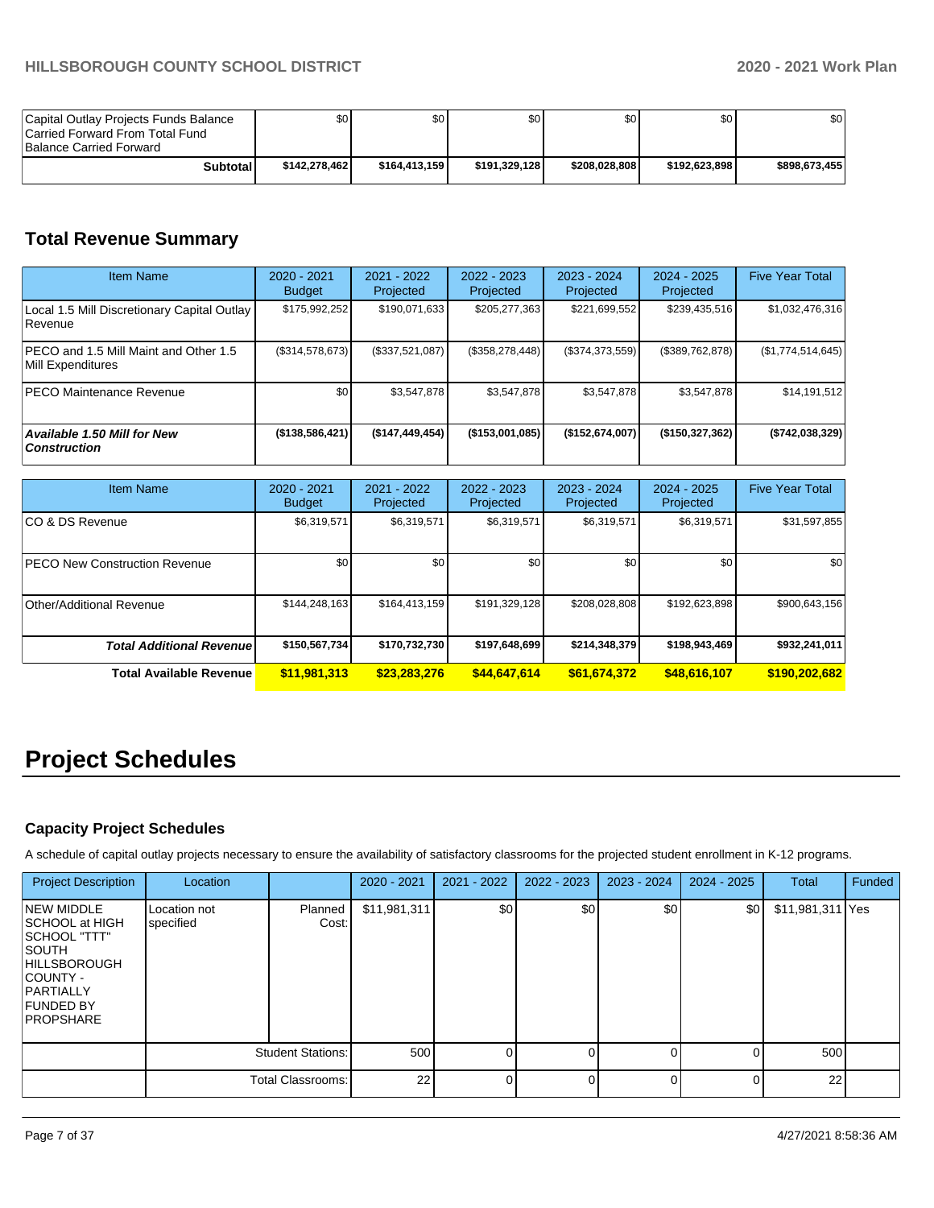| Capital Outlay Projects Funds Balance Carried Forward From Total Fund Balance Carried Forward | $0 | $0 | $0 | $0 | $0 | $0 |
|---|---|---|---|---|---|---|
| **Subtotal** | **$142,278,462** | **$164,413,159** | **$191,329,128** | **$208,028,808** | **$192,623,898** | **$898,673,455** |

## Total Revenue Summary

| Item Name | 2020 - 2021 Budget | 2021 - 2022 Projected | 2022 - 2023 Projected | 2023 - 2024 Projected | 2024 - 2025 Projected | Five Year Total |
|---|---|---|---|---|---|---|
| Local 1.5 Mill Discretionary Capital Outlay Revenue | $175,992,252 | $190,071,633 | $205,277,363 | $221,699,552 | $239,435,516 | $1,032,476,316 |
| PECO and 1.5 Mill Maint and Other 1.5 Mill Expenditures | ($314,578,673) | ($337,521,087) | ($358,278,448) | ($374,373,559) | ($389,762,878) | ($1,774,514,645) |
| PECO Maintenance Revenue | $0 | $3,547,878 | $3,547,878 | $3,547,878 | $3,547,878 | $14,191,512 |
| ***Available 1.50 Mill for New Construction*** | **($138,586,421)** | **($147,449,454)** | **($153,001,085)** | **($152,674,007)** | **($150,327,362)** | **($742,038,329)** |

| Item Name | 2020 - 2021 Budget | 2021 - 2022 Projected | 2022 - 2023 Projected | 2023 - 2024 Projected | 2024 - 2025 Projected | Five Year Total |
|---|---|---|---|---|---|---|
| CO & DS Revenue | $6,319,571 | $6,319,571 | $6,319,571 | $6,319,571 | $6,319,571 | $31,597,855 |
| PECO New Construction Revenue | $0 | $0 | $0 | $0 | $0 | $0 |
| Other/Additional Revenue | $144,248,163 | $164,413,159 | $191,329,128 | $208,028,808 | $192,623,898 | $900,643,156 |
| ***Total Additional Revenue*** | **$150,567,734** | **$170,732,730** | **$197,648,699** | **$214,348,379** | **$198,943,469** | **$932,241,011** |
| **Total Available Revenue** | **$11,981,313** | **$23,283,276** | **$44,647,614** | **$61,674,372** | **$48,616,107** | **$190,202,682** |

# Project Schedules

### Capacity Project Schedules

A schedule of capital outlay projects necessary to ensure the availability of satisfactory classrooms for the projected student enrollment in K-12 programs.

| Project Description | Location | | 2020 - 2021 | 2021 - 2022 | 2022 - 2023 | 2023 - 2024 | 2024 - 2025 | Total | Funded |
|---|---|---|---|---|---|---|---|---|---|
| NEW MIDDLE SCHOOL at HIGH SCHOOL "TTT" SOUTH HILLSBOROUGH COUNTY - PARTIALLY FUNDED BY PROPSHARE | Location not specified | Planned Cost: | $11,981,311 | $0 | $0 | $0 | $0 | $11,981,311 | Yes |
| | | Student Stations: | 500 | 0 | 0 | 0 | 0 | 500 | |
| | | Total Classrooms: | 22 | 0 | 0 | 0 | 0 | 22 | |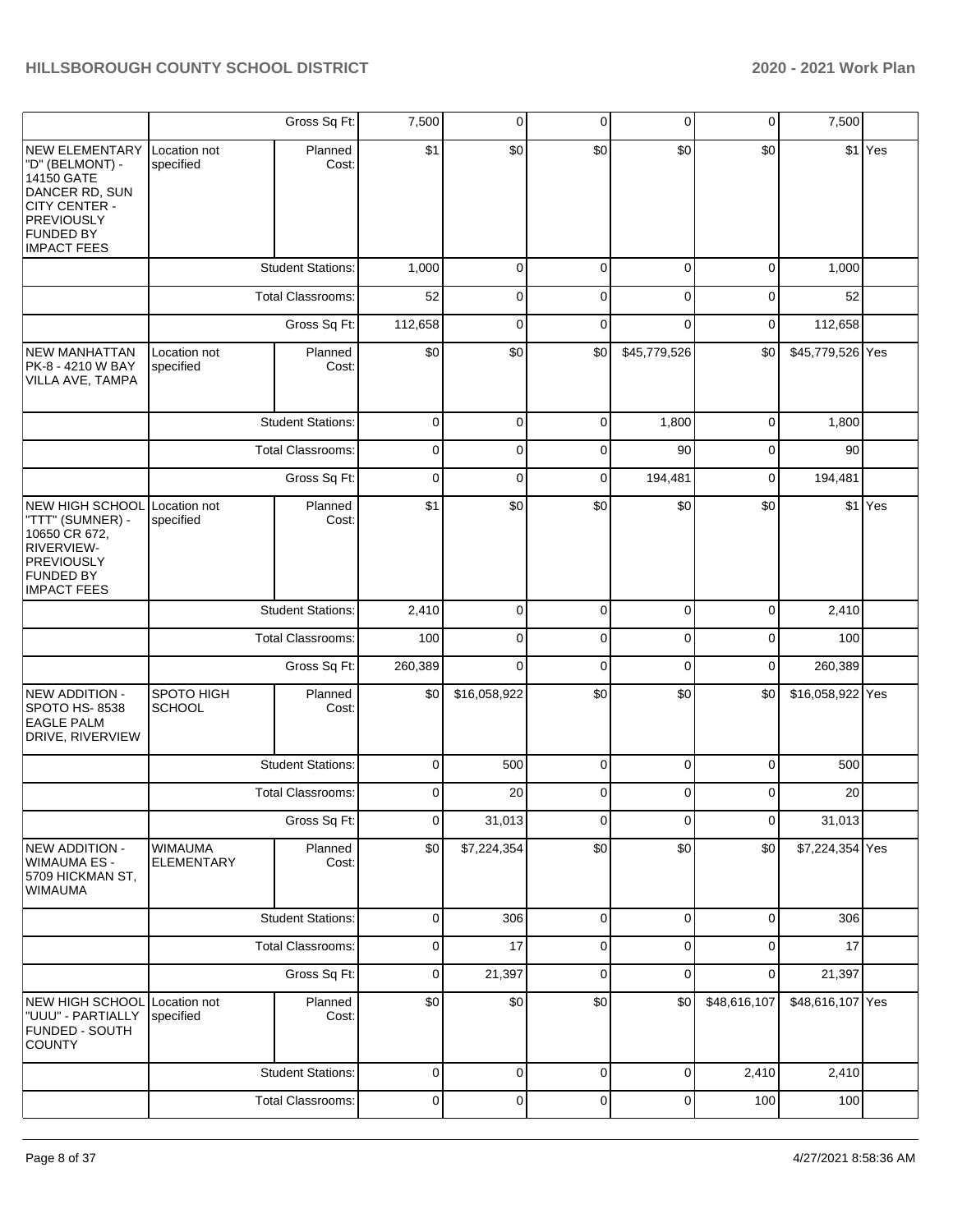| | | | | | | | | | |
|---|---|---|---|---|---|---|---|---|---|
| | | Gross Sq Ft: | 7,500 | 0 | 0 | 0 | 0 | 7,500 | |
| NEW ELEMENTARY "D" (BELMONT) - 14150 GATE DANCER RD, SUN CITY CENTER - PREVIOUSLY FUNDED BY IMPACT FEES | Location not specified | Planned Cost: | $1 | $0 | $0 | $0 | $0 | $1 | Yes |
| | | Student Stations: | 1,000 | 0 | 0 | 0 | 0 | 1,000 | |
| | | Total Classrooms: | 52 | 0 | 0 | 0 | 0 | 52 | |
| | | Gross Sq Ft: | 112,658 | 0 | 0 | 0 | 0 | 112,658 | |
| NEW MANHATTAN PK-8 - 4210 W BAY VILLA AVE, TAMPA | Location not specified | Planned Cost: | $0 | $0 | $0 | $45,779,526 | $0 | $45,779,526 | Yes |
| | | Student Stations: | 0 | 0 | 0 | 1,800 | 0 | 1,800 | |
| | | Total Classrooms: | 0 | 0 | 0 | 90 | 0 | 90 | |
| | | Gross Sq Ft: | 0 | 0 | 0 | 194,481 | 0 | 194,481 | |
| NEW HIGH SCHOOL "TTT" (SUMNER) - 10650 CR 672, RIVERVIEW- PREVIOUSLY FUNDED BY IMPACT FEES | Location not specified | Planned Cost: | $1 | $0 | $0 | $0 | $0 | $1 | Yes |
| | | Student Stations: | 2,410 | 0 | 0 | 0 | 0 | 2,410 | |
| | | Total Classrooms: | 100 | 0 | 0 | 0 | 0 | 100 | |
| | | Gross Sq Ft: | 260,389 | 0 | 0 | 0 | 0 | 260,389 | |
| NEW ADDITION - SPOTO HS- 8538 EAGLE PALM DRIVE, RIVERVIEW | SPOTO HIGH SCHOOL | Planned Cost: | $0 | $16,058,922 | $0 | $0 | $0 | $16,058,922 | Yes |
| | | Student Stations: | 0 | 500 | 0 | 0 | 0 | 500 | |
| | | Total Classrooms: | 0 | 20 | 0 | 0 | 0 | 20 | |
| | | Gross Sq Ft: | 0 | 31,013 | 0 | 0 | 0 | 31,013 | |
| NEW ADDITION - WIMAUMA ES - 5709 HICKMAN ST, WIMAUMA | WIMAUMA ELEMENTARY | Planned Cost: | $0 | $7,224,354 | $0 | $0 | $0 | $7,224,354 | Yes |
| | | Student Stations: | 0 | 306 | 0 | 0 | 0 | 306 | |
| | | Total Classrooms: | 0 | 17 | 0 | 0 | 0 | 17 | |
| | | Gross Sq Ft: | 0 | 21,397 | 0 | 0 | 0 | 21,397 | |
| NEW HIGH SCHOOL "UUU" - PARTIALLY FUNDED - SOUTH COUNTY | Location not specified | Planned Cost: | $0 | $0 | $0 | $0 | $48,616,107 | $48,616,107 | Yes |
| | | Student Stations: | 0 | 0 | 0 | 0 | 2,410 | 2,410 | |
| | | Total Classrooms: | 0 | 0 | 0 | 0 | 100 | 100 | |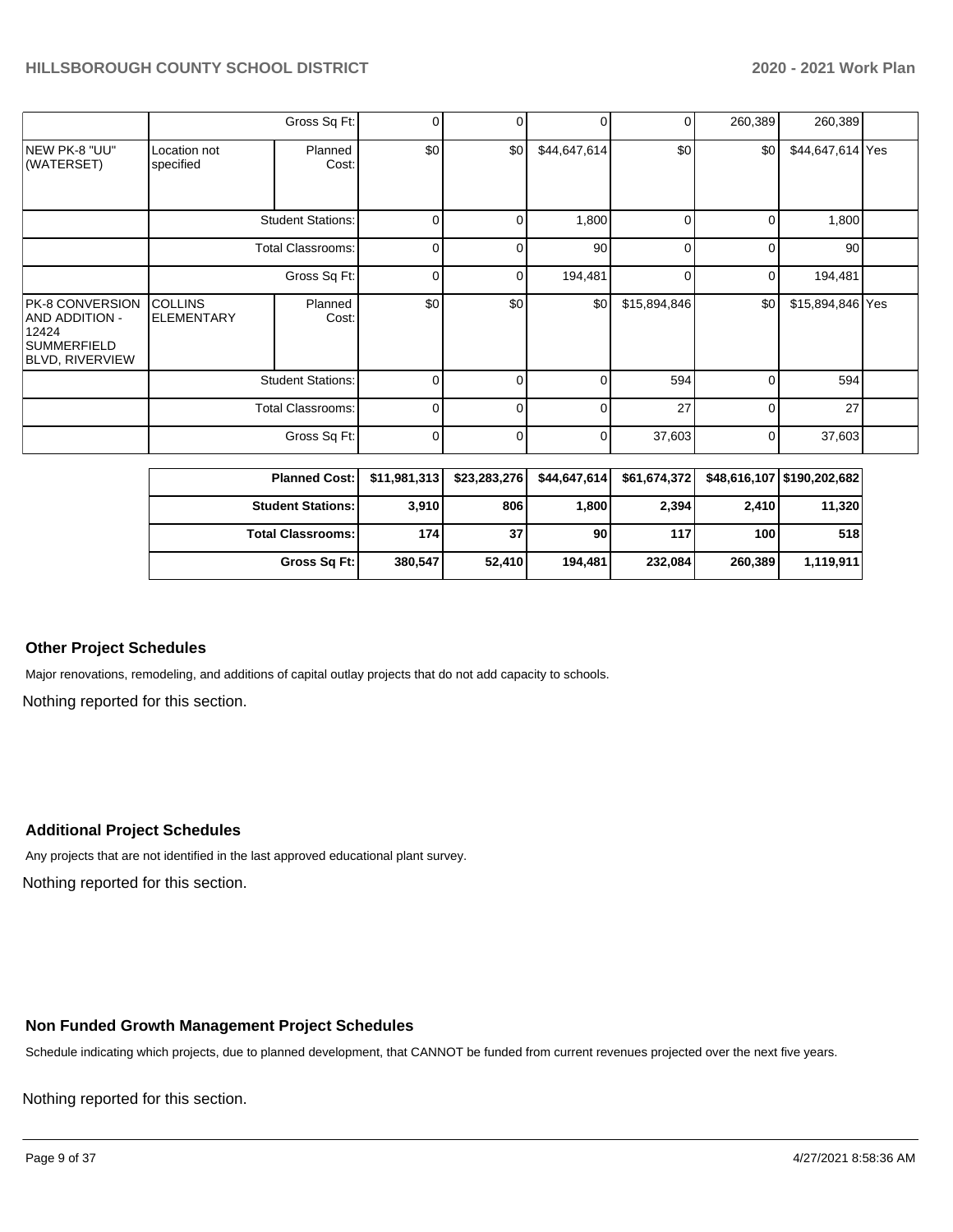| | | | | | | | | | |
|---|---|---|---|---|---|---|---|---|---|
| | | Gross Sq Ft: | 0 | 0 | 0 | 0 | 260,389 | 260,389 | |
| NEW PK-8 "UU" (WATERSET) | Location not specified | Planned Cost: | $0 | $0 | $44,647,614 | $0 | $0 | $44,647,614 | Yes |
| | | Student Stations: | 0 | 0 | 1,800 | 0 | 0 | 1,800 | |
| | | Total Classrooms: | 0 | 0 | 90 | 0 | 0 | 90 | |
| | | Gross Sq Ft: | 0 | 0 | 194,481 | 0 | 0 | 194,481 | |
| PK-8 CONVERSION AND ADDITION - 12424 SUMMERFIELD BLVD, RIVERVIEW | COLLINS ELEMENTARY | Planned Cost: | $0 | $0 | $0 | $15,894,846 | $0 | $15,894,846 | Yes |
| | | Student Stations: | 0 | 0 | 0 | 594 | 0 | 594 | |
| | | Total Classrooms: | 0 | 0 | 0 | 27 | 0 | 27 | |
| | | Gross Sq Ft: | 0 | 0 | 0 | 37,603 | 0 | 37,603 | |

| | | | | | | |
|---|---|---|---|---|---|---|
| Planned Cost: | $11,981,313 | $23,283,276 | $44,647,614 | $61,674,372 | $48,616,107 | $190,202,682 |
| Student Stations: | 3,910 | 806 | 1,800 | 2,394 | 2,410 | 11,320 |
| Total Classrooms: | 174 | 37 | 90 | 117 | 100 | 518 |
| Gross Sq Ft: | 380,547 | 52,410 | 194,481 | 232,084 | 260,389 | 1,119,911 |

### Other Project Schedules

Major renovations, remodeling, and additions of capital outlay projects that do not add capacity to schools.

Nothing reported for this section.

### Additional Project Schedules

Any projects that are not identified in the last approved educational plant survey.

Nothing reported for this section.

### Non Funded Growth Management Project Schedules

Schedule indicating which projects, due to planned development, that CANNOT be funded from current revenues projected over the next five years.

Nothing reported for this section.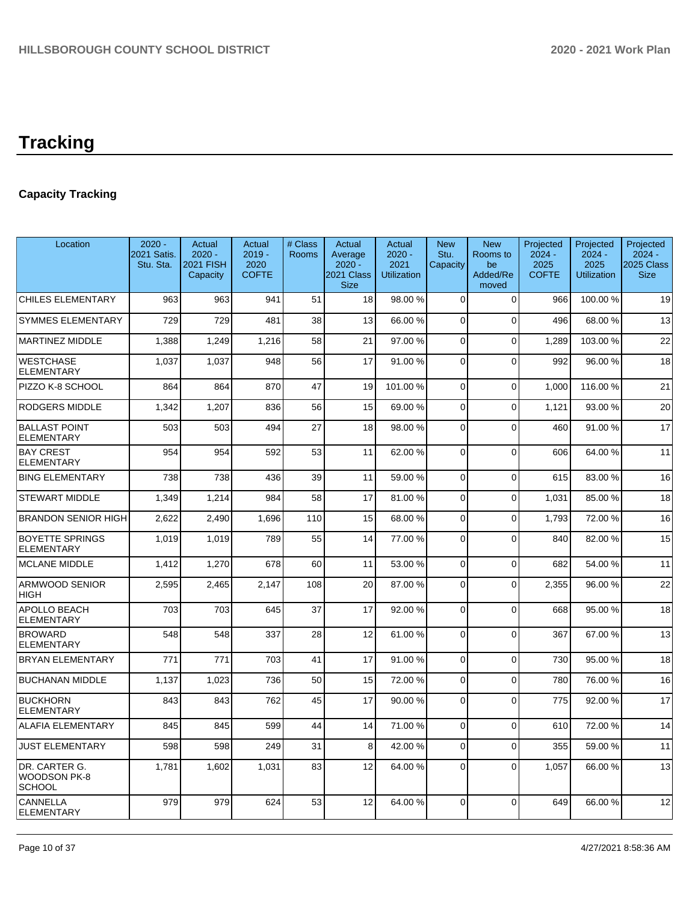# Tracking

## Capacity Tracking

| Location | 2020 - 2021 Satis. Stu. Sta. | Actual 2020 - 2021 FISH Capacity | Actual 2019 - 2020 COFTE | # Class Rooms | Actual Average 2020 - 2021 Class Size | Actual 2020 - 2021 Utilization | New Stu. Capacity | New Rooms to be Added/Removed | Projected 2024 - 2025 COFTE | Projected 2024 - 2025 Utilization | Projected 2024 - 2025 Class Size |
|---|---|---|---|---|---|---|---|---|---|---|---|
| CHILES ELEMENTARY | 963 | 963 | 941 | 51 | 18 | 98.00 % | 0 | 0 | 966 | 100.00 % | 19 |
| SYMMES ELEMENTARY | 729 | 729 | 481 | 38 | 13 | 66.00 % | 0 | 0 | 496 | 68.00 % | 13 |
| MARTINEZ MIDDLE | 1,388 | 1,249 | 1,216 | 58 | 21 | 97.00 % | 0 | 0 | 1,289 | 103.00 % | 22 |
| WESTCHASE ELEMENTARY | 1,037 | 1,037 | 948 | 56 | 17 | 91.00 % | 0 | 0 | 992 | 96.00 % | 18 |
| PIZZO K-8 SCHOOL | 864 | 864 | 870 | 47 | 19 | 101.00 % | 0 | 0 | 1,000 | 116.00 % | 21 |
| RODGERS MIDDLE | 1,342 | 1,207 | 836 | 56 | 15 | 69.00 % | 0 | 0 | 1,121 | 93.00 % | 20 |
| BALLAST POINT ELEMENTARY | 503 | 503 | 494 | 27 | 18 | 98.00 % | 0 | 0 | 460 | 91.00 % | 17 |
| BAY CREST ELEMENTARY | 954 | 954 | 592 | 53 | 11 | 62.00 % | 0 | 0 | 606 | 64.00 % | 11 |
| BING ELEMENTARY | 738 | 738 | 436 | 39 | 11 | 59.00 % | 0 | 0 | 615 | 83.00 % | 16 |
| STEWART MIDDLE | 1,349 | 1,214 | 984 | 58 | 17 | 81.00 % | 0 | 0 | 1,031 | 85.00 % | 18 |
| BRANDON SENIOR HIGH | 2,622 | 2,490 | 1,696 | 110 | 15 | 68.00 % | 0 | 0 | 1,793 | 72.00 % | 16 |
| BOYETTE SPRINGS ELEMENTARY | 1,019 | 1,019 | 789 | 55 | 14 | 77.00 % | 0 | 0 | 840 | 82.00 % | 15 |
| MCLANE MIDDLE | 1,412 | 1,270 | 678 | 60 | 11 | 53.00 % | 0 | 0 | 682 | 54.00 % | 11 |
| ARMWOOD SENIOR HIGH | 2,595 | 2,465 | 2,147 | 108 | 20 | 87.00 % | 0 | 0 | 2,355 | 96.00 % | 22 |
| APOLLO BEACH ELEMENTARY | 703 | 703 | 645 | 37 | 17 | 92.00 % | 0 | 0 | 668 | 95.00 % | 18 |
| BROWARD ELEMENTARY | 548 | 548 | 337 | 28 | 12 | 61.00 % | 0 | 0 | 367 | 67.00 % | 13 |
| BRYAN ELEMENTARY | 771 | 771 | 703 | 41 | 17 | 91.00 % | 0 | 0 | 730 | 95.00 % | 18 |
| BUCHANAN MIDDLE | 1,137 | 1,023 | 736 | 50 | 15 | 72.00 % | 0 | 0 | 780 | 76.00 % | 16 |
| BUCKHORN ELEMENTARY | 843 | 843 | 762 | 45 | 17 | 90.00 % | 0 | 0 | 775 | 92.00 % | 17 |
| ALAFIA ELEMENTARY | 845 | 845 | 599 | 44 | 14 | 71.00 % | 0 | 0 | 610 | 72.00 % | 14 |
| JUST ELEMENTARY | 598 | 598 | 249 | 31 | 8 | 42.00 % | 0 | 0 | 355 | 59.00 % | 11 |
| DR. CARTER G. WOODSON PK-8 SCHOOL | 1,781 | 1,602 | 1,031 | 83 | 12 | 64.00 % | 0 | 0 | 1,057 | 66.00 % | 13 |
| CANNELLA ELEMENTARY | 979 | 979 | 624 | 53 | 12 | 64.00 % | 0 | 0 | 649 | 66.00 % | 12 |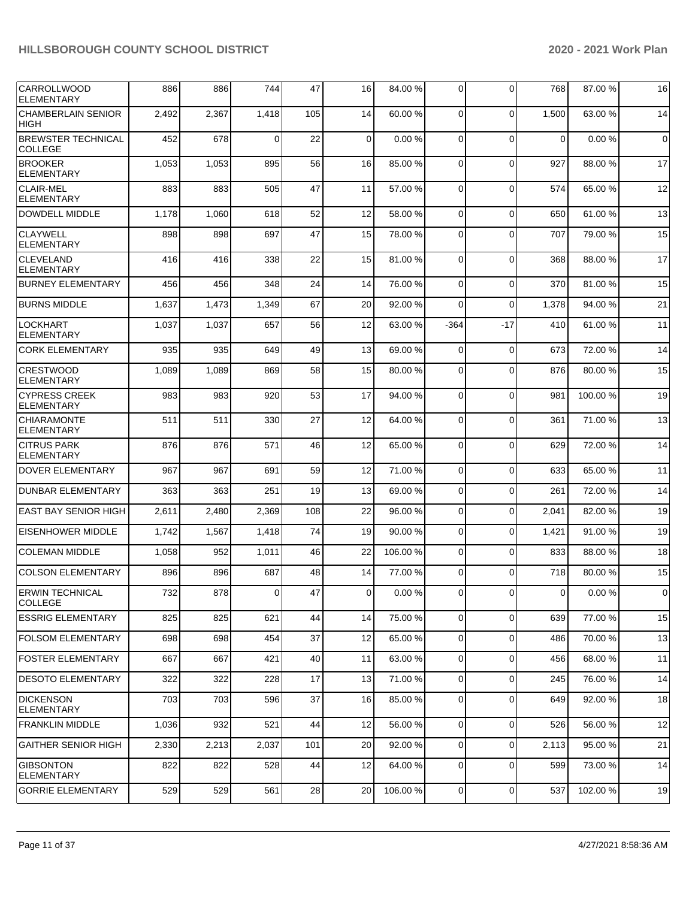| CARROLLWOOD ELEMENTARY | 886 | 886 | 744 | 47 | 16 | 84.00 % | 0 | 0 | 768 | 87.00 % | 16 |
|---|---|---|---|---|---|---|---|---|---|---|---|
| CHAMBERLAIN SENIOR HIGH | 2,492 | 2,367 | 1,418 | 105 | 14 | 60.00 % | 0 | 0 | 1,500 | 63.00 % | 14 |
| BREWSTER TECHNICAL COLLEGE | 452 | 678 | 0 | 22 | 0 | 0.00 % | 0 | 0 | 0 | 0.00 % | 0 |
| BROOKER ELEMENTARY | 1,053 | 1,053 | 895 | 56 | 16 | 85.00 % | 0 | 0 | 927 | 88.00 % | 17 |
| CLAIR-MEL ELEMENTARY | 883 | 883 | 505 | 47 | 11 | 57.00 % | 0 | 0 | 574 | 65.00 % | 12 |
| DOWDELL MIDDLE | 1,178 | 1,060 | 618 | 52 | 12 | 58.00 % | 0 | 0 | 650 | 61.00 % | 13 |
| CLAYWELL ELEMENTARY | 898 | 898 | 697 | 47 | 15 | 78.00 % | 0 | 0 | 707 | 79.00 % | 15 |
| CLEVELAND ELEMENTARY | 416 | 416 | 338 | 22 | 15 | 81.00 % | 0 | 0 | 368 | 88.00 % | 17 |
| BURNEY ELEMENTARY | 456 | 456 | 348 | 24 | 14 | 76.00 % | 0 | 0 | 370 | 81.00 % | 15 |
| BURNS MIDDLE | 1,637 | 1,473 | 1,349 | 67 | 20 | 92.00 % | 0 | 0 | 1,378 | 94.00 % | 21 |
| LOCKHART ELEMENTARY | 1,037 | 1,037 | 657 | 56 | 12 | 63.00 % | -364 | -17 | 410 | 61.00 % | 11 |
| CORK ELEMENTARY | 935 | 935 | 649 | 49 | 13 | 69.00 % | 0 | 0 | 673 | 72.00 % | 14 |
| CRESTWOOD ELEMENTARY | 1,089 | 1,089 | 869 | 58 | 15 | 80.00 % | 0 | 0 | 876 | 80.00 % | 15 |
| CYPRESS CREEK ELEMENTARY | 983 | 983 | 920 | 53 | 17 | 94.00 % | 0 | 0 | 981 | 100.00 % | 19 |
| CHIARAMONTE ELEMENTARY | 511 | 511 | 330 | 27 | 12 | 64.00 % | 0 | 0 | 361 | 71.00 % | 13 |
| CITRUS PARK ELEMENTARY | 876 | 876 | 571 | 46 | 12 | 65.00 % | 0 | 0 | 629 | 72.00 % | 14 |
| DOVER ELEMENTARY | 967 | 967 | 691 | 59 | 12 | 71.00 % | 0 | 0 | 633 | 65.00 % | 11 |
| DUNBAR ELEMENTARY | 363 | 363 | 251 | 19 | 13 | 69.00 % | 0 | 0 | 261 | 72.00 % | 14 |
| EAST BAY SENIOR HIGH | 2,611 | 2,480 | 2,369 | 108 | 22 | 96.00 % | 0 | 0 | 2,041 | 82.00 % | 19 |
| EISENHOWER MIDDLE | 1,742 | 1,567 | 1,418 | 74 | 19 | 90.00 % | 0 | 0 | 1,421 | 91.00 % | 19 |
| COLEMAN MIDDLE | 1,058 | 952 | 1,011 | 46 | 22 | 106.00 % | 0 | 0 | 833 | 88.00 % | 18 |
| COLSON ELEMENTARY | 896 | 896 | 687 | 48 | 14 | 77.00 % | 0 | 0 | 718 | 80.00 % | 15 |
| ERWIN TECHNICAL COLLEGE | 732 | 878 | 0 | 47 | 0 | 0.00 % | 0 | 0 | 0 | 0.00 % | 0 |
| ESSRIG ELEMENTARY | 825 | 825 | 621 | 44 | 14 | 75.00 % | 0 | 0 | 639 | 77.00 % | 15 |
| FOLSOM ELEMENTARY | 698 | 698 | 454 | 37 | 12 | 65.00 % | 0 | 0 | 486 | 70.00 % | 13 |
| FOSTER ELEMENTARY | 667 | 667 | 421 | 40 | 11 | 63.00 % | 0 | 0 | 456 | 68.00 % | 11 |
| DESOTO ELEMENTARY | 322 | 322 | 228 | 17 | 13 | 71.00 % | 0 | 0 | 245 | 76.00 % | 14 |
| DICKENSON ELEMENTARY | 703 | 703 | 596 | 37 | 16 | 85.00 % | 0 | 0 | 649 | 92.00 % | 18 |
| FRANKLIN MIDDLE | 1,036 | 932 | 521 | 44 | 12 | 56.00 % | 0 | 0 | 526 | 56.00 % | 12 |
| GAITHER SENIOR HIGH | 2,330 | 2,213 | 2,037 | 101 | 20 | 92.00 % | 0 | 0 | 2,113 | 95.00 % | 21 |
| GIBSONTON ELEMENTARY | 822 | 822 | 528 | 44 | 12 | 64.00 % | 0 | 0 | 599 | 73.00 % | 14 |
| GORRIE ELEMENTARY | 529 | 529 | 561 | 28 | 20 | 106.00 % | 0 | 0 | 537 | 102.00 % | 19 |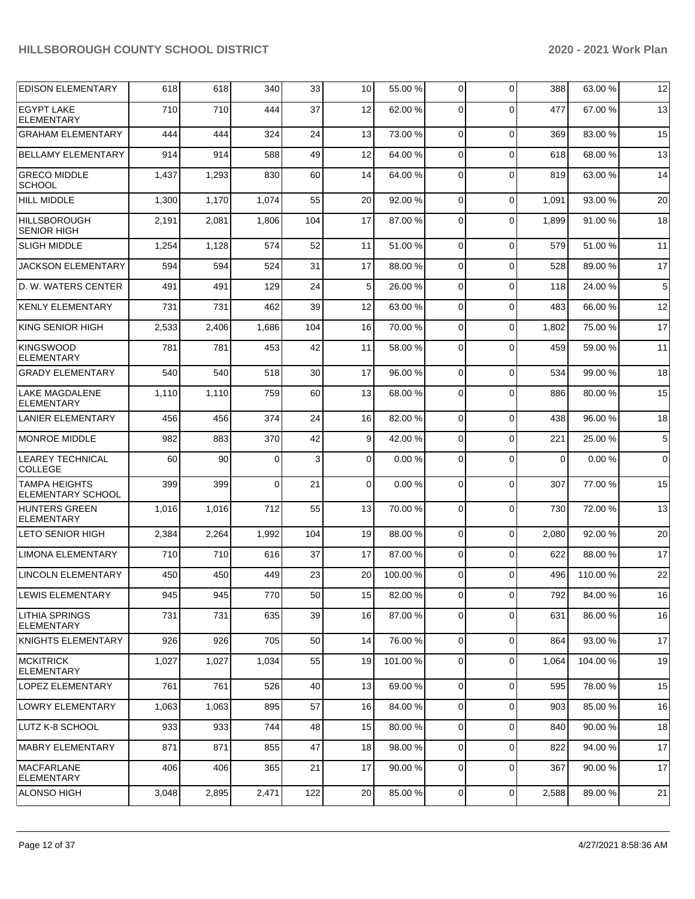| | | | | | | | | | | |
|---|---|---|---|---|---|---|---|---|---|---|
| EDISON ELEMENTARY | 618 | 618 | 340 | 33 | 10 | 55.00 % | 0 | 0 | 388 | 63.00 % | 12 |
| EGYPT LAKE ELEMENTARY | 710 | 710 | 444 | 37 | 12 | 62.00 % | 0 | 0 | 477 | 67.00 % | 13 |
| GRAHAM ELEMENTARY | 444 | 444 | 324 | 24 | 13 | 73.00 % | 0 | 0 | 369 | 83.00 % | 15 |
| BELLAMY ELEMENTARY | 914 | 914 | 588 | 49 | 12 | 64.00 % | 0 | 0 | 618 | 68.00 % | 13 |
| GRECO MIDDLE SCHOOL | 1,437 | 1,293 | 830 | 60 | 14 | 64.00 % | 0 | 0 | 819 | 63.00 % | 14 |
| HILL MIDDLE | 1,300 | 1,170 | 1,074 | 55 | 20 | 92.00 % | 0 | 0 | 1,091 | 93.00 % | 20 |
| HILLSBOROUGH SENIOR HIGH | 2,191 | 2,081 | 1,806 | 104 | 17 | 87.00 % | 0 | 0 | 1,899 | 91.00 % | 18 |
| SLIGH MIDDLE | 1,254 | 1,128 | 574 | 52 | 11 | 51.00 % | 0 | 0 | 579 | 51.00 % | 11 |
| JACKSON ELEMENTARY | 594 | 594 | 524 | 31 | 17 | 88.00 % | 0 | 0 | 528 | 89.00 % | 17 |
| D. W. WATERS CENTER | 491 | 491 | 129 | 24 | 5 | 26.00 % | 0 | 0 | 118 | 24.00 % | 5 |
| KENLY ELEMENTARY | 731 | 731 | 462 | 39 | 12 | 63.00 % | 0 | 0 | 483 | 66.00 % | 12 |
| KING SENIOR HIGH | 2,533 | 2,406 | 1,686 | 104 | 16 | 70.00 % | 0 | 0 | 1,802 | 75.00 % | 17 |
| KINGSWOOD ELEMENTARY | 781 | 781 | 453 | 42 | 11 | 58.00 % | 0 | 0 | 459 | 59.00 % | 11 |
| GRADY ELEMENTARY | 540 | 540 | 518 | 30 | 17 | 96.00 % | 0 | 0 | 534 | 99.00 % | 18 |
| LAKE MAGDALENE ELEMENTARY | 1,110 | 1,110 | 759 | 60 | 13 | 68.00 % | 0 | 0 | 886 | 80.00 % | 15 |
| LANIER ELEMENTARY | 456 | 456 | 374 | 24 | 16 | 82.00 % | 0 | 0 | 438 | 96.00 % | 18 |
| MONROE MIDDLE | 982 | 883 | 370 | 42 | 9 | 42.00 % | 0 | 0 | 221 | 25.00 % | 5 |
| LEAREY TECHNICAL COLLEGE | 60 | 90 | 0 | 3 | 0 | 0.00 % | 0 | 0 | 0 | 0.00 % | 0 |
| TAMPA HEIGHTS ELEMENTARY SCHOOL | 399 | 399 | 0 | 21 | 0 | 0.00 % | 0 | 0 | 307 | 77.00 % | 15 |
| HUNTERS GREEN ELEMENTARY | 1,016 | 1,016 | 712 | 55 | 13 | 70.00 % | 0 | 0 | 730 | 72.00 % | 13 |
| LETO SENIOR HIGH | 2,384 | 2,264 | 1,992 | 104 | 19 | 88.00 % | 0 | 0 | 2,080 | 92.00 % | 20 |
| LIMONA ELEMENTARY | 710 | 710 | 616 | 37 | 17 | 87.00 % | 0 | 0 | 622 | 88.00 % | 17 |
| LINCOLN ELEMENTARY | 450 | 450 | 449 | 23 | 20 | 100.00 % | 0 | 0 | 496 | 110.00 % | 22 |
| LEWIS ELEMENTARY | 945 | 945 | 770 | 50 | 15 | 82.00 % | 0 | 0 | 792 | 84.00 % | 16 |
| LITHIA SPRINGS ELEMENTARY | 731 | 731 | 635 | 39 | 16 | 87.00 % | 0 | 0 | 631 | 86.00 % | 16 |
| KNIGHTS ELEMENTARY | 926 | 926 | 705 | 50 | 14 | 76.00 % | 0 | 0 | 864 | 93.00 % | 17 |
| MCKITRICK ELEMENTARY | 1,027 | 1,027 | 1,034 | 55 | 19 | 101.00 % | 0 | 0 | 1,064 | 104.00 % | 19 |
| LOPEZ ELEMENTARY | 761 | 761 | 526 | 40 | 13 | 69.00 % | 0 | 0 | 595 | 78.00 % | 15 |
| LOWRY ELEMENTARY | 1,063 | 1,063 | 895 | 57 | 16 | 84.00 % | 0 | 0 | 903 | 85.00 % | 16 |
| LUTZ K-8 SCHOOL | 933 | 933 | 744 | 48 | 15 | 80.00 % | 0 | 0 | 840 | 90.00 % | 18 |
| MABRY ELEMENTARY | 871 | 871 | 855 | 47 | 18 | 98.00 % | 0 | 0 | 822 | 94.00 % | 17 |
| MACFARLANE ELEMENTARY | 406 | 406 | 365 | 21 | 17 | 90.00 % | 0 | 0 | 367 | 90.00 % | 17 |
| ALONSO HIGH | 3,048 | 2,895 | 2,471 | 122 | 20 | 85.00 % | 0 | 0 | 2,588 | 89.00 % | 21 |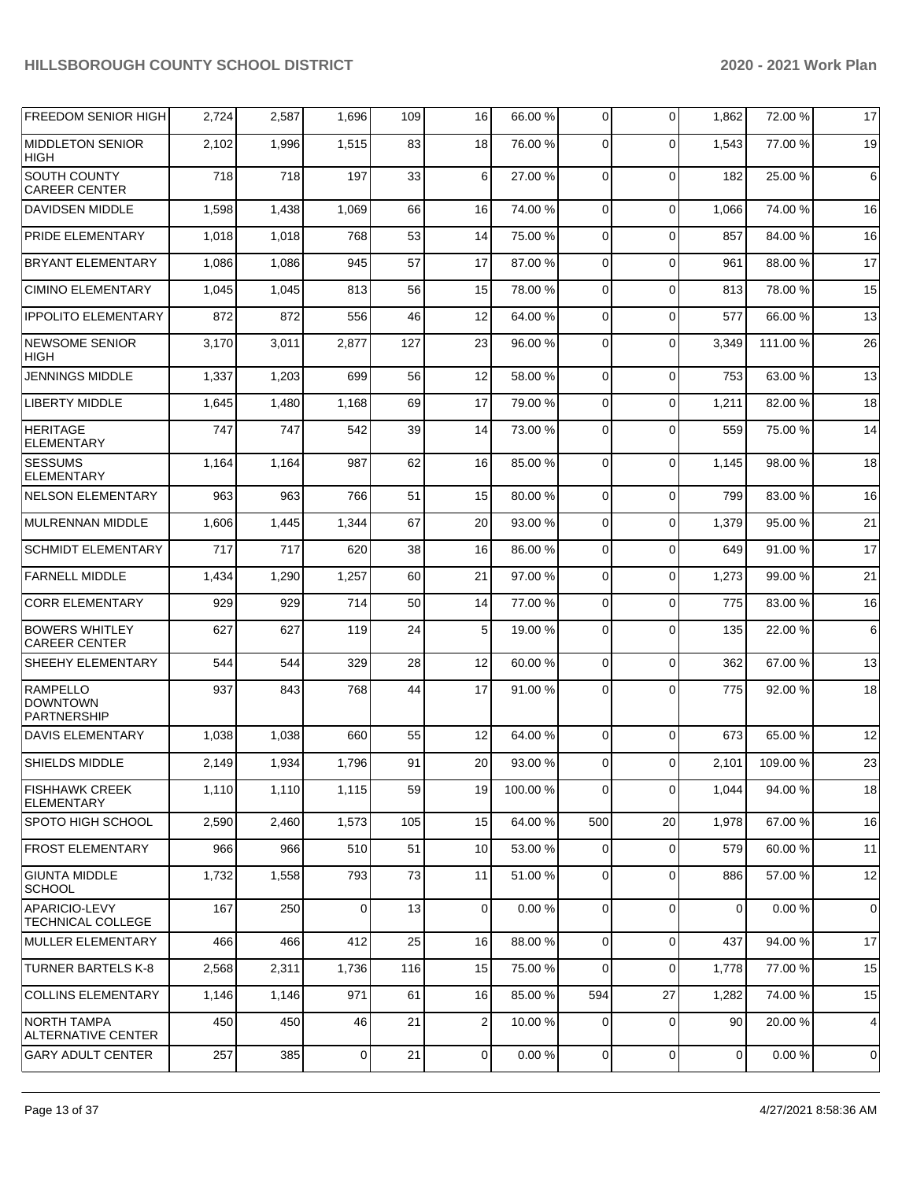| | | | | | | | | | | |
|---|---|---|---|---|---|---|---|---|---|---|
| FREEDOM SENIOR HIGH | 2,724 | 2,587 | 1,696 | 109 | 16 | 66.00 % | 0 | 0 | 1,862 | 72.00 % | 17 |
| MIDDLETON SENIOR HIGH | 2,102 | 1,996 | 1,515 | 83 | 18 | 76.00 % | 0 | 0 | 1,543 | 77.00 % | 19 |
| SOUTH COUNTY CAREER CENTER | 718 | 718 | 197 | 33 | 6 | 27.00 % | 0 | 0 | 182 | 25.00 % | 6 |
| DAVIDSEN MIDDLE | 1,598 | 1,438 | 1,069 | 66 | 16 | 74.00 % | 0 | 0 | 1,066 | 74.00 % | 16 |
| PRIDE ELEMENTARY | 1,018 | 1,018 | 768 | 53 | 14 | 75.00 % | 0 | 0 | 857 | 84.00 % | 16 |
| BRYANT ELEMENTARY | 1,086 | 1,086 | 945 | 57 | 17 | 87.00 % | 0 | 0 | 961 | 88.00 % | 17 |
| CIMINO ELEMENTARY | 1,045 | 1,045 | 813 | 56 | 15 | 78.00 % | 0 | 0 | 813 | 78.00 % | 15 |
| IPPOLITO ELEMENTARY | 872 | 872 | 556 | 46 | 12 | 64.00 % | 0 | 0 | 577 | 66.00 % | 13 |
| NEWSOME SENIOR HIGH | 3,170 | 3,011 | 2,877 | 127 | 23 | 96.00 % | 0 | 0 | 3,349 | 111.00 % | 26 |
| JENNINGS MIDDLE | 1,337 | 1,203 | 699 | 56 | 12 | 58.00 % | 0 | 0 | 753 | 63.00 % | 13 |
| LIBERTY MIDDLE | 1,645 | 1,480 | 1,168 | 69 | 17 | 79.00 % | 0 | 0 | 1,211 | 82.00 % | 18 |
| HERITAGE ELEMENTARY | 747 | 747 | 542 | 39 | 14 | 73.00 % | 0 | 0 | 559 | 75.00 % | 14 |
| SESSUMS ELEMENTARY | 1,164 | 1,164 | 987 | 62 | 16 | 85.00 % | 0 | 0 | 1,145 | 98.00 % | 18 |
| NELSON ELEMENTARY | 963 | 963 | 766 | 51 | 15 | 80.00 % | 0 | 0 | 799 | 83.00 % | 16 |
| MULRENNAN MIDDLE | 1,606 | 1,445 | 1,344 | 67 | 20 | 93.00 % | 0 | 0 | 1,379 | 95.00 % | 21 |
| SCHMIDT ELEMENTARY | 717 | 717 | 620 | 38 | 16 | 86.00 % | 0 | 0 | 649 | 91.00 % | 17 |
| FARNELL MIDDLE | 1,434 | 1,290 | 1,257 | 60 | 21 | 97.00 % | 0 | 0 | 1,273 | 99.00 % | 21 |
| CORR ELEMENTARY | 929 | 929 | 714 | 50 | 14 | 77.00 % | 0 | 0 | 775 | 83.00 % | 16 |
| BOWERS WHITLEY CAREER CENTER | 627 | 627 | 119 | 24 | 5 | 19.00 % | 0 | 0 | 135 | 22.00 % | 6 |
| SHEEHY ELEMENTARY | 544 | 544 | 329 | 28 | 12 | 60.00 % | 0 | 0 | 362 | 67.00 % | 13 |
| RAMPELLO DOWNTOWN PARTNERSHIP | 937 | 843 | 768 | 44 | 17 | 91.00 % | 0 | 0 | 775 | 92.00 % | 18 |
| DAVIS ELEMENTARY | 1,038 | 1,038 | 660 | 55 | 12 | 64.00 % | 0 | 0 | 673 | 65.00 % | 12 |
| SHIELDS MIDDLE | 2,149 | 1,934 | 1,796 | 91 | 20 | 93.00 % | 0 | 0 | 2,101 | 109.00 % | 23 |
| FISHHAWK CREEK ELEMENTARY | 1,110 | 1,110 | 1,115 | 59 | 19 | 100.00 % | 0 | 0 | 1,044 | 94.00 % | 18 |
| SPOTO HIGH SCHOOL | 2,590 | 2,460 | 1,573 | 105 | 15 | 64.00 % | 500 | 20 | 1,978 | 67.00 % | 16 |
| FROST ELEMENTARY | 966 | 966 | 510 | 51 | 10 | 53.00 % | 0 | 0 | 579 | 60.00 % | 11 |
| GIUNTA MIDDLE SCHOOL | 1,732 | 1,558 | 793 | 73 | 11 | 51.00 % | 0 | 0 | 886 | 57.00 % | 12 |
| APARICIO-LEVY TECHNICAL COLLEGE | 167 | 250 | 0 | 13 | 0 | 0.00 % | 0 | 0 | 0 | 0.00 % | 0 |
| MULLER ELEMENTARY | 466 | 466 | 412 | 25 | 16 | 88.00 % | 0 | 0 | 437 | 94.00 % | 17 |
| TURNER BARTELS K-8 | 2,568 | 2,311 | 1,736 | 116 | 15 | 75.00 % | 0 | 0 | 1,778 | 77.00 % | 15 |
| COLLINS ELEMENTARY | 1,146 | 1,146 | 971 | 61 | 16 | 85.00 % | 594 | 27 | 1,282 | 74.00 % | 15 |
| NORTH TAMPA ALTERNATIVE CENTER | 450 | 450 | 46 | 21 | 2 | 10.00 % | 0 | 0 | 90 | 20.00 % | 4 |
| GARY ADULT CENTER | 257 | 385 | 0 | 21 | 0 | 0.00 % | 0 | 0 | 0 | 0.00 % | 0 |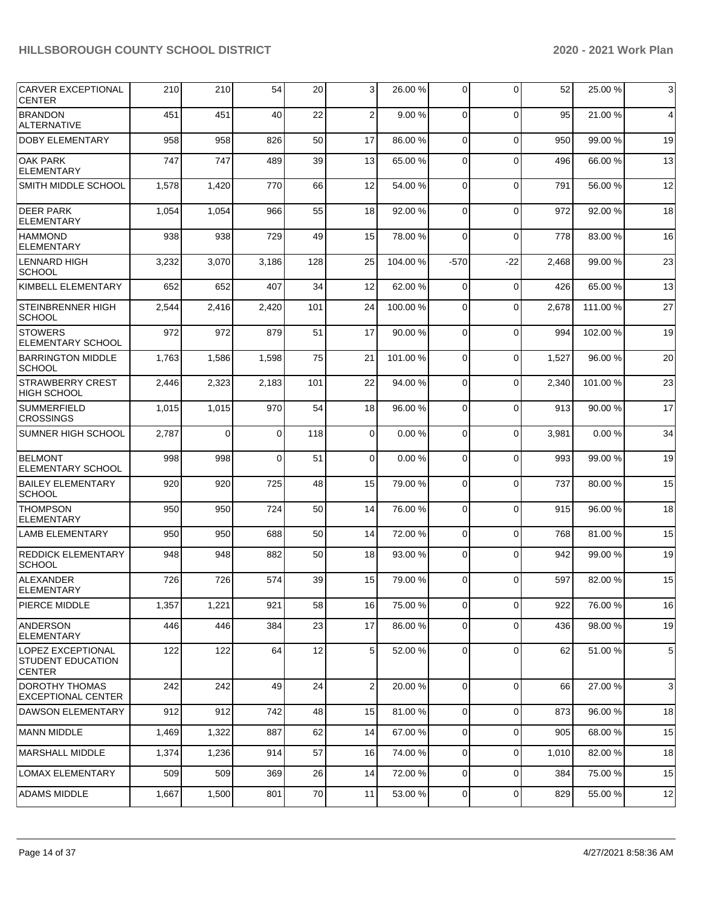| CARVER EXCEPTIONAL CENTER | 210 | 210 | 54 | 20 | 3 | 26.00 % | 0 | 0 | 52 | 25.00 % | 3 |
|---|---|---|---|---|---|---|---|---|---|---|---|
| BRANDON ALTERNATIVE | 451 | 451 | 40 | 22 | 2 | 9.00 % | 0 | 0 | 95 | 21.00 % | 4 |
| DOBY ELEMENTARY | 958 | 958 | 826 | 50 | 17 | 86.00 % | 0 | 0 | 950 | 99.00 % | 19 |
| OAK PARK ELEMENTARY | 747 | 747 | 489 | 39 | 13 | 65.00 % | 0 | 0 | 496 | 66.00 % | 13 |
| SMITH MIDDLE SCHOOL | 1,578 | 1,420 | 770 | 66 | 12 | 54.00 % | 0 | 0 | 791 | 56.00 % | 12 |
| DEER PARK ELEMENTARY | 1,054 | 1,054 | 966 | 55 | 18 | 92.00 % | 0 | 0 | 972 | 92.00 % | 18 |
| HAMMOND ELEMENTARY | 938 | 938 | 729 | 49 | 15 | 78.00 % | 0 | 0 | 778 | 83.00 % | 16 |
| LENNARD HIGH SCHOOL | 3,232 | 3,070 | 3,186 | 128 | 25 | 104.00 % | -570 | -22 | 2,468 | 99.00 % | 23 |
| KIMBELL ELEMENTARY | 652 | 652 | 407 | 34 | 12 | 62.00 % | 0 | 0 | 426 | 65.00 % | 13 |
| STEINBRENNER HIGH SCHOOL | 2,544 | 2,416 | 2,420 | 101 | 24 | 100.00 % | 0 | 0 | 2,678 | 111.00 % | 27 |
| STOWERS ELEMENTARY SCHOOL | 972 | 972 | 879 | 51 | 17 | 90.00 % | 0 | 0 | 994 | 102.00 % | 19 |
| BARRINGTON MIDDLE SCHOOL | 1,763 | 1,586 | 1,598 | 75 | 21 | 101.00 % | 0 | 0 | 1,527 | 96.00 % | 20 |
| STRAWBERRY CREST HIGH SCHOOL | 2,446 | 2,323 | 2,183 | 101 | 22 | 94.00 % | 0 | 0 | 2,340 | 101.00 % | 23 |
| SUMMERFIELD CROSSINGS | 1,015 | 1,015 | 970 | 54 | 18 | 96.00 % | 0 | 0 | 913 | 90.00 % | 17 |
| SUMNER HIGH SCHOOL | 2,787 | 0 | 0 | 118 | 0 | 0.00 % | 0 | 0 | 3,981 | 0.00 % | 34 |
| BELMONT ELEMENTARY SCHOOL | 998 | 998 | 0 | 51 | 0 | 0.00 % | 0 | 0 | 993 | 99.00 % | 19 |
| BAILEY ELEMENTARY SCHOOL | 920 | 920 | 725 | 48 | 15 | 79.00 % | 0 | 0 | 737 | 80.00 % | 15 |
| THOMPSON ELEMENTARY | 950 | 950 | 724 | 50 | 14 | 76.00 % | 0 | 0 | 915 | 96.00 % | 18 |
| LAMB ELEMENTARY | 950 | 950 | 688 | 50 | 14 | 72.00 % | 0 | 0 | 768 | 81.00 % | 15 |
| REDDICK ELEMENTARY SCHOOL | 948 | 948 | 882 | 50 | 18 | 93.00 % | 0 | 0 | 942 | 99.00 % | 19 |
| ALEXANDER ELEMENTARY | 726 | 726 | 574 | 39 | 15 | 79.00 % | 0 | 0 | 597 | 82.00 % | 15 |
| PIERCE MIDDLE | 1,357 | 1,221 | 921 | 58 | 16 | 75.00 % | 0 | 0 | 922 | 76.00 % | 16 |
| ANDERSON ELEMENTARY | 446 | 446 | 384 | 23 | 17 | 86.00 % | 0 | 0 | 436 | 98.00 % | 19 |
| LOPEZ EXCEPTIONAL STUDENT EDUCATION CENTER | 122 | 122 | 64 | 12 | 5 | 52.00 % | 0 | 0 | 62 | 51.00 % | 5 |
| DOROTHY THOMAS EXCEPTIONAL CENTER | 242 | 242 | 49 | 24 | 2 | 20.00 % | 0 | 0 | 66 | 27.00 % | 3 |
| DAWSON ELEMENTARY | 912 | 912 | 742 | 48 | 15 | 81.00 % | 0 | 0 | 873 | 96.00 % | 18 |
| MANN MIDDLE | 1,469 | 1,322 | 887 | 62 | 14 | 67.00 % | 0 | 0 | 905 | 68.00 % | 15 |
| MARSHALL MIDDLE | 1,374 | 1,236 | 914 | 57 | 16 | 74.00 % | 0 | 0 | 1,010 | 82.00 % | 18 |
| LOMAX ELEMENTARY | 509 | 509 | 369 | 26 | 14 | 72.00 % | 0 | 0 | 384 | 75.00 % | 15 |
| ADAMS MIDDLE | 1,667 | 1,500 | 801 | 70 | 11 | 53.00 % | 0 | 0 | 829 | 55.00 % | 12 |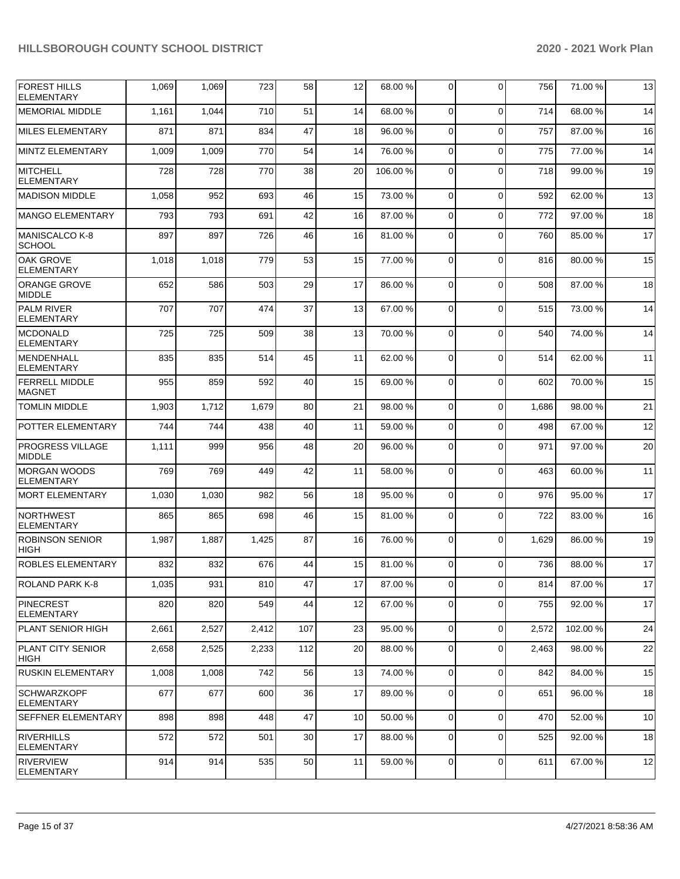| | | | | | | | | | | |
|---|---|---|---|---|---|---|---|---|---|---|
| FOREST HILLS ELEMENTARY | 1,069 | 1,069 | 723 | 58 | 12 | 68.00 % | 0 | 0 | 756 | 71.00 % | 13 |
| MEMORIAL MIDDLE | 1,161 | 1,044 | 710 | 51 | 14 | 68.00 % | 0 | 0 | 714 | 68.00 % | 14 |
| MILES ELEMENTARY | 871 | 871 | 834 | 47 | 18 | 96.00 % | 0 | 0 | 757 | 87.00 % | 16 |
| MINTZ ELEMENTARY | 1,009 | 1,009 | 770 | 54 | 14 | 76.00 % | 0 | 0 | 775 | 77.00 % | 14 |
| MITCHELL ELEMENTARY | 728 | 728 | 770 | 38 | 20 | 106.00 % | 0 | 0 | 718 | 99.00 % | 19 |
| MADISON MIDDLE | 1,058 | 952 | 693 | 46 | 15 | 73.00 % | 0 | 0 | 592 | 62.00 % | 13 |
| MANGO ELEMENTARY | 793 | 793 | 691 | 42 | 16 | 87.00 % | 0 | 0 | 772 | 97.00 % | 18 |
| MANISCALCO K-8 SCHOOL | 897 | 897 | 726 | 46 | 16 | 81.00 % | 0 | 0 | 760 | 85.00 % | 17 |
| OAK GROVE ELEMENTARY | 1,018 | 1,018 | 779 | 53 | 15 | 77.00 % | 0 | 0 | 816 | 80.00 % | 15 |
| ORANGE GROVE MIDDLE | 652 | 586 | 503 | 29 | 17 | 86.00 % | 0 | 0 | 508 | 87.00 % | 18 |
| PALM RIVER ELEMENTARY | 707 | 707 | 474 | 37 | 13 | 67.00 % | 0 | 0 | 515 | 73.00 % | 14 |
| MCDONALD ELEMENTARY | 725 | 725 | 509 | 38 | 13 | 70.00 % | 0 | 0 | 540 | 74.00 % | 14 |
| MENDENHALL ELEMENTARY | 835 | 835 | 514 | 45 | 11 | 62.00 % | 0 | 0 | 514 | 62.00 % | 11 |
| FERRELL MIDDLE MAGNET | 955 | 859 | 592 | 40 | 15 | 69.00 % | 0 | 0 | 602 | 70.00 % | 15 |
| TOMLIN MIDDLE | 1,903 | 1,712 | 1,679 | 80 | 21 | 98.00 % | 0 | 0 | 1,686 | 98.00 % | 21 |
| POTTER ELEMENTARY | 744 | 744 | 438 | 40 | 11 | 59.00 % | 0 | 0 | 498 | 67.00 % | 12 |
| PROGRESS VILLAGE MIDDLE | 1,111 | 999 | 956 | 48 | 20 | 96.00 % | 0 | 0 | 971 | 97.00 % | 20 |
| MORGAN WOODS ELEMENTARY | 769 | 769 | 449 | 42 | 11 | 58.00 % | 0 | 0 | 463 | 60.00 % | 11 |
| MORT ELEMENTARY | 1,030 | 1,030 | 982 | 56 | 18 | 95.00 % | 0 | 0 | 976 | 95.00 % | 17 |
| NORTHWEST ELEMENTARY | 865 | 865 | 698 | 46 | 15 | 81.00 % | 0 | 0 | 722 | 83.00 % | 16 |
| ROBINSON SENIOR HIGH | 1,987 | 1,887 | 1,425 | 87 | 16 | 76.00 % | 0 | 0 | 1,629 | 86.00 % | 19 |
| ROBLES ELEMENTARY | 832 | 832 | 676 | 44 | 15 | 81.00 % | 0 | 0 | 736 | 88.00 % | 17 |
| ROLAND PARK K-8 | 1,035 | 931 | 810 | 47 | 17 | 87.00 % | 0 | 0 | 814 | 87.00 % | 17 |
| PINECREST ELEMENTARY | 820 | 820 | 549 | 44 | 12 | 67.00 % | 0 | 0 | 755 | 92.00 % | 17 |
| PLANT SENIOR HIGH | 2,661 | 2,527 | 2,412 | 107 | 23 | 95.00 % | 0 | 0 | 2,572 | 102.00 % | 24 |
| PLANT CITY SENIOR HIGH | 2,658 | 2,525 | 2,233 | 112 | 20 | 88.00 % | 0 | 0 | 2,463 | 98.00 % | 22 |
| RUSKIN ELEMENTARY | 1,008 | 1,008 | 742 | 56 | 13 | 74.00 % | 0 | 0 | 842 | 84.00 % | 15 |
| SCHWARZKOPF ELEMENTARY | 677 | 677 | 600 | 36 | 17 | 89.00 % | 0 | 0 | 651 | 96.00 % | 18 |
| SEFFNER ELEMENTARY | 898 | 898 | 448 | 47 | 10 | 50.00 % | 0 | 0 | 470 | 52.00 % | 10 |
| RIVERHILLS ELEMENTARY | 572 | 572 | 501 | 30 | 17 | 88.00 % | 0 | 0 | 525 | 92.00 % | 18 |
| RIVERVIEW ELEMENTARY | 914 | 914 | 535 | 50 | 11 | 59.00 % | 0 | 0 | 611 | 67.00 % | 12 |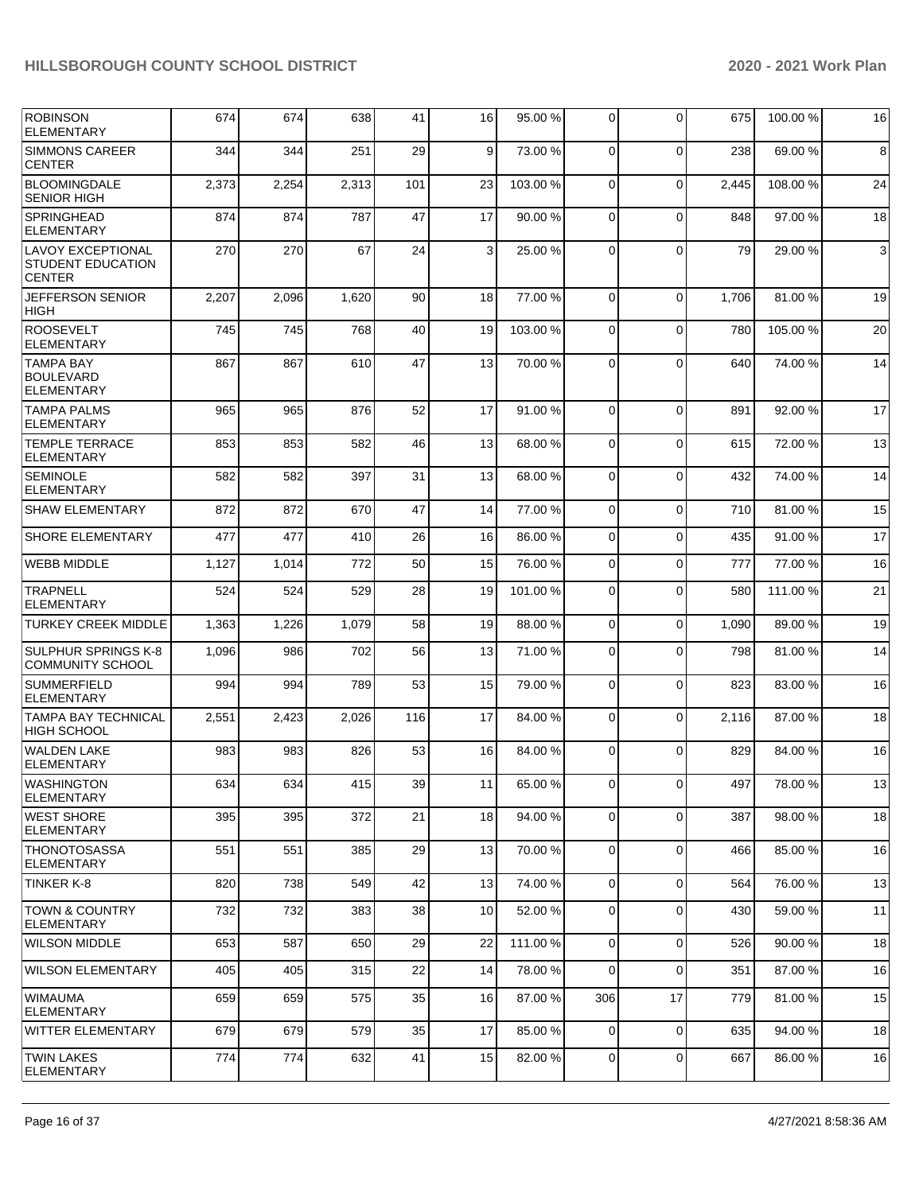| ROBINSON ELEMENTARY | 674 | 674 | 638 | 41 | 16 | 95.00 % | 0 | 0 | 675 | 100.00 % | 16 |
|---|---|---|---|---|---|---|---|---|---|---|---|
| SIMMONS CAREER CENTER | 344 | 344 | 251 | 29 | 9 | 73.00 % | 0 | 0 | 238 | 69.00 % | 8 |
| BLOOMINGDALE SENIOR HIGH | 2,373 | 2,254 | 2,313 | 101 | 23 | 103.00 % | 0 | 0 | 2,445 | 108.00 % | 24 |
| SPRINGHEAD ELEMENTARY | 874 | 874 | 787 | 47 | 17 | 90.00 % | 0 | 0 | 848 | 97.00 % | 18 |
| LAVOY EXCEPTIONAL STUDENT EDUCATION CENTER | 270 | 270 | 67 | 24 | 3 | 25.00 % | 0 | 0 | 79 | 29.00 % | 3 |
| JEFFERSON SENIOR HIGH | 2,207 | 2,096 | 1,620 | 90 | 18 | 77.00 % | 0 | 0 | 1,706 | 81.00 % | 19 |
| ROOSEVELT ELEMENTARY | 745 | 745 | 768 | 40 | 19 | 103.00 % | 0 | 0 | 780 | 105.00 % | 20 |
| TAMPA BAY BOULEVARD ELEMENTARY | 867 | 867 | 610 | 47 | 13 | 70.00 % | 0 | 0 | 640 | 74.00 % | 14 |
| TAMPA PALMS ELEMENTARY | 965 | 965 | 876 | 52 | 17 | 91.00 % | 0 | 0 | 891 | 92.00 % | 17 |
| TEMPLE TERRACE ELEMENTARY | 853 | 853 | 582 | 46 | 13 | 68.00 % | 0 | 0 | 615 | 72.00 % | 13 |
| SEMINOLE ELEMENTARY | 582 | 582 | 397 | 31 | 13 | 68.00 % | 0 | 0 | 432 | 74.00 % | 14 |
| SHAW ELEMENTARY | 872 | 872 | 670 | 47 | 14 | 77.00 % | 0 | 0 | 710 | 81.00 % | 15 |
| SHORE ELEMENTARY | 477 | 477 | 410 | 26 | 16 | 86.00 % | 0 | 0 | 435 | 91.00 % | 17 |
| WEBB MIDDLE | 1,127 | 1,014 | 772 | 50 | 15 | 76.00 % | 0 | 0 | 777 | 77.00 % | 16 |
| TRAPNELL ELEMENTARY | 524 | 524 | 529 | 28 | 19 | 101.00 % | 0 | 0 | 580 | 111.00 % | 21 |
| TURKEY CREEK MIDDLE | 1,363 | 1,226 | 1,079 | 58 | 19 | 88.00 % | 0 | 0 | 1,090 | 89.00 % | 19 |
| SULPHUR SPRINGS K-8 COMMUNITY SCHOOL | 1,096 | 986 | 702 | 56 | 13 | 71.00 % | 0 | 0 | 798 | 81.00 % | 14 |
| SUMMERFIELD ELEMENTARY | 994 | 994 | 789 | 53 | 15 | 79.00 % | 0 | 0 | 823 | 83.00 % | 16 |
| TAMPA BAY TECHNICAL HIGH SCHOOL | 2,551 | 2,423 | 2,026 | 116 | 17 | 84.00 % | 0 | 0 | 2,116 | 87.00 % | 18 |
| WALDEN LAKE ELEMENTARY | 983 | 983 | 826 | 53 | 16 | 84.00 % | 0 | 0 | 829 | 84.00 % | 16 |
| WASHINGTON ELEMENTARY | 634 | 634 | 415 | 39 | 11 | 65.00 % | 0 | 0 | 497 | 78.00 % | 13 |
| WEST SHORE ELEMENTARY | 395 | 395 | 372 | 21 | 18 | 94.00 % | 0 | 0 | 387 | 98.00 % | 18 |
| THONOTOSASSA ELEMENTARY | 551 | 551 | 385 | 29 | 13 | 70.00 % | 0 | 0 | 466 | 85.00 % | 16 |
| TINKER K-8 | 820 | 738 | 549 | 42 | 13 | 74.00 % | 0 | 0 | 564 | 76.00 % | 13 |
| TOWN & COUNTRY ELEMENTARY | 732 | 732 | 383 | 38 | 10 | 52.00 % | 0 | 0 | 430 | 59.00 % | 11 |
| WILSON MIDDLE | 653 | 587 | 650 | 29 | 22 | 111.00 % | 0 | 0 | 526 | 90.00 % | 18 |
| WILSON ELEMENTARY | 405 | 405 | 315 | 22 | 14 | 78.00 % | 0 | 0 | 351 | 87.00 % | 16 |
| WIMAUMA ELEMENTARY | 659 | 659 | 575 | 35 | 16 | 87.00 % | 306 | 17 | 779 | 81.00 % | 15 |
| WITTER ELEMENTARY | 679 | 679 | 579 | 35 | 17 | 85.00 % | 0 | 0 | 635 | 94.00 % | 18 |
| TWIN LAKES ELEMENTARY | 774 | 774 | 632 | 41 | 15 | 82.00 % | 0 | 0 | 667 | 86.00 % | 16 |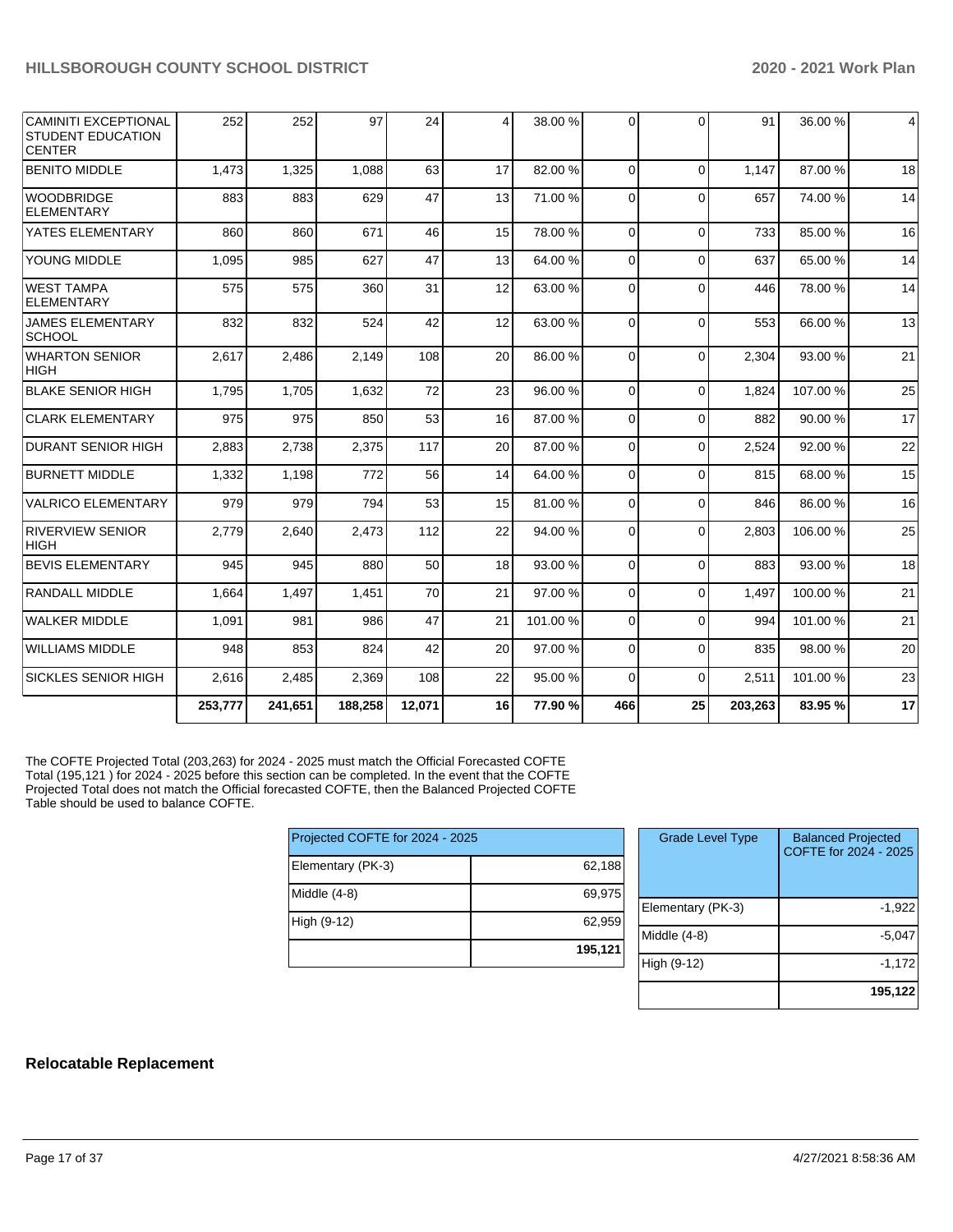| | | | | | | | | | | |
|---|---|---|---|---|---|---|---|---|---|---|
| CAMINITI EXCEPTIONAL STUDENT EDUCATION CENTER | 252 | 252 | 97 | 24 | 4 | 38.00 % | 0 | 0 | 91 | 36.00 % | 4 |
| BENITO MIDDLE | 1,473 | 1,325 | 1,088 | 63 | 17 | 82.00 % | 0 | 0 | 1,147 | 87.00 % | 18 |
| WOODBRIDGE ELEMENTARY | 883 | 883 | 629 | 47 | 13 | 71.00 % | 0 | 0 | 657 | 74.00 % | 14 |
| YATES ELEMENTARY | 860 | 860 | 671 | 46 | 15 | 78.00 % | 0 | 0 | 733 | 85.00 % | 16 |
| YOUNG MIDDLE | 1,095 | 985 | 627 | 47 | 13 | 64.00 % | 0 | 0 | 637 | 65.00 % | 14 |
| WEST TAMPA ELEMENTARY | 575 | 575 | 360 | 31 | 12 | 63.00 % | 0 | 0 | 446 | 78.00 % | 14 |
| JAMES ELEMENTARY SCHOOL | 832 | 832 | 524 | 42 | 12 | 63.00 % | 0 | 0 | 553 | 66.00 % | 13 |
| WHARTON SENIOR HIGH | 2,617 | 2,486 | 2,149 | 108 | 20 | 86.00 % | 0 | 0 | 2,304 | 93.00 % | 21 |
| BLAKE SENIOR HIGH | 1,795 | 1,705 | 1,632 | 72 | 23 | 96.00 % | 0 | 0 | 1,824 | 107.00 % | 25 |
| CLARK ELEMENTARY | 975 | 975 | 850 | 53 | 16 | 87.00 % | 0 | 0 | 882 | 90.00 % | 17 |
| DURANT SENIOR HIGH | 2,883 | 2,738 | 2,375 | 117 | 20 | 87.00 % | 0 | 0 | 2,524 | 92.00 % | 22 |
| BURNETT MIDDLE | 1,332 | 1,198 | 772 | 56 | 14 | 64.00 % | 0 | 0 | 815 | 68.00 % | 15 |
| VALRICO ELEMENTARY | 979 | 979 | 794 | 53 | 15 | 81.00 % | 0 | 0 | 846 | 86.00 % | 16 |
| RIVERVIEW SENIOR HIGH | 2,779 | 2,640 | 2,473 | 112 | 22 | 94.00 % | 0 | 0 | 2,803 | 106.00 % | 25 |
| BEVIS ELEMENTARY | 945 | 945 | 880 | 50 | 18 | 93.00 % | 0 | 0 | 883 | 93.00 % | 18 |
| RANDALL MIDDLE | 1,664 | 1,497 | 1,451 | 70 | 21 | 97.00 % | 0 | 0 | 1,497 | 100.00 % | 21 |
| WALKER MIDDLE | 1,091 | 981 | 986 | 47 | 21 | 101.00 % | 0 | 0 | 994 | 101.00 % | 21 |
| WILLIAMS MIDDLE | 948 | 853 | 824 | 42 | 20 | 97.00 % | 0 | 0 | 835 | 98.00 % | 20 |
| SICKLES SENIOR HIGH | 2,616 | 2,485 | 2,369 | 108 | 22 | 95.00 % | 0 | 0 | 2,511 | 101.00 % | 23 |
| | **253,777** | **241,651** | **188,258** | **12,071** | **16** | **77.90 %** | **466** | **25** | **203,263** | **83.95 %** | **17** |

The COFTE Projected Total (203,263) for 2024 - 2025 must match the Official Forecasted COFTE Total (195,121 ) for 2024 - 2025 before this section can be completed. In the event that the COFTE Projected Total does not match the Official forecasted COFTE, then the Balanced Projected COFTE Table should be used to balance COFTE.

| Projected COFTE for 2024 - 2025 | |
|---|---|
| Elementary (PK-3) | 62,188 |
| Middle (4-8) | 69,975 |
| High (9-12) | 62,959 |
| | **195,121** |

| Grade Level Type | Balanced Projected COFTE for 2024 - 2025 |
|---|---|
| Elementary (PK-3) | -1,922 |
| Middle (4-8) | -5,047 |
| High (9-12) | -1,172 |
| | **195,122** |

## Relocatable Replacement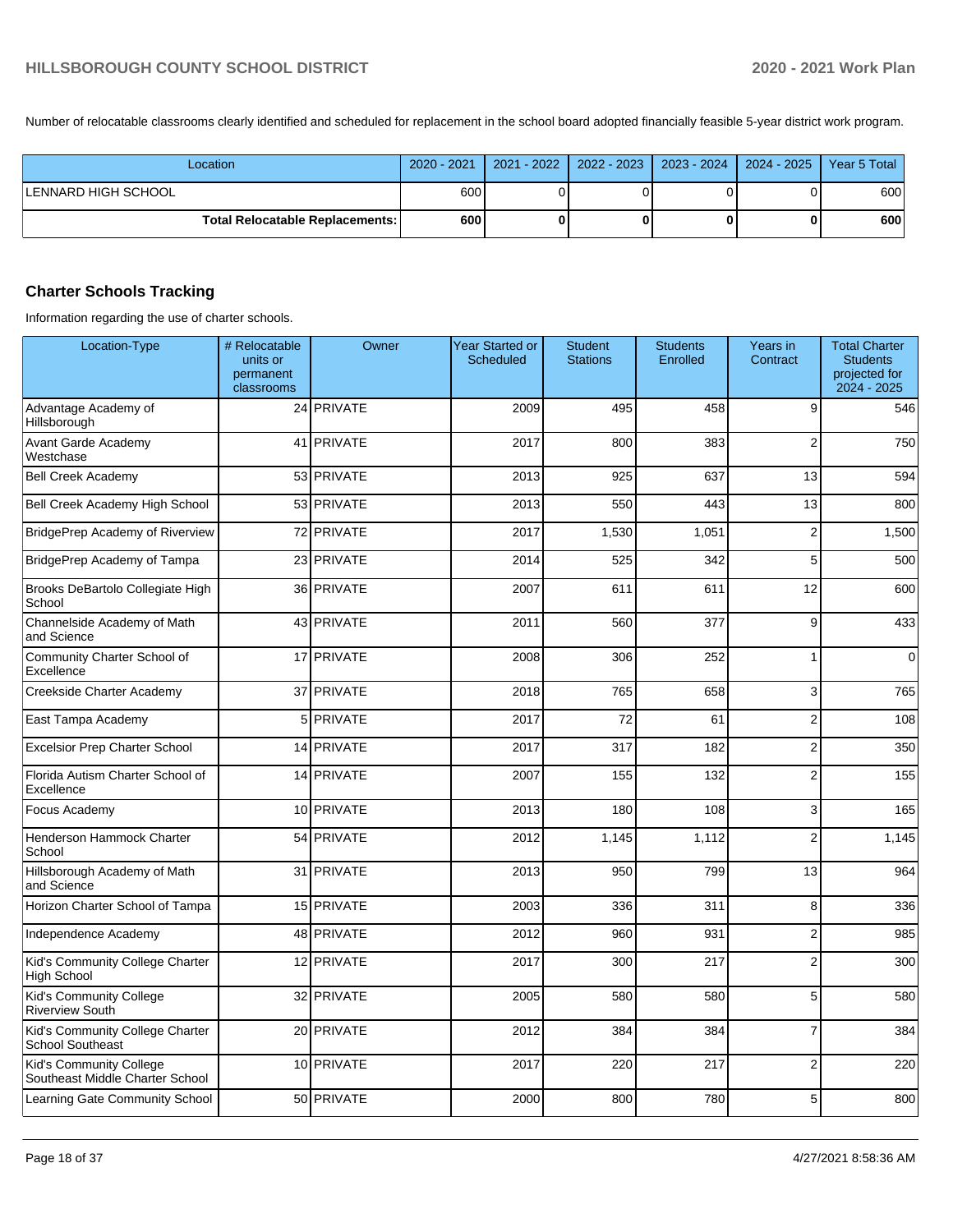Number of relocatable classrooms clearly identified and scheduled for replacement in the school board adopted financially feasible 5-year district work program.

| Location | 2020 - 2021 | 2021 - 2022 | 2022 - 2023 | 2023 - 2024 | 2024 - 2025 | Year 5 Total |
|---|---|---|---|---|---|---|
| LENNARD HIGH SCHOOL | 600 | 0 | 0 | 0 | 0 | 600 |
| **Total Relocatable Replacements:** | **600** | **0** | **0** | **0** | **0** | **600** |

## Charter Schools Tracking

Information regarding the use of charter schools.

| Location-Type | # Relocatable units or permanent classrooms | Owner | Year Started or Scheduled | Student Stations | Students Enrolled | Years in Contract | Total Charter Students projected for 2024 - 2025 |
|---|---|---|---|---|---|---|---|
| Advantage Academy of Hillsborough | 24 | PRIVATE | 2009 | 495 | 458 | 9 | 546 |
| Avant Garde Academy Westchase | 41 | PRIVATE | 2017 | 800 | 383 | 2 | 750 |
| Bell Creek Academy | 53 | PRIVATE | 2013 | 925 | 637 | 13 | 594 |
| Bell Creek Academy High School | 53 | PRIVATE | 2013 | 550 | 443 | 13 | 800 |
| BridgePrep Academy of Riverview | 72 | PRIVATE | 2017 | 1,530 | 1,051 | 2 | 1,500 |
| BridgePrep Academy of Tampa | 23 | PRIVATE | 2014 | 525 | 342 | 5 | 500 |
| Brooks DeBartolo Collegiate High School | 36 | PRIVATE | 2007 | 611 | 611 | 12 | 600 |
| Channelside Academy of Math and Science | 43 | PRIVATE | 2011 | 560 | 377 | 9 | 433 |
| Community Charter School of Excellence | 17 | PRIVATE | 2008 | 306 | 252 | 1 | 0 |
| Creekside Charter Academy | 37 | PRIVATE | 2018 | 765 | 658 | 3 | 765 |
| East Tampa Academy | 5 | PRIVATE | 2017 | 72 | 61 | 2 | 108 |
| Excelsior Prep Charter School | 14 | PRIVATE | 2017 | 317 | 182 | 2 | 350 |
| Florida Autism Charter School of Excellence | 14 | PRIVATE | 2007 | 155 | 132 | 2 | 155 |
| Focus Academy | 10 | PRIVATE | 2013 | 180 | 108 | 3 | 165 |
| Henderson Hammock Charter School | 54 | PRIVATE | 2012 | 1,145 | 1,112 | 2 | 1,145 |
| Hillsborough Academy of Math and Science | 31 | PRIVATE | 2013 | 950 | 799 | 13 | 964 |
| Horizon Charter School of Tampa | 15 | PRIVATE | 2003 | 336 | 311 | 8 | 336 |
| Independence Academy | 48 | PRIVATE | 2012 | 960 | 931 | 2 | 985 |
| Kid's Community College Charter High School | 12 | PRIVATE | 2017 | 300 | 217 | 2 | 300 |
| Kid's Community College Riverview South | 32 | PRIVATE | 2005 | 580 | 580 | 5 | 580 |
| Kid's Community College Charter School Southeast | 20 | PRIVATE | 2012 | 384 | 384 | 7 | 384 |
| Kid's Community College Southeast Middle Charter School | 10 | PRIVATE | 2017 | 220 | 217 | 2 | 220 |
| Learning Gate Community School | 50 | PRIVATE | 2000 | 800 | 780 | 5 | 800 |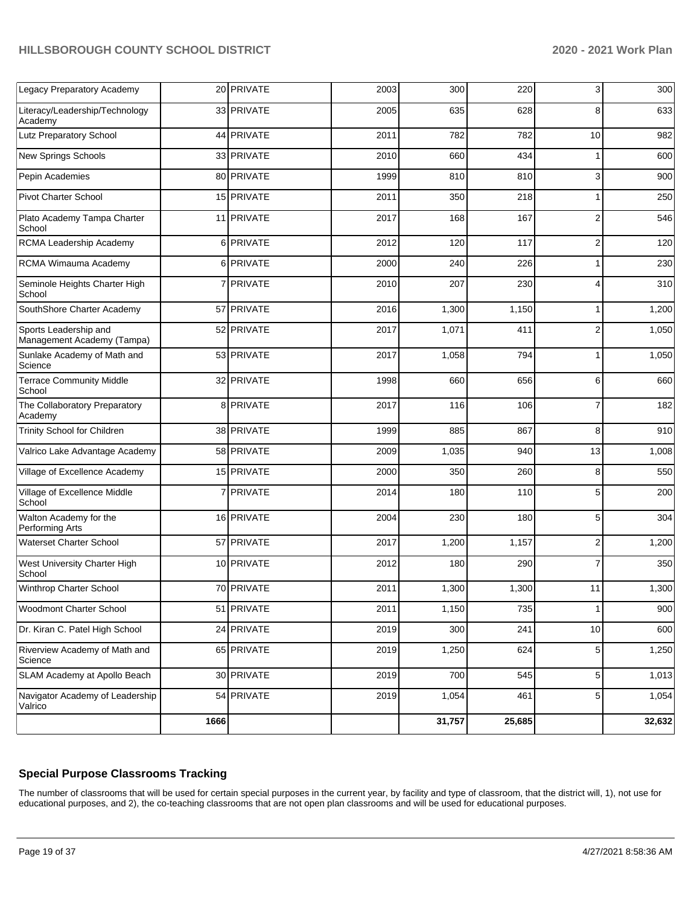| | | | | | | | |
|---|---|---|---|---|---|---|---|
| Legacy Preparatory Academy | 20 | PRIVATE | 2003 | 300 | 220 | 3 | 300 |
| Literacy/Leadership/Technology Academy | 33 | PRIVATE | 2005 | 635 | 628 | 8 | 633 |
| Lutz Preparatory School | 44 | PRIVATE | 2011 | 782 | 782 | 10 | 982 |
| New Springs Schools | 33 | PRIVATE | 2010 | 660 | 434 | 1 | 600 |
| Pepin Academies | 80 | PRIVATE | 1999 | 810 | 810 | 3 | 900 |
| Pivot Charter School | 15 | PRIVATE | 2011 | 350 | 218 | 1 | 250 |
| Plato Academy Tampa Charter School | 11 | PRIVATE | 2017 | 168 | 167 | 2 | 546 |
| RCMA Leadership Academy | 6 | PRIVATE | 2012 | 120 | 117 | 2 | 120 |
| RCMA Wimauma Academy | 6 | PRIVATE | 2000 | 240 | 226 | 1 | 230 |
| Seminole Heights Charter High School | 7 | PRIVATE | 2010 | 207 | 230 | 4 | 310 |
| SouthShore Charter Academy | 57 | PRIVATE | 2016 | 1,300 | 1,150 | 1 | 1,200 |
| Sports Leadership and Management Academy (Tampa) | 52 | PRIVATE | 2017 | 1,071 | 411 | 2 | 1,050 |
| Sunlake Academy of Math and Science | 53 | PRIVATE | 2017 | 1,058 | 794 | 1 | 1,050 |
| Terrace Community Middle School | 32 | PRIVATE | 1998 | 660 | 656 | 6 | 660 |
| The Collaboratory Preparatory Academy | 8 | PRIVATE | 2017 | 116 | 106 | 7 | 182 |
| Trinity School for Children | 38 | PRIVATE | 1999 | 885 | 867 | 8 | 910 |
| Valrico Lake Advantage Academy | 58 | PRIVATE | 2009 | 1,035 | 940 | 13 | 1,008 |
| Village of Excellence Academy | 15 | PRIVATE | 2000 | 350 | 260 | 8 | 550 |
| Village of Excellence Middle School | 7 | PRIVATE | 2014 | 180 | 110 | 5 | 200 |
| Walton Academy for the Performing Arts | 16 | PRIVATE | 2004 | 230 | 180 | 5 | 304 |
| Waterset Charter School | 57 | PRIVATE | 2017 | 1,200 | 1,157 | 2 | 1,200 |
| West University Charter High School | 10 | PRIVATE | 2012 | 180 | 290 | 7 | 350 |
| Winthrop Charter School | 70 | PRIVATE | 2011 | 1,300 | 1,300 | 11 | 1,300 |
| Woodmont Charter School | 51 | PRIVATE | 2011 | 1,150 | 735 | 1 | 900 |
| Dr. Kiran C. Patel High School | 24 | PRIVATE | 2019 | 300 | 241 | 10 | 600 |
| Riverview Academy of Math and Science | 65 | PRIVATE | 2019 | 1,250 | 624 | 5 | 1,250 |
| SLAM Academy at Apollo Beach | 30 | PRIVATE | 2019 | 700 | 545 | 5 | 1,013 |
| Navigator Academy of Leadership Valrico | 54 | PRIVATE | 2019 | 1,054 | 461 | 5 | 1,054 |
| | **1666** | | | **31,757** | **25,685** | | **32,632** |

## Special Purpose Classrooms Tracking

The number of classrooms that will be used for certain special purposes in the current year, by facility and type of classroom, that the district will, 1), not use for educational purposes, and 2), the co-teaching classrooms that are not open plan classrooms and will be used for educational purposes.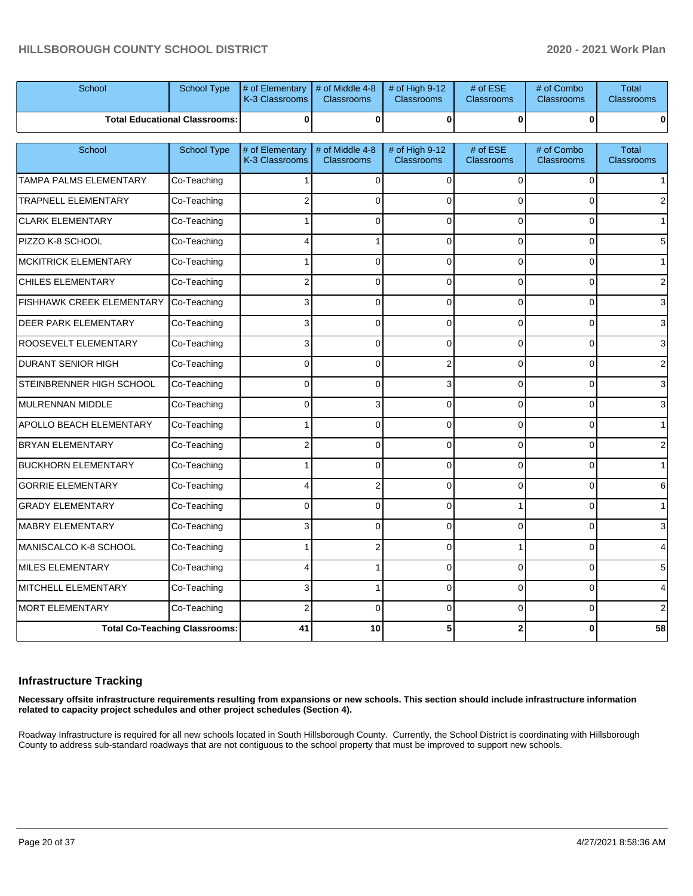| School | School Type | # of Elementary K-3 Classrooms | # of Middle 4-8 Classrooms | # of High 9-12 Classrooms | # of ESE Classrooms | # of Combo Classrooms | Total Classrooms |
|---|---|---|---|---|---|---|---|
| Total Educational Classrooms: | | 0 | 0 | 0 | 0 | 0 | 0 |

| School | School Type | # of Elementary K-3 Classrooms | # of Middle 4-8 Classrooms | # of High 9-12 Classrooms | # of ESE Classrooms | # of Combo Classrooms | Total Classrooms |
|---|---|---|---|---|---|---|---|
| TAMPA PALMS ELEMENTARY | Co-Teaching | 1 | 0 | 0 | 0 | 0 | 1 |
| TRAPNELL ELEMENTARY | Co-Teaching | 2 | 0 | 0 | 0 | 0 | 2 |
| CLARK ELEMENTARY | Co-Teaching | 1 | 0 | 0 | 0 | 0 | 1 |
| PIZZO K-8 SCHOOL | Co-Teaching | 4 | 1 | 0 | 0 | 0 | 5 |
| MCKITRICK ELEMENTARY | Co-Teaching | 1 | 0 | 0 | 0 | 0 | 1 |
| CHILES ELEMENTARY | Co-Teaching | 2 | 0 | 0 | 0 | 0 | 2 |
| FISHHAWK CREEK ELEMENTARY | Co-Teaching | 3 | 0 | 0 | 0 | 0 | 3 |
| DEER PARK ELEMENTARY | Co-Teaching | 3 | 0 | 0 | 0 | 0 | 3 |
| ROOSEVELT ELEMENTARY | Co-Teaching | 3 | 0 | 0 | 0 | 0 | 3 |
| DURANT SENIOR HIGH | Co-Teaching | 0 | 0 | 2 | 0 | 0 | 2 |
| STEINBRENNER HIGH SCHOOL | Co-Teaching | 0 | 0 | 3 | 0 | 0 | 3 |
| MULRENNAN MIDDLE | Co-Teaching | 0 | 3 | 0 | 0 | 0 | 3 |
| APOLLO BEACH ELEMENTARY | Co-Teaching | 1 | 0 | 0 | 0 | 0 | 1 |
| BRYAN ELEMENTARY | Co-Teaching | 2 | 0 | 0 | 0 | 0 | 2 |
| BUCKHORN ELEMENTARY | Co-Teaching | 1 | 0 | 0 | 0 | 0 | 1 |
| GORRIE ELEMENTARY | Co-Teaching | 4 | 2 | 0 | 0 | 0 | 6 |
| GRADY ELEMENTARY | Co-Teaching | 0 | 0 | 0 | 1 | 0 | 1 |
| MABRY ELEMENTARY | Co-Teaching | 3 | 0 | 0 | 0 | 0 | 3 |
| MANISCALCO K-8 SCHOOL | Co-Teaching | 1 | 2 | 0 | 1 | 0 | 4 |
| MILES ELEMENTARY | Co-Teaching | 4 | 1 | 0 | 0 | 0 | 5 |
| MITCHELL ELEMENTARY | Co-Teaching | 3 | 1 | 0 | 0 | 0 | 4 |
| MORT ELEMENTARY | Co-Teaching | 2 | 0 | 0 | 0 | 0 | 2 |
| Total Co-Teaching Classrooms: | | 41 | 10 | 5 | 2 | 0 | 58 |

## Infrastructure Tracking

**Necessary offsite infrastructure requirements resulting from expansions or new schools. This section should include infrastructure information related to capacity project schedules and other project schedules (Section 4).**

Roadway Infrastructure is required for all new schools located in South Hillsborough County. Currently, the School District is coordinating with Hillsborough County to address sub-standard roadways that are not contiguous to the school property that must be improved to support new schools.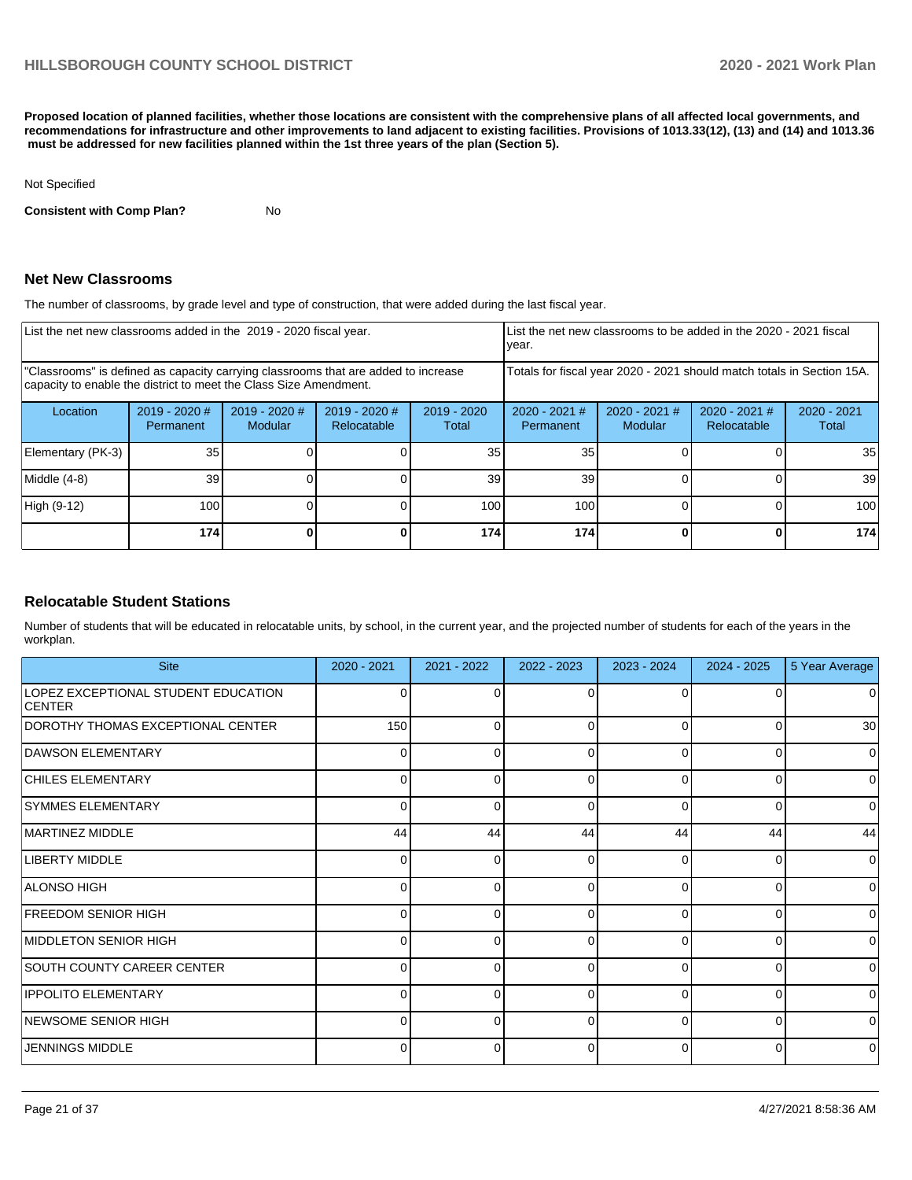**Proposed location of planned facilities, whether those locations are consistent with the comprehensive plans of all affected local governments, and recommendations for infrastructure and other improvements to land adjacent to existing facilities. Provisions of 1013.33(12), (13) and (14) and 1013.36 must be addressed for new facilities planned within the 1st three years of the plan (Section 5).**

Not Specified

**Consistent with Comp Plan?** No

## Net New Classrooms

The number of classrooms, by grade level and type of construction, that were added during the last fiscal year.

| List the net new classrooms added in the 2019 - 2020 fiscal year. | | | | | List the net new classrooms to be added in the 2020 - 2021 fiscal year. | | | |
|---|---|---|---|---|---|---|---|---|
| "Classrooms" is defined as capacity carrying classrooms that are added to increase capacity to enable the district to meet the Class Size Amendment. | | | | | Totals for fiscal year 2020 - 2021 should match totals in Section 15A. | | | |
| Location | 2019 - 2020 # Permanent | 2019 - 2020 # Modular | 2019 - 2020 # Relocatable | 2019 - 2020 Total | 2020 - 2021 # Permanent | 2020 - 2021 # Modular | 2020 - 2021 # Relocatable | 2020 - 2021 Total |
| Elementary (PK-3) | 35 | 0 | 0 | 35 | 35 | 0 | 0 | 35 |
| Middle (4-8) | 39 | 0 | 0 | 39 | 39 | 0 | 0 | 39 |
| High (9-12) | 100 | 0 | 0 | 100 | 100 | 0 | 0 | 100 |
| | **174** | **0** | **0** | **174** | **174** | **0** | **0** | **174** |

## Relocatable Student Stations

Number of students that will be educated in relocatable units, by school, in the current year, and the projected number of students for each of the years in the workplan.

| Site | 2020 - 2021 | 2021 - 2022 | 2022 - 2023 | 2023 - 2024 | 2024 - 2025 | 5 Year Average |
|---|---|---|---|---|---|---|
| LOPEZ EXCEPTIONAL STUDENT EDUCATION CENTER | 0 | 0 | 0 | 0 | 0 | 0 |
| DOROTHY THOMAS EXCEPTIONAL CENTER | 150 | 0 | 0 | 0 | 0 | 30 |
| DAWSON ELEMENTARY | 0 | 0 | 0 | 0 | 0 | 0 |
| CHILES ELEMENTARY | 0 | 0 | 0 | 0 | 0 | 0 |
| SYMMES ELEMENTARY | 0 | 0 | 0 | 0 | 0 | 0 |
| MARTINEZ MIDDLE | 44 | 44 | 44 | 44 | 44 | 44 |
| LIBERTY MIDDLE | 0 | 0 | 0 | 0 | 0 | 0 |
| ALONSO HIGH | 0 | 0 | 0 | 0 | 0 | 0 |
| FREEDOM SENIOR HIGH | 0 | 0 | 0 | 0 | 0 | 0 |
| MIDDLETON SENIOR HIGH | 0 | 0 | 0 | 0 | 0 | 0 |
| SOUTH COUNTY CAREER CENTER | 0 | 0 | 0 | 0 | 0 | 0 |
| IPPOLITO ELEMENTARY | 0 | 0 | 0 | 0 | 0 | 0 |
| NEWSOME SENIOR HIGH | 0 | 0 | 0 | 0 | 0 | 0 |
| JENNINGS MIDDLE | 0 | 0 | 0 | 0 | 0 | 0 |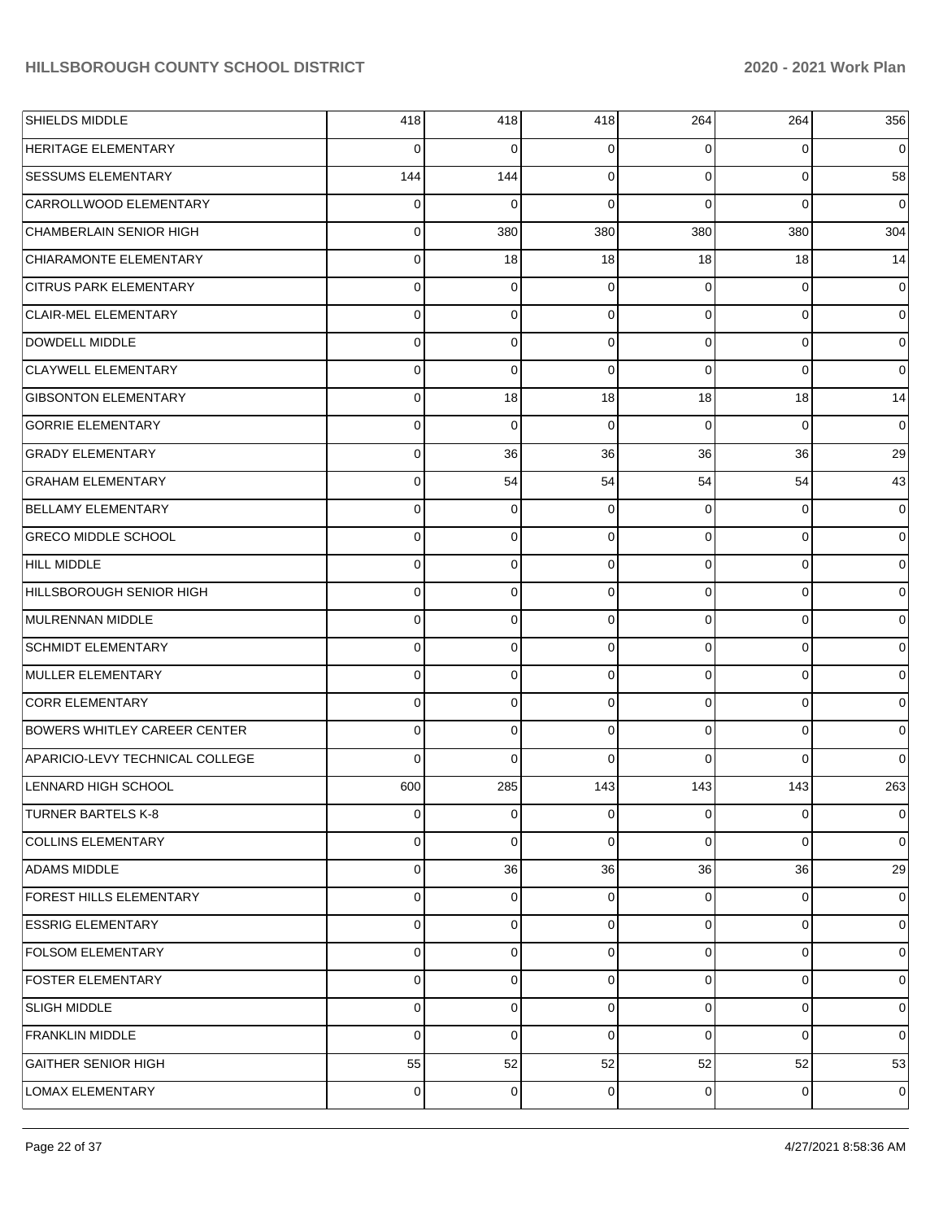| | | | | | | |
|---|---|---|---|---|---|---|
| SHIELDS MIDDLE | 418 | 418 | 418 | 264 | 264 | 356 |
| HERITAGE ELEMENTARY | 0 | 0 | 0 | 0 | 0 | 0 |
| SESSUMS ELEMENTARY | 144 | 144 | 0 | 0 | 0 | 58 |
| CARROLLWOOD ELEMENTARY | 0 | 0 | 0 | 0 | 0 | 0 |
| CHAMBERLAIN SENIOR HIGH | 0 | 380 | 380 | 380 | 380 | 304 |
| CHIARAMONTE ELEMENTARY | 0 | 18 | 18 | 18 | 18 | 14 |
| CITRUS PARK ELEMENTARY | 0 | 0 | 0 | 0 | 0 | 0 |
| CLAIR-MEL ELEMENTARY | 0 | 0 | 0 | 0 | 0 | 0 |
| DOWDELL MIDDLE | 0 | 0 | 0 | 0 | 0 | 0 |
| CLAYWELL ELEMENTARY | 0 | 0 | 0 | 0 | 0 | 0 |
| GIBSONTON ELEMENTARY | 0 | 18 | 18 | 18 | 18 | 14 |
| GORRIE ELEMENTARY | 0 | 0 | 0 | 0 | 0 | 0 |
| GRADY ELEMENTARY | 0 | 36 | 36 | 36 | 36 | 29 |
| GRAHAM ELEMENTARY | 0 | 54 | 54 | 54 | 54 | 43 |
| BELLAMY ELEMENTARY | 0 | 0 | 0 | 0 | 0 | 0 |
| GRECO MIDDLE SCHOOL | 0 | 0 | 0 | 0 | 0 | 0 |
| HILL MIDDLE | 0 | 0 | 0 | 0 | 0 | 0 |
| HILLSBOROUGH SENIOR HIGH | 0 | 0 | 0 | 0 | 0 | 0 |
| MULRENNAN MIDDLE | 0 | 0 | 0 | 0 | 0 | 0 |
| SCHMIDT ELEMENTARY | 0 | 0 | 0 | 0 | 0 | 0 |
| MULLER ELEMENTARY | 0 | 0 | 0 | 0 | 0 | 0 |
| CORR ELEMENTARY | 0 | 0 | 0 | 0 | 0 | 0 |
| BOWERS WHITLEY CAREER CENTER | 0 | 0 | 0 | 0 | 0 | 0 |
| APARICIO-LEVY TECHNICAL COLLEGE | 0 | 0 | 0 | 0 | 0 | 0 |
| LENNARD HIGH SCHOOL | 600 | 285 | 143 | 143 | 143 | 263 |
| TURNER BARTELS K-8 | 0 | 0 | 0 | 0 | 0 | 0 |
| COLLINS ELEMENTARY | 0 | 0 | 0 | 0 | 0 | 0 |
| ADAMS MIDDLE | 0 | 36 | 36 | 36 | 36 | 29 |
| FOREST HILLS ELEMENTARY | 0 | 0 | 0 | 0 | 0 | 0 |
| ESSRIG ELEMENTARY | 0 | 0 | 0 | 0 | 0 | 0 |
| FOLSOM ELEMENTARY | 0 | 0 | 0 | 0 | 0 | 0 |
| FOSTER ELEMENTARY | 0 | 0 | 0 | 0 | 0 | 0 |
| SLIGH MIDDLE | 0 | 0 | 0 | 0 | 0 | 0 |
| FRANKLIN MIDDLE | 0 | 0 | 0 | 0 | 0 | 0 |
| GAITHER SENIOR HIGH | 55 | 52 | 52 | 52 | 52 | 53 |
| LOMAX ELEMENTARY | 0 | 0 | 0 | 0 | 0 | 0 |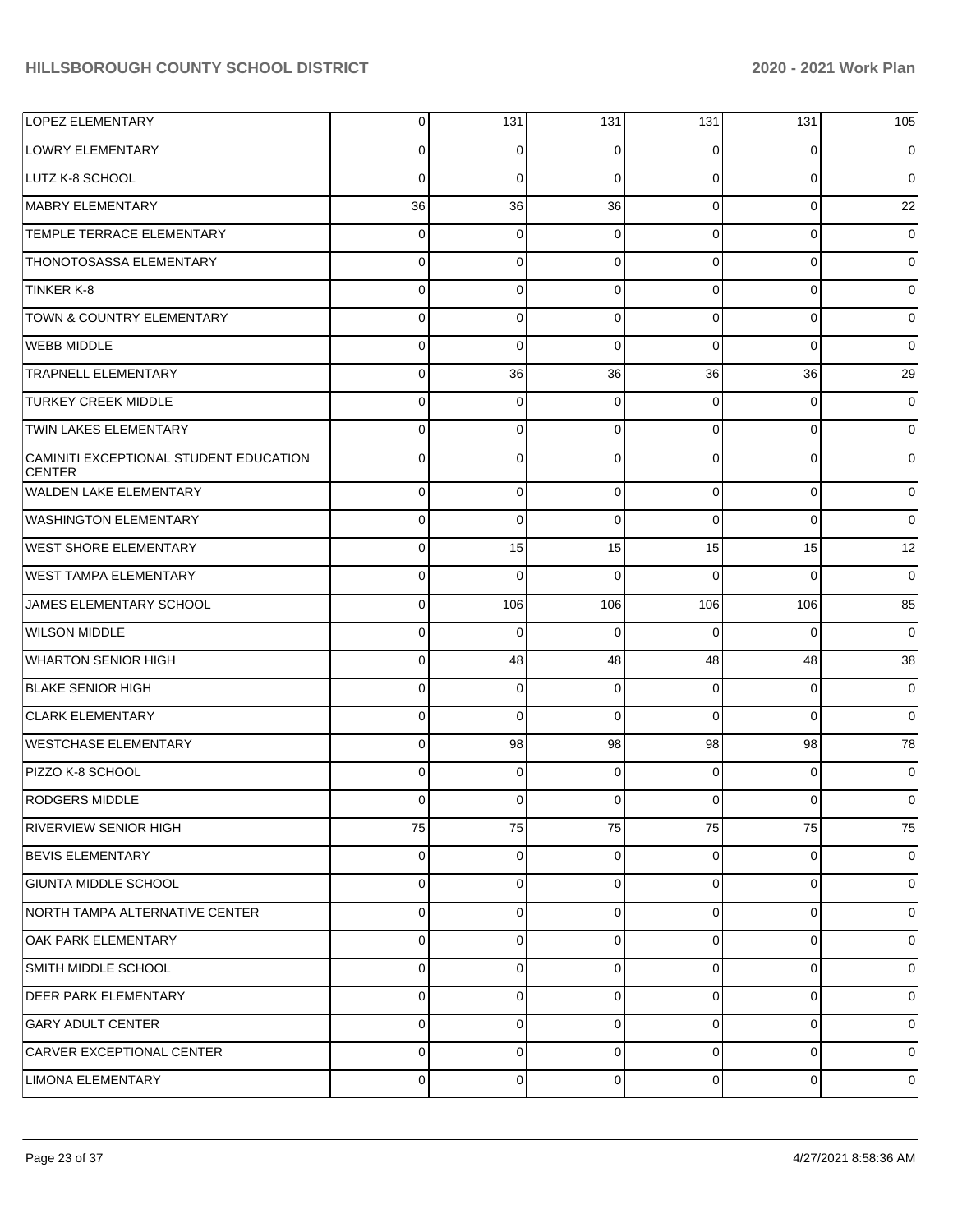| | | | | | | |
|---|---|---|---|---|---|---|
| LOPEZ ELEMENTARY | 0 | 131 | 131 | 131 | 131 | 105 |
| LOWRY ELEMENTARY | 0 | 0 | 0 | 0 | 0 | 0 |
| LUTZ K-8 SCHOOL | 0 | 0 | 0 | 0 | 0 | 0 |
| MABRY ELEMENTARY | 36 | 36 | 36 | 0 | 0 | 22 |
| TEMPLE TERRACE ELEMENTARY | 0 | 0 | 0 | 0 | 0 | 0 |
| THONOTOSASSA ELEMENTARY | 0 | 0 | 0 | 0 | 0 | 0 |
| TINKER K-8 | 0 | 0 | 0 | 0 | 0 | 0 |
| TOWN & COUNTRY ELEMENTARY | 0 | 0 | 0 | 0 | 0 | 0 |
| WEBB MIDDLE | 0 | 0 | 0 | 0 | 0 | 0 |
| TRAPNELL ELEMENTARY | 0 | 36 | 36 | 36 | 36 | 29 |
| TURKEY CREEK MIDDLE | 0 | 0 | 0 | 0 | 0 | 0 |
| TWIN LAKES ELEMENTARY | 0 | 0 | 0 | 0 | 0 | 0 |
| CAMINITI EXCEPTIONAL STUDENT EDUCATION CENTER | 0 | 0 | 0 | 0 | 0 | 0 |
| WALDEN LAKE ELEMENTARY | 0 | 0 | 0 | 0 | 0 | 0 |
| WASHINGTON ELEMENTARY | 0 | 0 | 0 | 0 | 0 | 0 |
| WEST SHORE ELEMENTARY | 0 | 15 | 15 | 15 | 15 | 12 |
| WEST TAMPA ELEMENTARY | 0 | 0 | 0 | 0 | 0 | 0 |
| JAMES ELEMENTARY SCHOOL | 0 | 106 | 106 | 106 | 106 | 85 |
| WILSON MIDDLE | 0 | 0 | 0 | 0 | 0 | 0 |
| WHARTON SENIOR HIGH | 0 | 48 | 48 | 48 | 48 | 38 |
| BLAKE SENIOR HIGH | 0 | 0 | 0 | 0 | 0 | 0 |
| CLARK ELEMENTARY | 0 | 0 | 0 | 0 | 0 | 0 |
| WESTCHASE ELEMENTARY | 0 | 98 | 98 | 98 | 98 | 78 |
| PIZZO K-8 SCHOOL | 0 | 0 | 0 | 0 | 0 | 0 |
| RODGERS MIDDLE | 0 | 0 | 0 | 0 | 0 | 0 |
| RIVERVIEW SENIOR HIGH | 75 | 75 | 75 | 75 | 75 | 75 |
| BEVIS ELEMENTARY | 0 | 0 | 0 | 0 | 0 | 0 |
| GIUNTA MIDDLE SCHOOL | 0 | 0 | 0 | 0 | 0 | 0 |
| NORTH TAMPA ALTERNATIVE CENTER | 0 | 0 | 0 | 0 | 0 | 0 |
| OAK PARK ELEMENTARY | 0 | 0 | 0 | 0 | 0 | 0 |
| SMITH MIDDLE SCHOOL | 0 | 0 | 0 | 0 | 0 | 0 |
| DEER PARK ELEMENTARY | 0 | 0 | 0 | 0 | 0 | 0 |
| GARY ADULT CENTER | 0 | 0 | 0 | 0 | 0 | 0 |
| CARVER EXCEPTIONAL CENTER | 0 | 0 | 0 | 0 | 0 | 0 |
| LIMONA ELEMENTARY | 0 | 0 | 0 | 0 | 0 | 0 |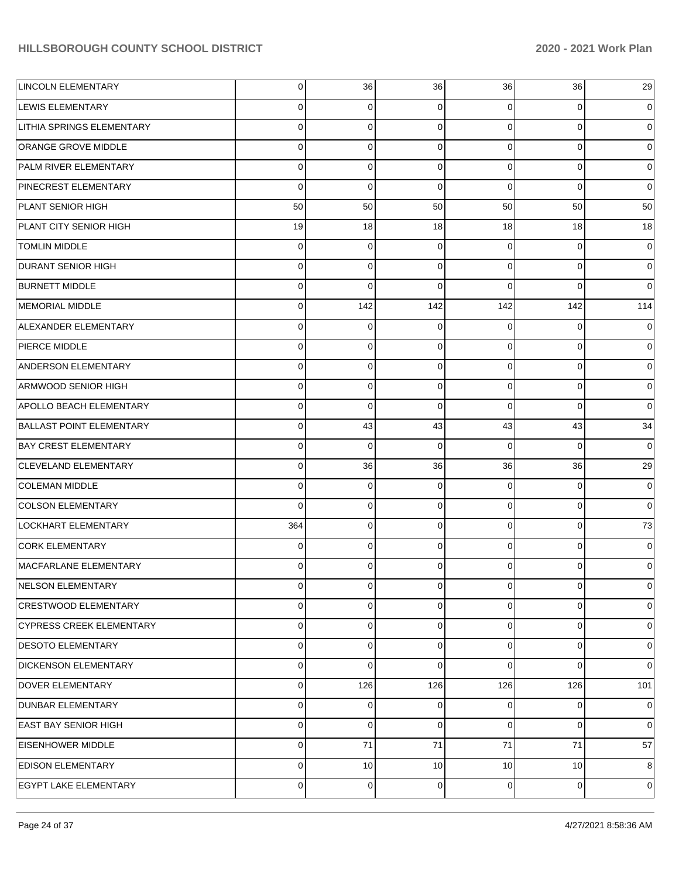| | | | | | | |
|---|---|---|---|---|---|---|
| LINCOLN ELEMENTARY | 0 | 36 | 36 | 36 | 36 | 29 |
| LEWIS ELEMENTARY | 0 | 0 | 0 | 0 | 0 | 0 |
| LITHIA SPRINGS ELEMENTARY | 0 | 0 | 0 | 0 | 0 | 0 |
| ORANGE GROVE MIDDLE | 0 | 0 | 0 | 0 | 0 | 0 |
| PALM RIVER ELEMENTARY | 0 | 0 | 0 | 0 | 0 | 0 |
| PINECREST ELEMENTARY | 0 | 0 | 0 | 0 | 0 | 0 |
| PLANT SENIOR HIGH | 50 | 50 | 50 | 50 | 50 | 50 |
| PLANT CITY SENIOR HIGH | 19 | 18 | 18 | 18 | 18 | 18 |
| TOMLIN MIDDLE | 0 | 0 | 0 | 0 | 0 | 0 |
| DURANT SENIOR HIGH | 0 | 0 | 0 | 0 | 0 | 0 |
| BURNETT MIDDLE | 0 | 0 | 0 | 0 | 0 | 0 |
| MEMORIAL MIDDLE | 0 | 142 | 142 | 142 | 142 | 114 |
| ALEXANDER ELEMENTARY | 0 | 0 | 0 | 0 | 0 | 0 |
| PIERCE MIDDLE | 0 | 0 | 0 | 0 | 0 | 0 |
| ANDERSON ELEMENTARY | 0 | 0 | 0 | 0 | 0 | 0 |
| ARMWOOD SENIOR HIGH | 0 | 0 | 0 | 0 | 0 | 0 |
| APOLLO BEACH ELEMENTARY | 0 | 0 | 0 | 0 | 0 | 0 |
| BALLAST POINT ELEMENTARY | 0 | 43 | 43 | 43 | 43 | 34 |
| BAY CREST ELEMENTARY | 0 | 0 | 0 | 0 | 0 | 0 |
| CLEVELAND ELEMENTARY | 0 | 36 | 36 | 36 | 36 | 29 |
| COLEMAN MIDDLE | 0 | 0 | 0 | 0 | 0 | 0 |
| COLSON ELEMENTARY | 0 | 0 | 0 | 0 | 0 | 0 |
| LOCKHART ELEMENTARY | 364 | 0 | 0 | 0 | 0 | 73 |
| CORK ELEMENTARY | 0 | 0 | 0 | 0 | 0 | 0 |
| MACFARLANE ELEMENTARY | 0 | 0 | 0 | 0 | 0 | 0 |
| NELSON ELEMENTARY | 0 | 0 | 0 | 0 | 0 | 0 |
| CRESTWOOD ELEMENTARY | 0 | 0 | 0 | 0 | 0 | 0 |
| CYPRESS CREEK ELEMENTARY | 0 | 0 | 0 | 0 | 0 | 0 |
| DESOTO ELEMENTARY | 0 | 0 | 0 | 0 | 0 | 0 |
| DICKENSON ELEMENTARY | 0 | 0 | 0 | 0 | 0 | 0 |
| DOVER ELEMENTARY | 0 | 126 | 126 | 126 | 126 | 101 |
| DUNBAR ELEMENTARY | 0 | 0 | 0 | 0 | 0 | 0 |
| EAST BAY SENIOR HIGH | 0 | 0 | 0 | 0 | 0 | 0 |
| EISENHOWER MIDDLE | 0 | 71 | 71 | 71 | 71 | 57 |
| EDISON ELEMENTARY | 0 | 10 | 10 | 10 | 10 | 8 |
| EGYPT LAKE ELEMENTARY | 0 | 0 | 0 | 0 | 0 | 0 |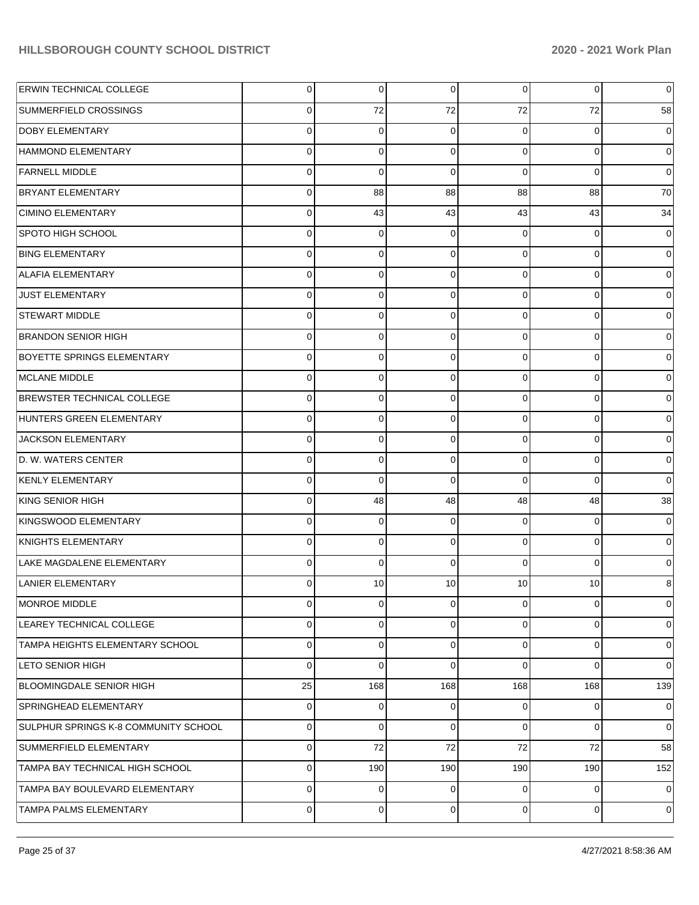| | | | | | | |
|---|---|---|---|---|---|---|
| ERWIN TECHNICAL COLLEGE | 0 | 0 | 0 | 0 | 0 | 0 |
| SUMMERFIELD CROSSINGS | 0 | 72 | 72 | 72 | 72 | 58 |
| DOBY ELEMENTARY | 0 | 0 | 0 | 0 | 0 | 0 |
| HAMMOND ELEMENTARY | 0 | 0 | 0 | 0 | 0 | 0 |
| FARNELL MIDDLE | 0 | 0 | 0 | 0 | 0 | 0 |
| BRYANT ELEMENTARY | 0 | 88 | 88 | 88 | 88 | 70 |
| CIMINO ELEMENTARY | 0 | 43 | 43 | 43 | 43 | 34 |
| SPOTO HIGH SCHOOL | 0 | 0 | 0 | 0 | 0 | 0 |
| BING ELEMENTARY | 0 | 0 | 0 | 0 | 0 | 0 |
| ALAFIA ELEMENTARY | 0 | 0 | 0 | 0 | 0 | 0 |
| JUST ELEMENTARY | 0 | 0 | 0 | 0 | 0 | 0 |
| STEWART MIDDLE | 0 | 0 | 0 | 0 | 0 | 0 |
| BRANDON SENIOR HIGH | 0 | 0 | 0 | 0 | 0 | 0 |
| BOYETTE SPRINGS ELEMENTARY | 0 | 0 | 0 | 0 | 0 | 0 |
| MCLANE MIDDLE | 0 | 0 | 0 | 0 | 0 | 0 |
| BREWSTER TECHNICAL COLLEGE | 0 | 0 | 0 | 0 | 0 | 0 |
| HUNTERS GREEN ELEMENTARY | 0 | 0 | 0 | 0 | 0 | 0 |
| JACKSON ELEMENTARY | 0 | 0 | 0 | 0 | 0 | 0 |
| D. W. WATERS CENTER | 0 | 0 | 0 | 0 | 0 | 0 |
| KENLY ELEMENTARY | 0 | 0 | 0 | 0 | 0 | 0 |
| KING SENIOR HIGH | 0 | 48 | 48 | 48 | 48 | 38 |
| KINGSWOOD ELEMENTARY | 0 | 0 | 0 | 0 | 0 | 0 |
| KNIGHTS ELEMENTARY | 0 | 0 | 0 | 0 | 0 | 0 |
| LAKE MAGDALENE ELEMENTARY | 0 | 0 | 0 | 0 | 0 | 0 |
| LANIER ELEMENTARY | 0 | 10 | 10 | 10 | 10 | 8 |
| MONROE MIDDLE | 0 | 0 | 0 | 0 | 0 | 0 |
| LEAREY TECHNICAL COLLEGE | 0 | 0 | 0 | 0 | 0 | 0 |
| TAMPA HEIGHTS ELEMENTARY SCHOOL | 0 | 0 | 0 | 0 | 0 | 0 |
| LETO SENIOR HIGH | 0 | 0 | 0 | 0 | 0 | 0 |
| BLOOMINGDALE SENIOR HIGH | 25 | 168 | 168 | 168 | 168 | 139 |
| SPRINGHEAD ELEMENTARY | 0 | 0 | 0 | 0 | 0 | 0 |
| SULPHUR SPRINGS K-8 COMMUNITY SCHOOL | 0 | 0 | 0 | 0 | 0 | 0 |
| SUMMERFIELD ELEMENTARY | 0 | 72 | 72 | 72 | 72 | 58 |
| TAMPA BAY TECHNICAL HIGH SCHOOL | 0 | 190 | 190 | 190 | 190 | 152 |
| TAMPA BAY BOULEVARD ELEMENTARY | 0 | 0 | 0 | 0 | 0 | 0 |
| TAMPA PALMS ELEMENTARY | 0 | 0 | 0 | 0 | 0 | 0 |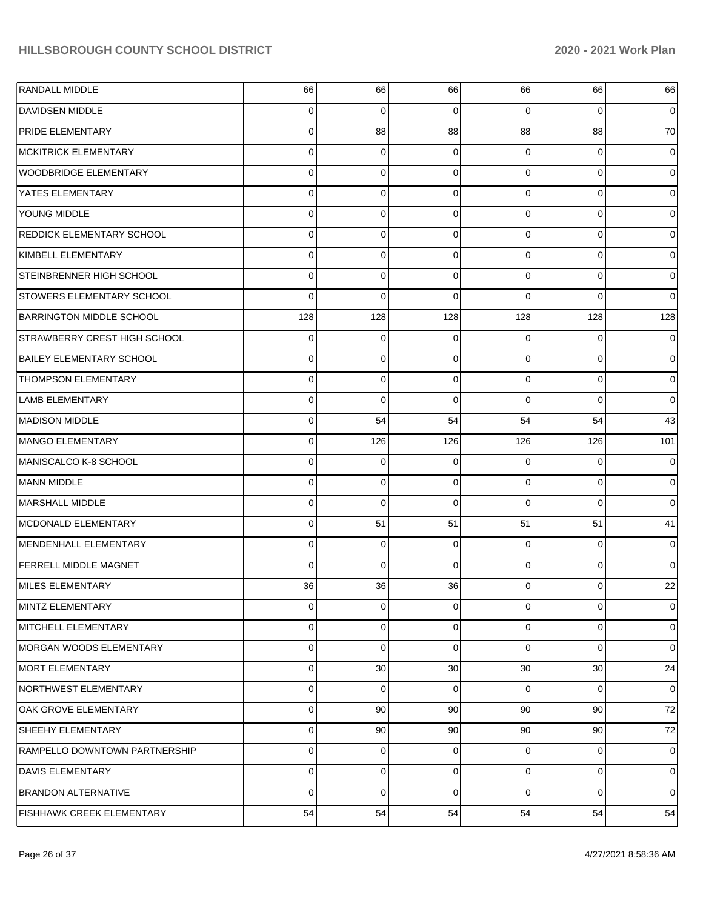| | | | | | | |
|---|---|---|---|---|---|---|
| RANDALL MIDDLE | 66 | 66 | 66 | 66 | 66 | 66 |
| DAVIDSEN MIDDLE | 0 | 0 | 0 | 0 | 0 | 0 |
| PRIDE ELEMENTARY | 0 | 88 | 88 | 88 | 88 | 70 |
| MCKITRICK ELEMENTARY | 0 | 0 | 0 | 0 | 0 | 0 |
| WOODBRIDGE ELEMENTARY | 0 | 0 | 0 | 0 | 0 | 0 |
| YATES ELEMENTARY | 0 | 0 | 0 | 0 | 0 | 0 |
| YOUNG MIDDLE | 0 | 0 | 0 | 0 | 0 | 0 |
| REDDICK ELEMENTARY SCHOOL | 0 | 0 | 0 | 0 | 0 | 0 |
| KIMBELL ELEMENTARY | 0 | 0 | 0 | 0 | 0 | 0 |
| STEINBRENNER HIGH SCHOOL | 0 | 0 | 0 | 0 | 0 | 0 |
| STOWERS ELEMENTARY SCHOOL | 0 | 0 | 0 | 0 | 0 | 0 |
| BARRINGTON MIDDLE SCHOOL | 128 | 128 | 128 | 128 | 128 | 128 |
| STRAWBERRY CREST HIGH SCHOOL | 0 | 0 | 0 | 0 | 0 | 0 |
| BAILEY ELEMENTARY SCHOOL | 0 | 0 | 0 | 0 | 0 | 0 |
| THOMPSON ELEMENTARY | 0 | 0 | 0 | 0 | 0 | 0 |
| LAMB ELEMENTARY | 0 | 0 | 0 | 0 | 0 | 0 |
| MADISON MIDDLE | 0 | 54 | 54 | 54 | 54 | 43 |
| MANGO ELEMENTARY | 0 | 126 | 126 | 126 | 126 | 101 |
| MANISCALCO K-8 SCHOOL | 0 | 0 | 0 | 0 | 0 | 0 |
| MANN MIDDLE | 0 | 0 | 0 | 0 | 0 | 0 |
| MARSHALL MIDDLE | 0 | 0 | 0 | 0 | 0 | 0 |
| MCDONALD ELEMENTARY | 0 | 51 | 51 | 51 | 51 | 41 |
| MENDENHALL ELEMENTARY | 0 | 0 | 0 | 0 | 0 | 0 |
| FERRELL MIDDLE MAGNET | 0 | 0 | 0 | 0 | 0 | 0 |
| MILES ELEMENTARY | 36 | 36 | 36 | 0 | 0 | 22 |
| MINTZ ELEMENTARY | 0 | 0 | 0 | 0 | 0 | 0 |
| MITCHELL ELEMENTARY | 0 | 0 | 0 | 0 | 0 | 0 |
| MORGAN WOODS ELEMENTARY | 0 | 0 | 0 | 0 | 0 | 0 |
| MORT ELEMENTARY | 0 | 30 | 30 | 30 | 30 | 24 |
| NORTHWEST ELEMENTARY | 0 | 0 | 0 | 0 | 0 | 0 |
| OAK GROVE ELEMENTARY | 0 | 90 | 90 | 90 | 90 | 72 |
| SHEEHY ELEMENTARY | 0 | 90 | 90 | 90 | 90 | 72 |
| RAMPELLO DOWNTOWN PARTNERSHIP | 0 | 0 | 0 | 0 | 0 | 0 |
| DAVIS ELEMENTARY | 0 | 0 | 0 | 0 | 0 | 0 |
| BRANDON ALTERNATIVE | 0 | 0 | 0 | 0 | 0 | 0 |
| FISHHAWK CREEK ELEMENTARY | 54 | 54 | 54 | 54 | 54 | 54 |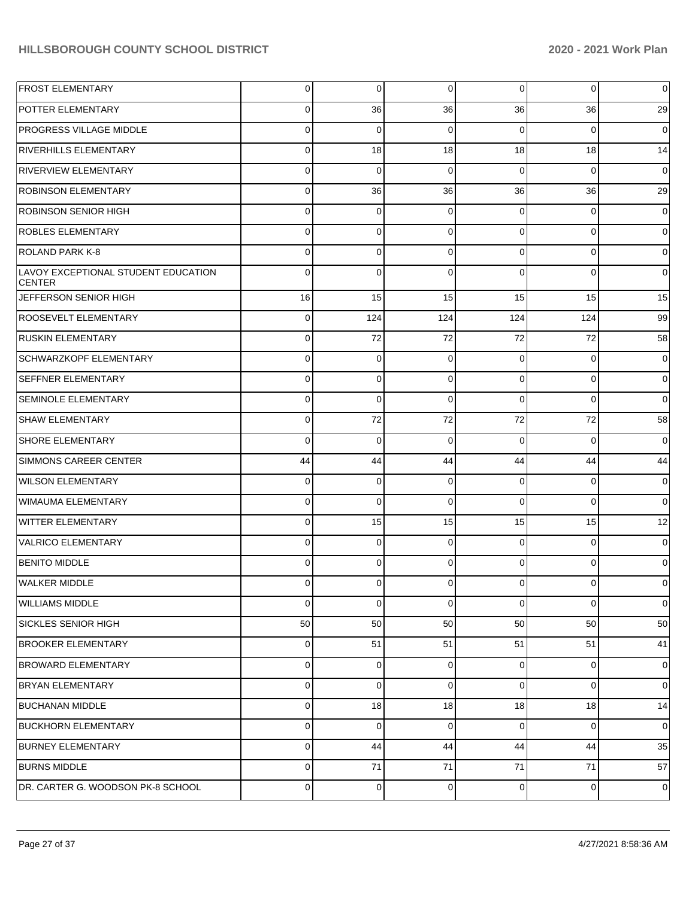| | | | | | | |
|---|---|---|---|---|---|---|
| FROST ELEMENTARY | 0 | 0 | 0 | 0 | 0 | 0 |
| POTTER ELEMENTARY | 0 | 36 | 36 | 36 | 36 | 29 |
| PROGRESS VILLAGE MIDDLE | 0 | 0 | 0 | 0 | 0 | 0 |
| RIVERHILLS ELEMENTARY | 0 | 18 | 18 | 18 | 18 | 14 |
| RIVERVIEW ELEMENTARY | 0 | 0 | 0 | 0 | 0 | 0 |
| ROBINSON ELEMENTARY | 0 | 36 | 36 | 36 | 36 | 29 |
| ROBINSON SENIOR HIGH | 0 | 0 | 0 | 0 | 0 | 0 |
| ROBLES ELEMENTARY | 0 | 0 | 0 | 0 | 0 | 0 |
| ROLAND PARK K-8 | 0 | 0 | 0 | 0 | 0 | 0 |
| LAVOY EXCEPTIONAL STUDENT EDUCATION CENTER | 0 | 0 | 0 | 0 | 0 | 0 |
| JEFFERSON SENIOR HIGH | 16 | 15 | 15 | 15 | 15 | 15 |
| ROOSEVELT ELEMENTARY | 0 | 124 | 124 | 124 | 124 | 99 |
| RUSKIN ELEMENTARY | 0 | 72 | 72 | 72 | 72 | 58 |
| SCHWARZKOPF ELEMENTARY | 0 | 0 | 0 | 0 | 0 | 0 |
| SEFFNER ELEMENTARY | 0 | 0 | 0 | 0 | 0 | 0 |
| SEMINOLE ELEMENTARY | 0 | 0 | 0 | 0 | 0 | 0 |
| SHAW ELEMENTARY | 0 | 72 | 72 | 72 | 72 | 58 |
| SHORE ELEMENTARY | 0 | 0 | 0 | 0 | 0 | 0 |
| SIMMONS CAREER CENTER | 44 | 44 | 44 | 44 | 44 | 44 |
| WILSON ELEMENTARY | 0 | 0 | 0 | 0 | 0 | 0 |
| WIMAUMA ELEMENTARY | 0 | 0 | 0 | 0 | 0 | 0 |
| WITTER ELEMENTARY | 0 | 15 | 15 | 15 | 15 | 12 |
| VALRICO ELEMENTARY | 0 | 0 | 0 | 0 | 0 | 0 |
| BENITO MIDDLE | 0 | 0 | 0 | 0 | 0 | 0 |
| WALKER MIDDLE | 0 | 0 | 0 | 0 | 0 | 0 |
| WILLIAMS MIDDLE | 0 | 0 | 0 | 0 | 0 | 0 |
| SICKLES SENIOR HIGH | 50 | 50 | 50 | 50 | 50 | 50 |
| BROOKER ELEMENTARY | 0 | 51 | 51 | 51 | 51 | 41 |
| BROWARD ELEMENTARY | 0 | 0 | 0 | 0 | 0 | 0 |
| BRYAN ELEMENTARY | 0 | 0 | 0 | 0 | 0 | 0 |
| BUCHANAN MIDDLE | 0 | 18 | 18 | 18 | 18 | 14 |
| BUCKHORN ELEMENTARY | 0 | 0 | 0 | 0 | 0 | 0 |
| BURNEY ELEMENTARY | 0 | 44 | 44 | 44 | 44 | 35 |
| BURNS MIDDLE | 0 | 71 | 71 | 71 | 71 | 57 |
| DR. CARTER G. WOODSON PK-8 SCHOOL | 0 | 0 | 0 | 0 | 0 | 0 |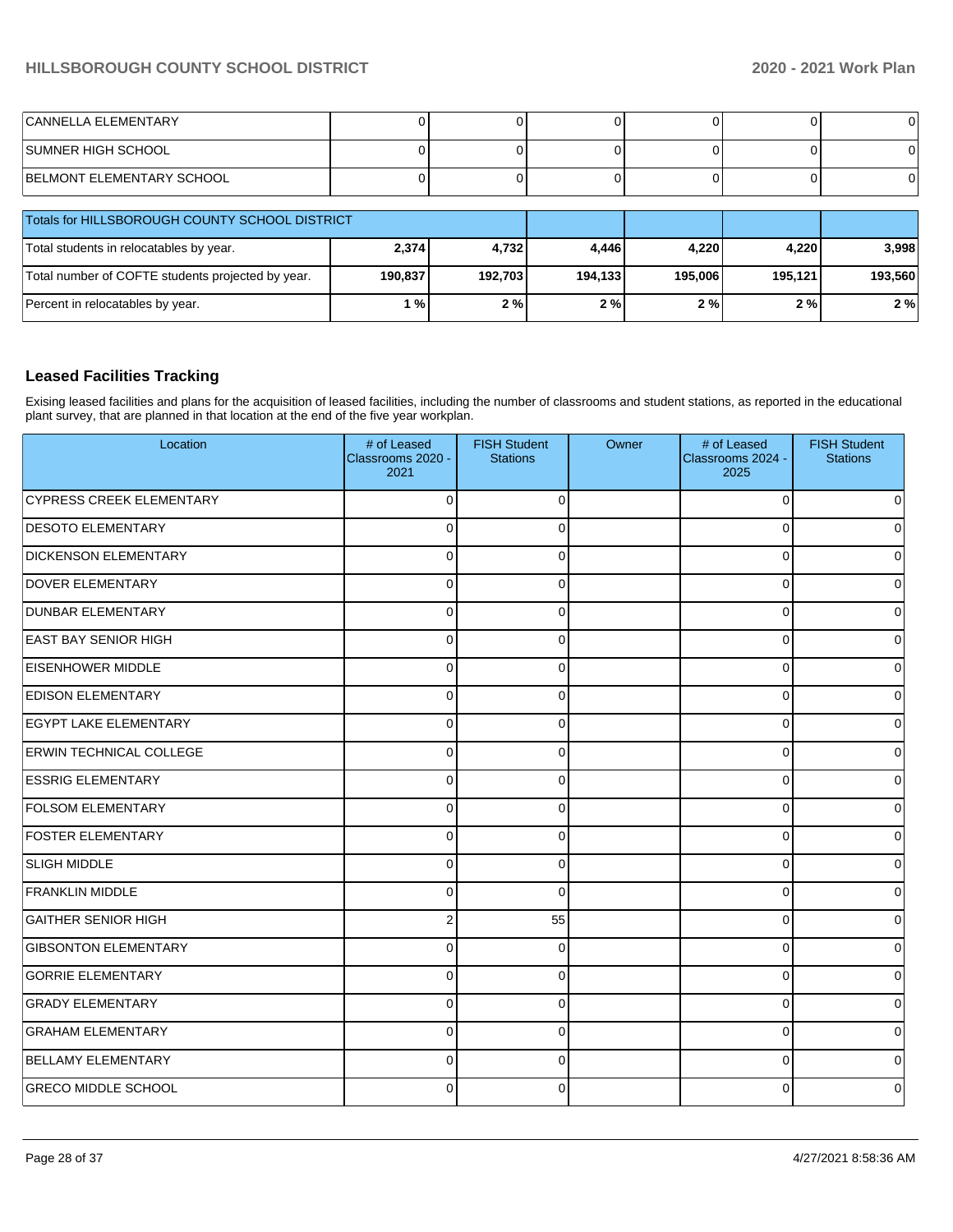| CANNELLA ELEMENTARY | 0 | 0 | 0 | 0 | 0 | 0 |
|---|---|---|---|---|---|---|
| SUMNER HIGH SCHOOL | 0 | 0 | 0 | 0 | 0 | 0 |
| BELMONT ELEMENTARY SCHOOL | 0 | 0 | 0 | 0 | 0 | 0 |

| Totals for HILLSBOROUGH COUNTY SCHOOL DISTRICT | | | | | | |
|---|---|---|---|---|---|---|
| Total students in relocatables by year. | **2,374** | **4,732** | **4,446** | **4,220** | **4,220** | **3,998** |
| Total number of COFTE students projected by year. | **190,837** | **192,703** | **194,133** | **195,006** | **195,121** | **193,560** |
| Percent in relocatables by year. | **1 %** | **2 %** | **2 %** | **2 %** | **2 %** | **2 %** |

## Leased Facilities Tracking

Exising leased facilities and plans for the acquisition of leased facilities, including the number of classrooms and student stations, as reported in the educational plant survey, that are planned in that location at the end of the five year workplan.

| Location | # of Leased Classrooms 2020 - 2021 | FISH Student Stations | Owner | # of Leased Classrooms 2024 - 2025 | FISH Student Stations |
|---|---|---|---|---|---|
| CYPRESS CREEK ELEMENTARY | 0 | 0 | | 0 | 0 |
| DESOTO ELEMENTARY | 0 | 0 | | 0 | 0 |
| DICKENSON ELEMENTARY | 0 | 0 | | 0 | 0 |
| DOVER ELEMENTARY | 0 | 0 | | 0 | 0 |
| DUNBAR ELEMENTARY | 0 | 0 | | 0 | 0 |
| EAST BAY SENIOR HIGH | 0 | 0 | | 0 | 0 |
| EISENHOWER MIDDLE | 0 | 0 | | 0 | 0 |
| EDISON ELEMENTARY | 0 | 0 | | 0 | 0 |
| EGYPT LAKE ELEMENTARY | 0 | 0 | | 0 | 0 |
| ERWIN TECHNICAL COLLEGE | 0 | 0 | | 0 | 0 |
| ESSRIG ELEMENTARY | 0 | 0 | | 0 | 0 |
| FOLSOM ELEMENTARY | 0 | 0 | | 0 | 0 |
| FOSTER ELEMENTARY | 0 | 0 | | 0 | 0 |
| SLIGH MIDDLE | 0 | 0 | | 0 | 0 |
| FRANKLIN MIDDLE | 0 | 0 | | 0 | 0 |
| GAITHER SENIOR HIGH | 2 | 55 | | 0 | 0 |
| GIBSONTON ELEMENTARY | 0 | 0 | | 0 | 0 |
| GORRIE ELEMENTARY | 0 | 0 | | 0 | 0 |
| GRADY ELEMENTARY | 0 | 0 | | 0 | 0 |
| GRAHAM ELEMENTARY | 0 | 0 | | 0 | 0 |
| BELLAMY ELEMENTARY | 0 | 0 | | 0 | 0 |
| GRECO MIDDLE SCHOOL | 0 | 0 | | 0 | 0 |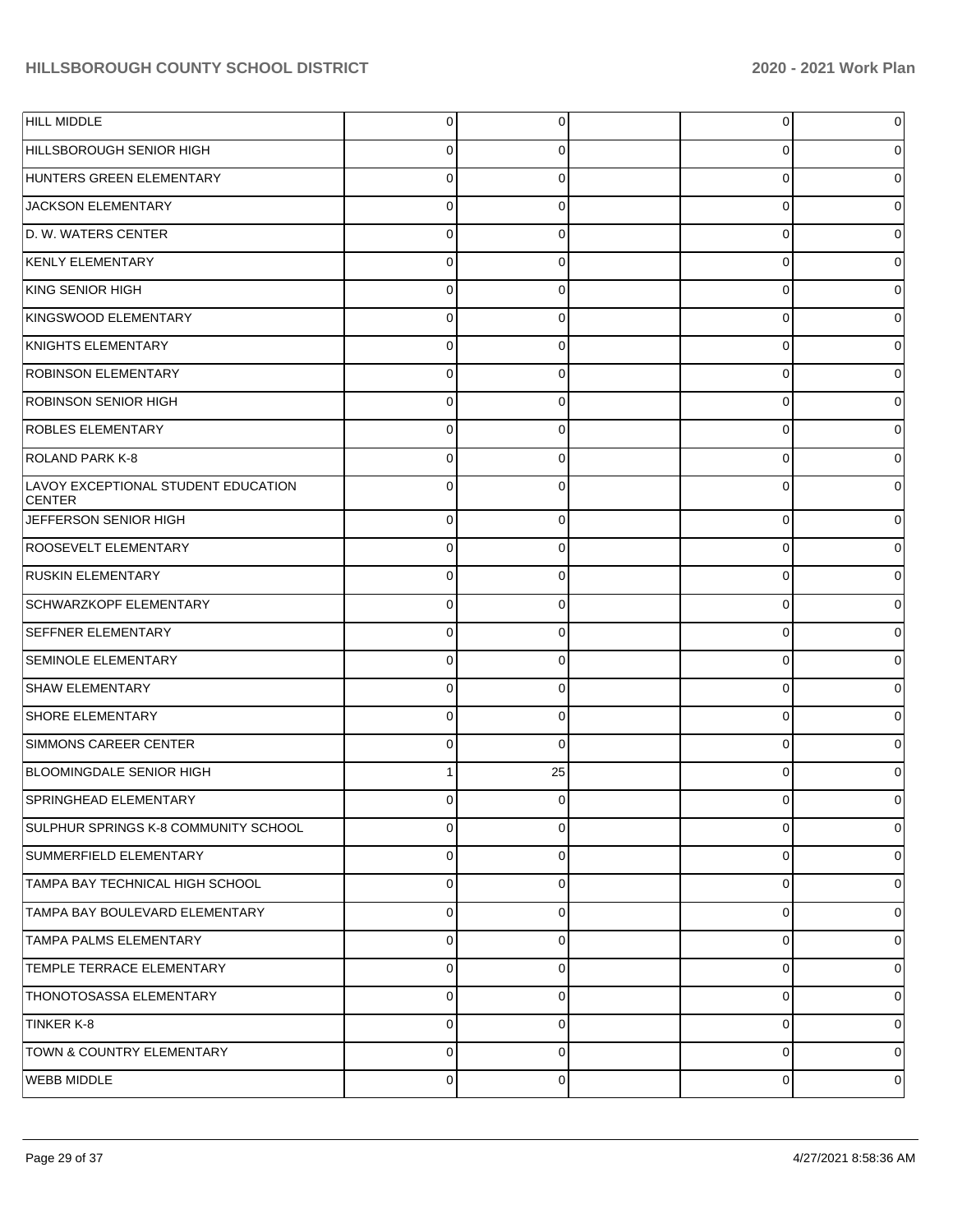| | | | | | |
|---|---|---|---|---|---|
| HILL MIDDLE | 0 | 0 | | 0 | 0 |
| HILLSBOROUGH SENIOR HIGH | 0 | 0 | | 0 | 0 |
| HUNTERS GREEN ELEMENTARY | 0 | 0 | | 0 | 0 |
| JACKSON ELEMENTARY | 0 | 0 | | 0 | 0 |
| D. W. WATERS CENTER | 0 | 0 | | 0 | 0 |
| KENLY ELEMENTARY | 0 | 0 | | 0 | 0 |
| KING SENIOR HIGH | 0 | 0 | | 0 | 0 |
| KINGSWOOD ELEMENTARY | 0 | 0 | | 0 | 0 |
| KNIGHTS ELEMENTARY | 0 | 0 | | 0 | 0 |
| ROBINSON ELEMENTARY | 0 | 0 | | 0 | 0 |
| ROBINSON SENIOR HIGH | 0 | 0 | | 0 | 0 |
| ROBLES ELEMENTARY | 0 | 0 | | 0 | 0 |
| ROLAND PARK K-8 | 0 | 0 | | 0 | 0 |
| LAVOY EXCEPTIONAL STUDENT EDUCATION CENTER | 0 | 0 | | 0 | 0 |
| JEFFERSON SENIOR HIGH | 0 | 0 | | 0 | 0 |
| ROOSEVELT ELEMENTARY | 0 | 0 | | 0 | 0 |
| RUSKIN ELEMENTARY | 0 | 0 | | 0 | 0 |
| SCHWARZKOPF ELEMENTARY | 0 | 0 | | 0 | 0 |
| SEFFNER ELEMENTARY | 0 | 0 | | 0 | 0 |
| SEMINOLE ELEMENTARY | 0 | 0 | | 0 | 0 |
| SHAW ELEMENTARY | 0 | 0 | | 0 | 0 |
| SHORE ELEMENTARY | 0 | 0 | | 0 | 0 |
| SIMMONS CAREER CENTER | 0 | 0 | | 0 | 0 |
| BLOOMINGDALE SENIOR HIGH | 1 | 25 | | 0 | 0 |
| SPRINGHEAD ELEMENTARY | 0 | 0 | | 0 | 0 |
| SULPHUR SPRINGS K-8 COMMUNITY SCHOOL | 0 | 0 | | 0 | 0 |
| SUMMERFIELD ELEMENTARY | 0 | 0 | | 0 | 0 |
| TAMPA BAY TECHNICAL HIGH SCHOOL | 0 | 0 | | 0 | 0 |
| TAMPA BAY BOULEVARD ELEMENTARY | 0 | 0 | | 0 | 0 |
| TAMPA PALMS ELEMENTARY | 0 | 0 | | 0 | 0 |
| TEMPLE TERRACE ELEMENTARY | 0 | 0 | | 0 | 0 |
| THONOTOSASSA ELEMENTARY | 0 | 0 | | 0 | 0 |
| TINKER K-8 | 0 | 0 | | 0 | 0 |
| TOWN & COUNTRY ELEMENTARY | 0 | 0 | | 0 | 0 |
| WEBB MIDDLE | 0 | 0 | | 0 | 0 |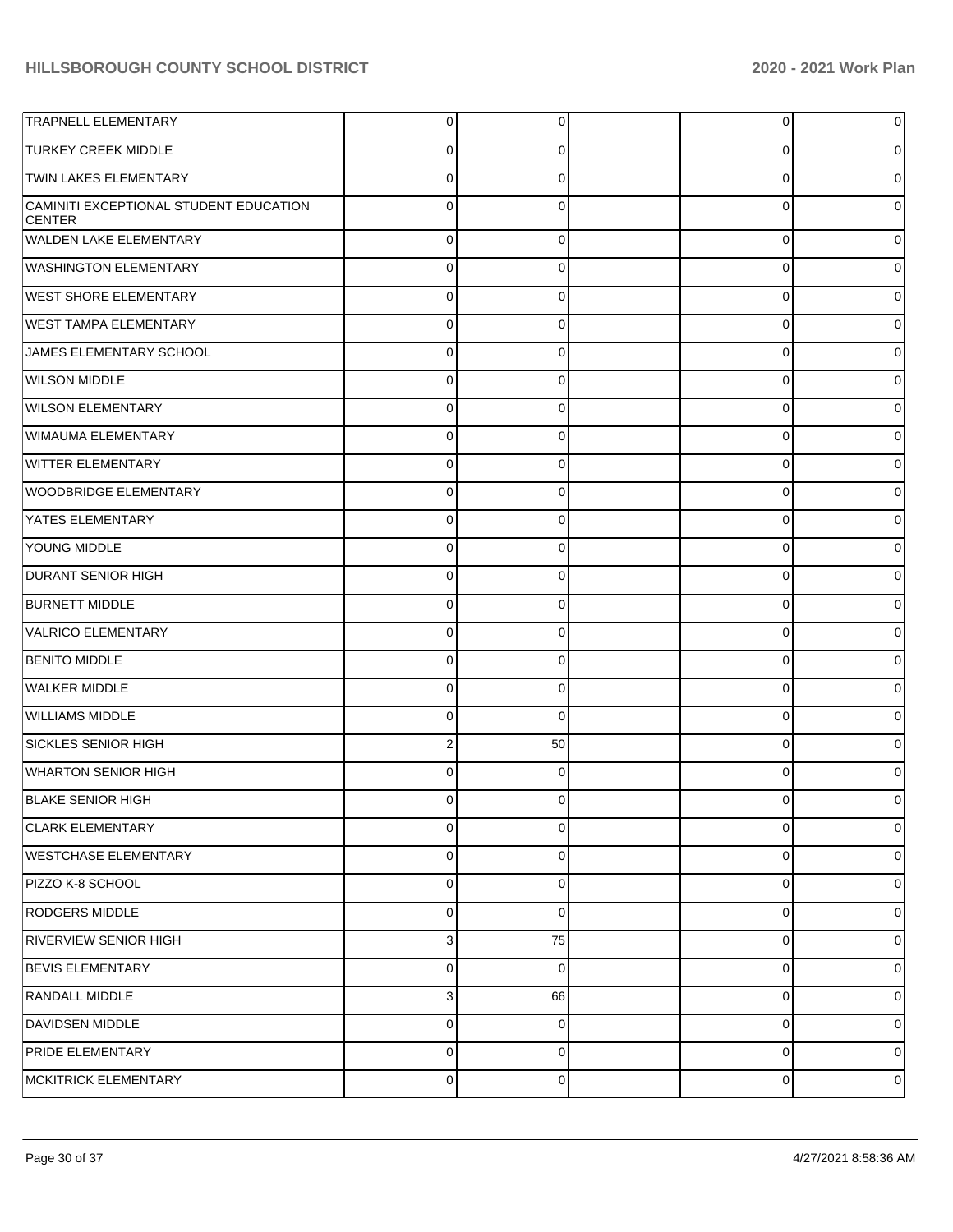| | | | | | |
|---|---|---|---|---|---|
| TRAPNELL ELEMENTARY | 0 | 0 | | 0 | 0 |
| TURKEY CREEK MIDDLE | 0 | 0 | | 0 | 0 |
| TWIN LAKES ELEMENTARY | 0 | 0 | | 0 | 0 |
| CAMINITI EXCEPTIONAL STUDENT EDUCATION CENTER | 0 | 0 | | 0 | 0 |
| WALDEN LAKE ELEMENTARY | 0 | 0 | | 0 | 0 |
| WASHINGTON ELEMENTARY | 0 | 0 | | 0 | 0 |
| WEST SHORE ELEMENTARY | 0 | 0 | | 0 | 0 |
| WEST TAMPA ELEMENTARY | 0 | 0 | | 0 | 0 |
| JAMES ELEMENTARY SCHOOL | 0 | 0 | | 0 | 0 |
| WILSON MIDDLE | 0 | 0 | | 0 | 0 |
| WILSON ELEMENTARY | 0 | 0 | | 0 | 0 |
| WIMAUMA ELEMENTARY | 0 | 0 | | 0 | 0 |
| WITTER ELEMENTARY | 0 | 0 | | 0 | 0 |
| WOODBRIDGE ELEMENTARY | 0 | 0 | | 0 | 0 |
| YATES ELEMENTARY | 0 | 0 | | 0 | 0 |
| YOUNG MIDDLE | 0 | 0 | | 0 | 0 |
| DURANT SENIOR HIGH | 0 | 0 | | 0 | 0 |
| BURNETT MIDDLE | 0 | 0 | | 0 | 0 |
| VALRICO ELEMENTARY | 0 | 0 | | 0 | 0 |
| BENITO MIDDLE | 0 | 0 | | 0 | 0 |
| WALKER MIDDLE | 0 | 0 | | 0 | 0 |
| WILLIAMS MIDDLE | 0 | 0 | | 0 | 0 |
| SICKLES SENIOR HIGH | 2 | 50 | | 0 | 0 |
| WHARTON SENIOR HIGH | 0 | 0 | | 0 | 0 |
| BLAKE SENIOR HIGH | 0 | 0 | | 0 | 0 |
| CLARK ELEMENTARY | 0 | 0 | | 0 | 0 |
| WESTCHASE ELEMENTARY | 0 | 0 | | 0 | 0 |
| PIZZO K-8 SCHOOL | 0 | 0 | | 0 | 0 |
| RODGERS MIDDLE | 0 | 0 | | 0 | 0 |
| RIVERVIEW SENIOR HIGH | 3 | 75 | | 0 | 0 |
| BEVIS ELEMENTARY | 0 | 0 | | 0 | 0 |
| RANDALL MIDDLE | 3 | 66 | | 0 | 0 |
| DAVIDSEN MIDDLE | 0 | 0 | | 0 | 0 |
| PRIDE ELEMENTARY | 0 | 0 | | 0 | 0 |
| MCKITRICK ELEMENTARY | 0 | 0 | | 0 | 0 |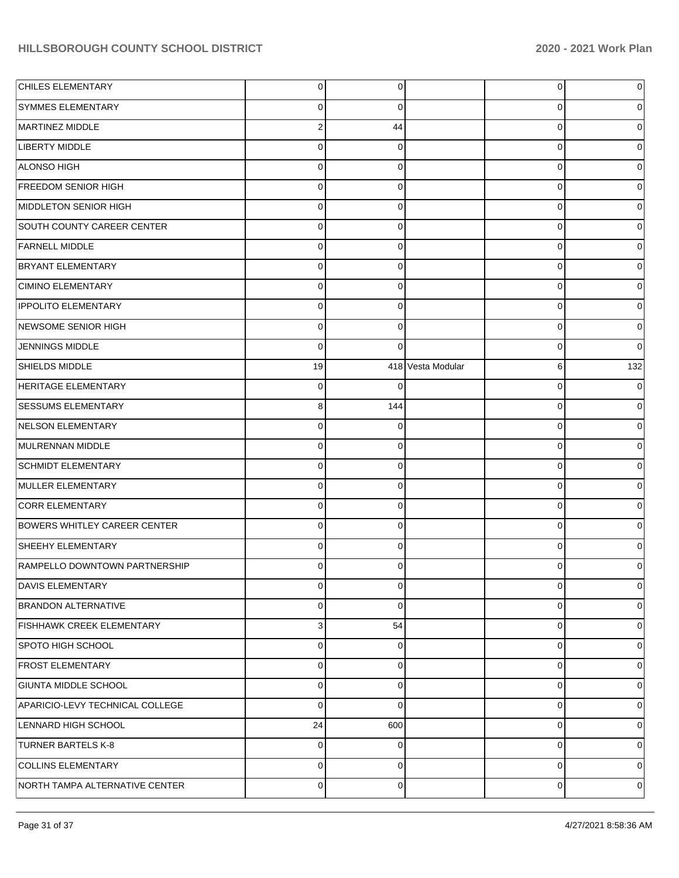| | | | | | |
|---|---|---|---|---|---|
| CHILES ELEMENTARY | 0 | 0 | | 0 | 0 |
| SYMMES ELEMENTARY | 0 | 0 | | 0 | 0 |
| MARTINEZ MIDDLE | 2 | 44 | | 0 | 0 |
| LIBERTY MIDDLE | 0 | 0 | | 0 | 0 |
| ALONSO HIGH | 0 | 0 | | 0 | 0 |
| FREEDOM SENIOR HIGH | 0 | 0 | | 0 | 0 |
| MIDDLETON SENIOR HIGH | 0 | 0 | | 0 | 0 |
| SOUTH COUNTY CAREER CENTER | 0 | 0 | | 0 | 0 |
| FARNELL MIDDLE | 0 | 0 | | 0 | 0 |
| BRYANT ELEMENTARY | 0 | 0 | | 0 | 0 |
| CIMINO ELEMENTARY | 0 | 0 | | 0 | 0 |
| IPPOLITO ELEMENTARY | 0 | 0 | | 0 | 0 |
| NEWSOME SENIOR HIGH | 0 | 0 | | 0 | 0 |
| JENNINGS MIDDLE | 0 | 0 | | 0 | 0 |
| SHIELDS MIDDLE | 19 | 418 | Vesta Modular | 6 | 132 |
| HERITAGE ELEMENTARY | 0 | 0 | | 0 | 0 |
| SESSUMS ELEMENTARY | 8 | 144 | | 0 | 0 |
| NELSON ELEMENTARY | 0 | 0 | | 0 | 0 |
| MULRENNAN MIDDLE | 0 | 0 | | 0 | 0 |
| SCHMIDT ELEMENTARY | 0 | 0 | | 0 | 0 |
| MULLER ELEMENTARY | 0 | 0 | | 0 | 0 |
| CORR ELEMENTARY | 0 | 0 | | 0 | 0 |
| BOWERS WHITLEY CAREER CENTER | 0 | 0 | | 0 | 0 |
| SHEEHY ELEMENTARY | 0 | 0 | | 0 | 0 |
| RAMPELLO DOWNTOWN PARTNERSHIP | 0 | 0 | | 0 | 0 |
| DAVIS ELEMENTARY | 0 | 0 | | 0 | 0 |
| BRANDON ALTERNATIVE | 0 | 0 | | 0 | 0 |
| FISHHAWK CREEK ELEMENTARY | 3 | 54 | | 0 | 0 |
| SPOTO HIGH SCHOOL | 0 | 0 | | 0 | 0 |
| FROST ELEMENTARY | 0 | 0 | | 0 | 0 |
| GIUNTA MIDDLE SCHOOL | 0 | 0 | | 0 | 0 |
| APARICIO-LEVY TECHNICAL COLLEGE | 0 | 0 | | 0 | 0 |
| LENNARD HIGH SCHOOL | 24 | 600 | | 0 | 0 |
| TURNER BARTELS K-8 | 0 | 0 | | 0 | 0 |
| COLLINS ELEMENTARY | 0 | 0 | | 0 | 0 |
| NORTH TAMPA ALTERNATIVE CENTER | 0 | 0 | | 0 | 0 |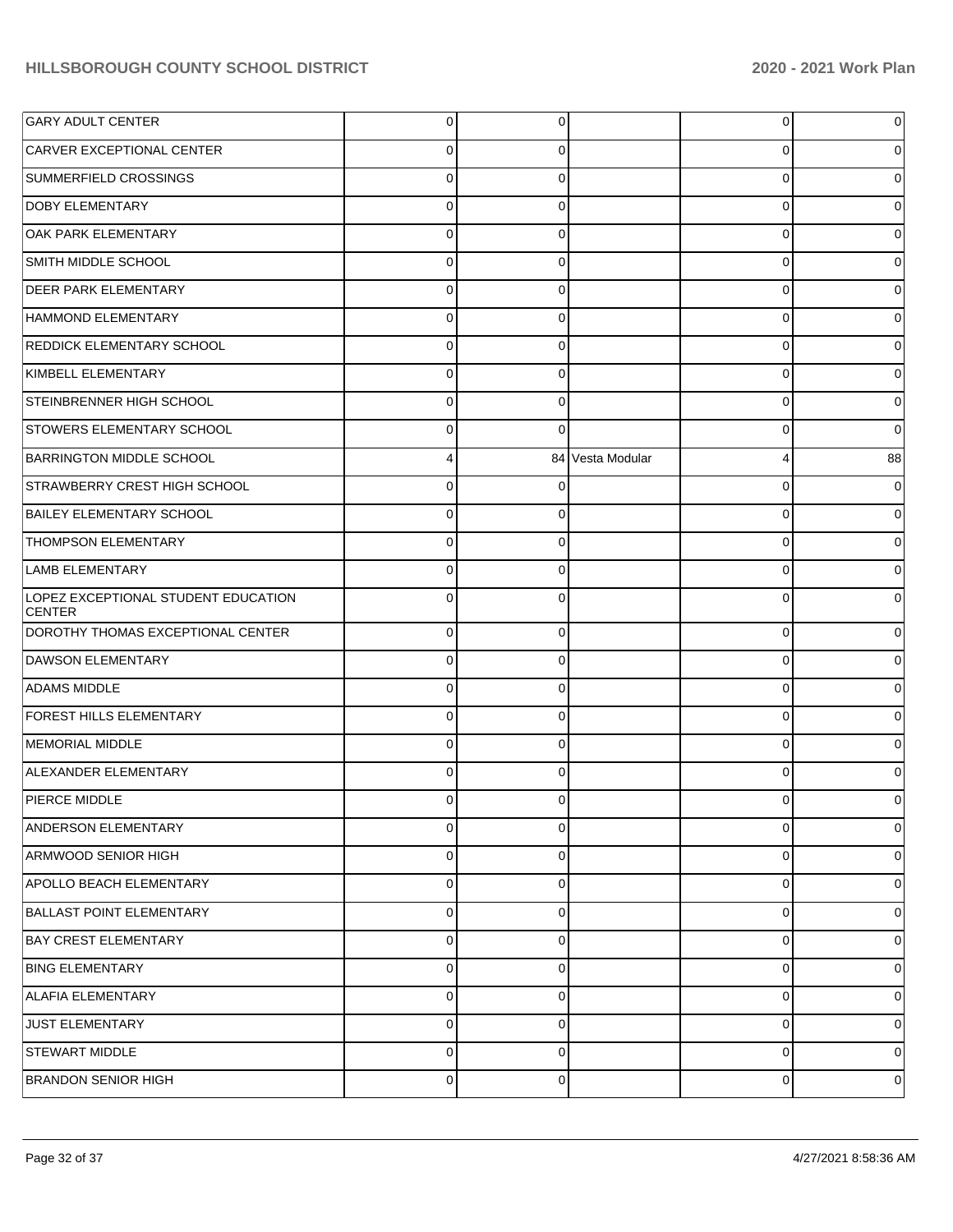| | | | | | |
|---|---|---|---|---|---|
| GARY ADULT CENTER | 0 | 0 | | 0 | 0 |
| CARVER EXCEPTIONAL CENTER | 0 | 0 | | 0 | 0 |
| SUMMERFIELD CROSSINGS | 0 | 0 | | 0 | 0 |
| DOBY ELEMENTARY | 0 | 0 | | 0 | 0 |
| OAK PARK ELEMENTARY | 0 | 0 | | 0 | 0 |
| SMITH MIDDLE SCHOOL | 0 | 0 | | 0 | 0 |
| DEER PARK ELEMENTARY | 0 | 0 | | 0 | 0 |
| HAMMOND ELEMENTARY | 0 | 0 | | 0 | 0 |
| REDDICK ELEMENTARY SCHOOL | 0 | 0 | | 0 | 0 |
| KIMBELL ELEMENTARY | 0 | 0 | | 0 | 0 |
| STEINBRENNER HIGH SCHOOL | 0 | 0 | | 0 | 0 |
| STOWERS ELEMENTARY SCHOOL | 0 | 0 | | 0 | 0 |
| BARRINGTON MIDDLE SCHOOL | 4 | 84 | Vesta Modular | 4 | 88 |
| STRAWBERRY CREST HIGH SCHOOL | 0 | 0 | | 0 | 0 |
| BAILEY ELEMENTARY SCHOOL | 0 | 0 | | 0 | 0 |
| THOMPSON ELEMENTARY | 0 | 0 | | 0 | 0 |
| LAMB ELEMENTARY | 0 | 0 | | 0 | 0 |
| LOPEZ EXCEPTIONAL STUDENT EDUCATION CENTER | 0 | 0 | | 0 | 0 |
| DOROTHY THOMAS EXCEPTIONAL CENTER | 0 | 0 | | 0 | 0 |
| DAWSON ELEMENTARY | 0 | 0 | | 0 | 0 |
| ADAMS MIDDLE | 0 | 0 | | 0 | 0 |
| FOREST HILLS ELEMENTARY | 0 | 0 | | 0 | 0 |
| MEMORIAL MIDDLE | 0 | 0 | | 0 | 0 |
| ALEXANDER ELEMENTARY | 0 | 0 | | 0 | 0 |
| PIERCE MIDDLE | 0 | 0 | | 0 | 0 |
| ANDERSON ELEMENTARY | 0 | 0 | | 0 | 0 |
| ARMWOOD SENIOR HIGH | 0 | 0 | | 0 | 0 |
| APOLLO BEACH ELEMENTARY | 0 | 0 | | 0 | 0 |
| BALLAST POINT ELEMENTARY | 0 | 0 | | 0 | 0 |
| BAY CREST ELEMENTARY | 0 | 0 | | 0 | 0 |
| BING ELEMENTARY | 0 | 0 | | 0 | 0 |
| ALAFIA ELEMENTARY | 0 | 0 | | 0 | 0 |
| JUST ELEMENTARY | 0 | 0 | | 0 | 0 |
| STEWART MIDDLE | 0 | 0 | | 0 | 0 |
| BRANDON SENIOR HIGH | 0 | 0 | | 0 | 0 |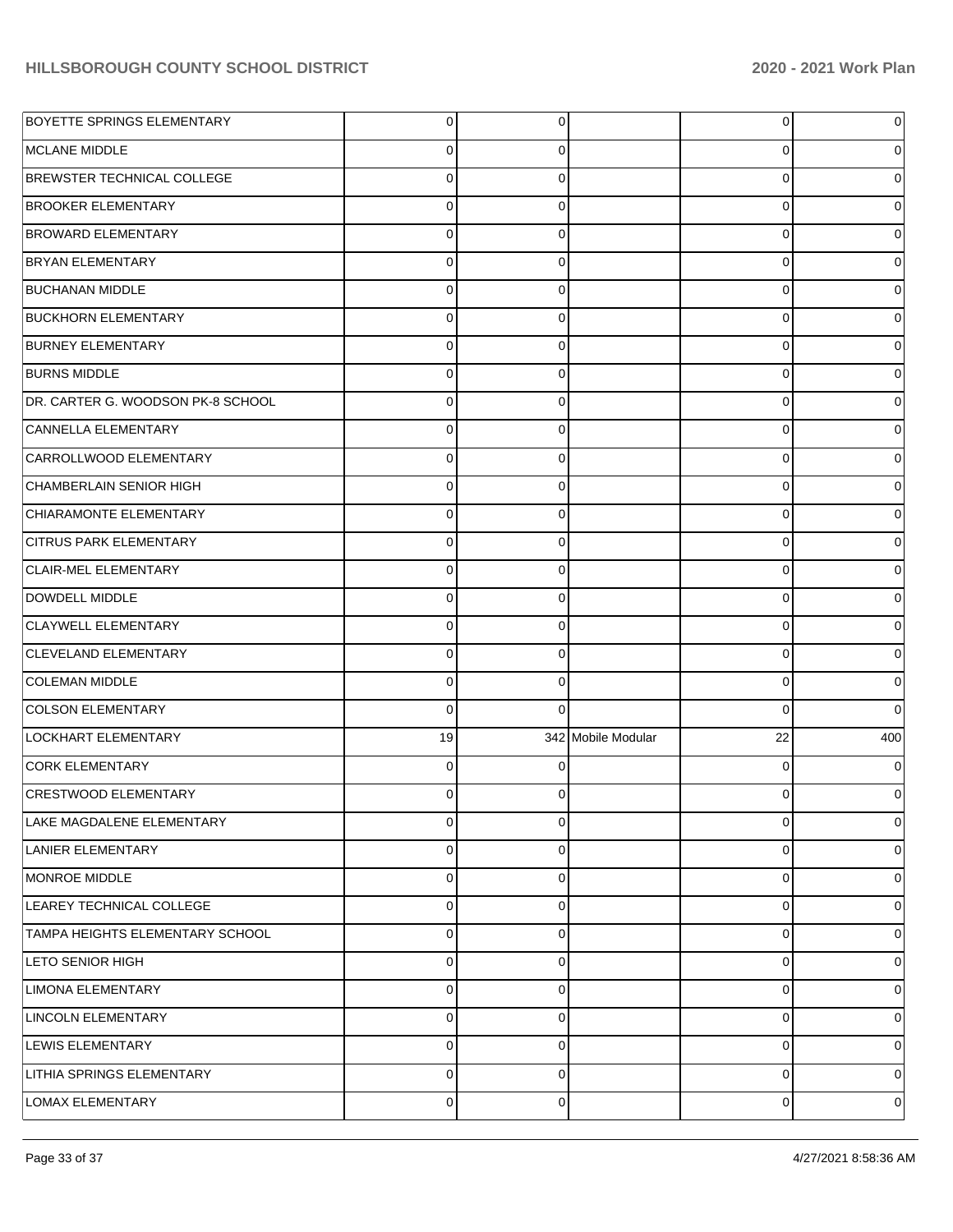| | | | | | |
|---|---|---|---|---|---|
| BOYETTE SPRINGS ELEMENTARY | 0 | 0 | | 0 | 0 |
| MCLANE MIDDLE | 0 | 0 | | 0 | 0 |
| BREWSTER TECHNICAL COLLEGE | 0 | 0 | | 0 | 0 |
| BROOKER ELEMENTARY | 0 | 0 | | 0 | 0 |
| BROWARD ELEMENTARY | 0 | 0 | | 0 | 0 |
| BRYAN ELEMENTARY | 0 | 0 | | 0 | 0 |
| BUCHANAN MIDDLE | 0 | 0 | | 0 | 0 |
| BUCKHORN ELEMENTARY | 0 | 0 | | 0 | 0 |
| BURNEY ELEMENTARY | 0 | 0 | | 0 | 0 |
| BURNS MIDDLE | 0 | 0 | | 0 | 0 |
| DR. CARTER G. WOODSON PK-8 SCHOOL | 0 | 0 | | 0 | 0 |
| CANNELLA ELEMENTARY | 0 | 0 | | 0 | 0 |
| CARROLLWOOD ELEMENTARY | 0 | 0 | | 0 | 0 |
| CHAMBERLAIN SENIOR HIGH | 0 | 0 | | 0 | 0 |
| CHIARAMONTE ELEMENTARY | 0 | 0 | | 0 | 0 |
| CITRUS PARK ELEMENTARY | 0 | 0 | | 0 | 0 |
| CLAIR-MEL ELEMENTARY | 0 | 0 | | 0 | 0 |
| DOWDELL MIDDLE | 0 | 0 | | 0 | 0 |
| CLAYWELL ELEMENTARY | 0 | 0 | | 0 | 0 |
| CLEVELAND ELEMENTARY | 0 | 0 | | 0 | 0 |
| COLEMAN MIDDLE | 0 | 0 | | 0 | 0 |
| COLSON ELEMENTARY | 0 | 0 | | 0 | 0 |
| LOCKHART ELEMENTARY | 19 | 342 | Mobile Modular | 22 | 400 |
| CORK ELEMENTARY | 0 | 0 | | 0 | 0 |
| CRESTWOOD ELEMENTARY | 0 | 0 | | 0 | 0 |
| LAKE MAGDALENE ELEMENTARY | 0 | 0 | | 0 | 0 |
| LANIER ELEMENTARY | 0 | 0 | | 0 | 0 |
| MONROE MIDDLE | 0 | 0 | | 0 | 0 |
| LEAREY TECHNICAL COLLEGE | 0 | 0 | | 0 | 0 |
| TAMPA HEIGHTS ELEMENTARY SCHOOL | 0 | 0 | | 0 | 0 |
| LETO SENIOR HIGH | 0 | 0 | | 0 | 0 |
| LIMONA ELEMENTARY | 0 | 0 | | 0 | 0 |
| LINCOLN ELEMENTARY | 0 | 0 | | 0 | 0 |
| LEWIS ELEMENTARY | 0 | 0 | | 0 | 0 |
| LITHIA SPRINGS ELEMENTARY | 0 | 0 | | 0 | 0 |
| LOMAX ELEMENTARY | 0 | 0 | | 0 | 0 |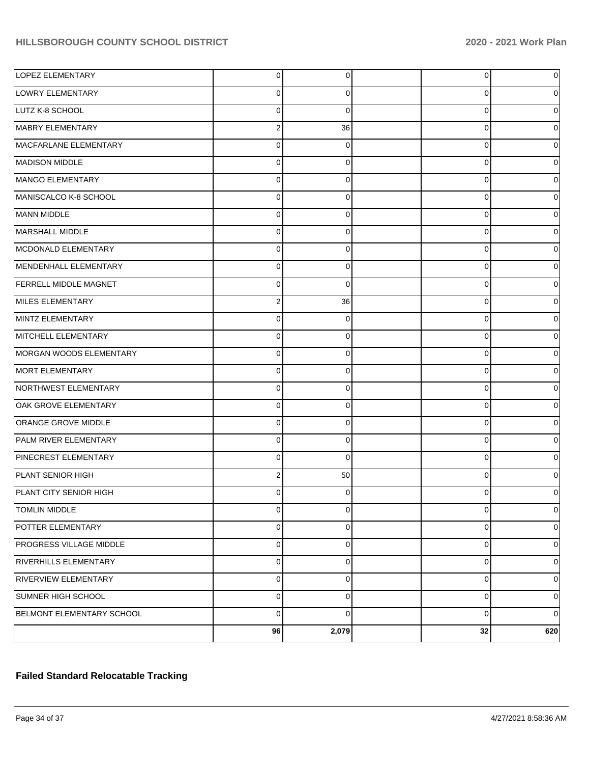| | | | | | |
|---|---|---|---|---|---|
| LOPEZ ELEMENTARY | 0 | 0 | | 0 | 0 |
| LOWRY ELEMENTARY | 0 | 0 | | 0 | 0 |
| LUTZ K-8 SCHOOL | 0 | 0 | | 0 | 0 |
| MABRY ELEMENTARY | 2 | 36 | | 0 | 0 |
| MACFARLANE ELEMENTARY | 0 | 0 | | 0 | 0 |
| MADISON MIDDLE | 0 | 0 | | 0 | 0 |
| MANGO ELEMENTARY | 0 | 0 | | 0 | 0 |
| MANISCALCO K-8 SCHOOL | 0 | 0 | | 0 | 0 |
| MANN MIDDLE | 0 | 0 | | 0 | 0 |
| MARSHALL MIDDLE | 0 | 0 | | 0 | 0 |
| MCDONALD ELEMENTARY | 0 | 0 | | 0 | 0 |
| MENDENHALL ELEMENTARY | 0 | 0 | | 0 | 0 |
| FERRELL MIDDLE MAGNET | 0 | 0 | | 0 | 0 |
| MILES ELEMENTARY | 2 | 36 | | 0 | 0 |
| MINTZ ELEMENTARY | 0 | 0 | | 0 | 0 |
| MITCHELL ELEMENTARY | 0 | 0 | | 0 | 0 |
| MORGAN WOODS ELEMENTARY | 0 | 0 | | 0 | 0 |
| MORT ELEMENTARY | 0 | 0 | | 0 | 0 |
| NORTHWEST ELEMENTARY | 0 | 0 | | 0 | 0 |
| OAK GROVE ELEMENTARY | 0 | 0 | | 0 | 0 |
| ORANGE GROVE MIDDLE | 0 | 0 | | 0 | 0 |
| PALM RIVER ELEMENTARY | 0 | 0 | | 0 | 0 |
| PINECREST ELEMENTARY | 0 | 0 | | 0 | 0 |
| PLANT SENIOR HIGH | 2 | 50 | | 0 | 0 |
| PLANT CITY SENIOR HIGH | 0 | 0 | | 0 | 0 |
| TOMLIN MIDDLE | 0 | 0 | | 0 | 0 |
| POTTER ELEMENTARY | 0 | 0 | | 0 | 0 |
| PROGRESS VILLAGE MIDDLE | 0 | 0 | | 0 | 0 |
| RIVERHILLS ELEMENTARY | 0 | 0 | | 0 | 0 |
| RIVERVIEW ELEMENTARY | 0 | 0 | | 0 | 0 |
| SUMNER HIGH SCHOOL | 0 | 0 | | 0 | 0 |
| BELMONT ELEMENTARY SCHOOL | 0 | 0 | | 0 | 0 |
| | **96** | **2,079** | | **32** | **620** |

**Failed Standard Relocatable Tracking**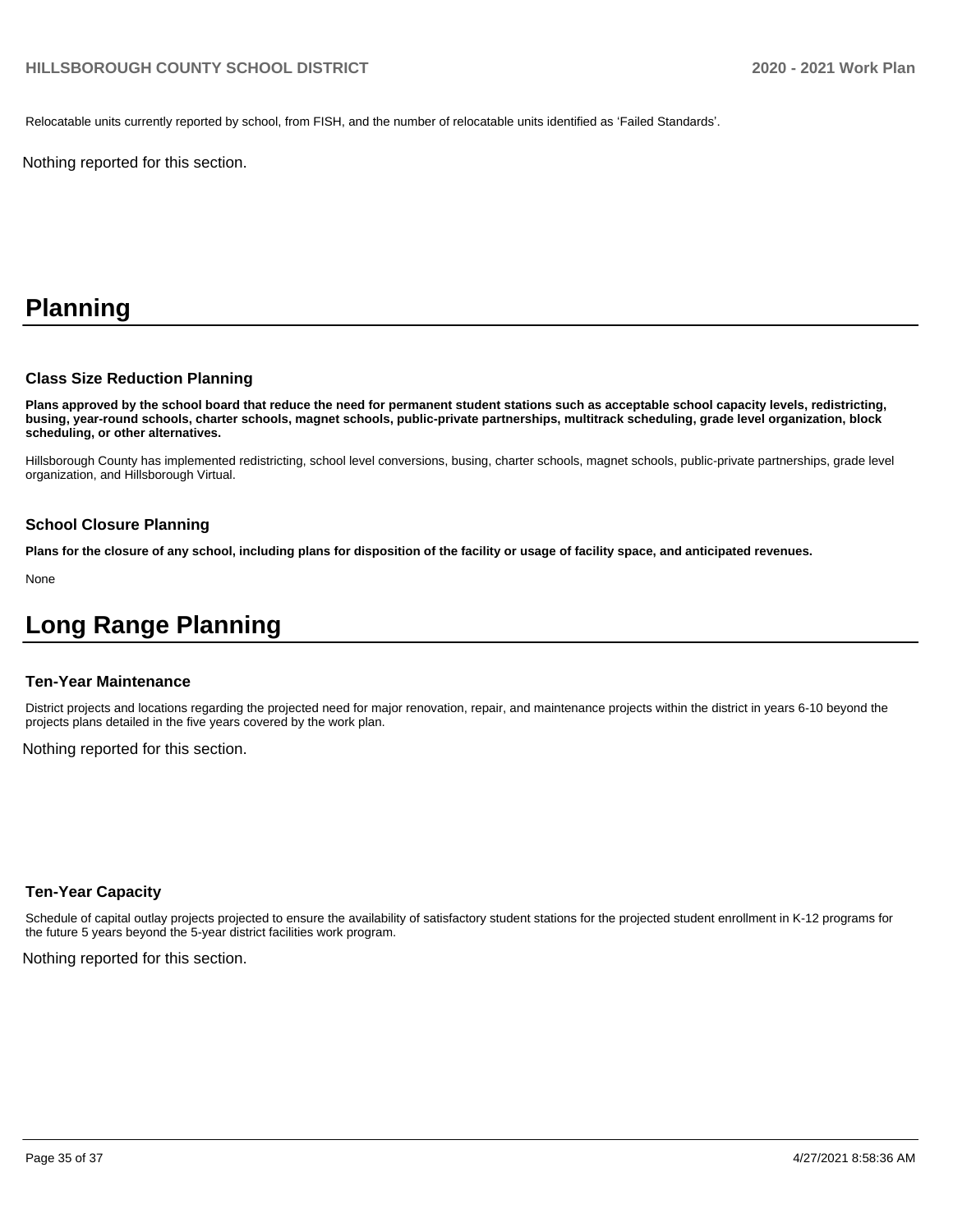Relocatable units currently reported by school, from FISH, and the number of relocatable units identified as 'Failed Standards'.

Nothing reported for this section.

# Planning

### Class Size Reduction Planning

**Plans approved by the school board that reduce the need for permanent student stations such as acceptable school capacity levels, redistricting, busing, year-round schools, charter schools, magnet schools, public-private partnerships, multitrack scheduling, grade level organization, block scheduling, or other alternatives.**

Hillsborough County has implemented redistricting, school level conversions, busing, charter schools, magnet schools, public-private partnerships, grade level organization, and Hillsborough Virtual.

### School Closure Planning

**Plans for the closure of any school, including plans for disposition of the facility or usage of facility space, and anticipated revenues.**

None

# Long Range Planning

### Ten-Year Maintenance

District projects and locations regarding the projected need for major renovation, repair, and maintenance projects within the district in years 6-10 beyond the projects plans detailed in the five years covered by the work plan.

Nothing reported for this section.

### Ten-Year Capacity

Schedule of capital outlay projects projected to ensure the availability of satisfactory student stations for the projected student enrollment in K-12 programs for the future 5 years beyond the 5-year district facilities work program.

Nothing reported for this section.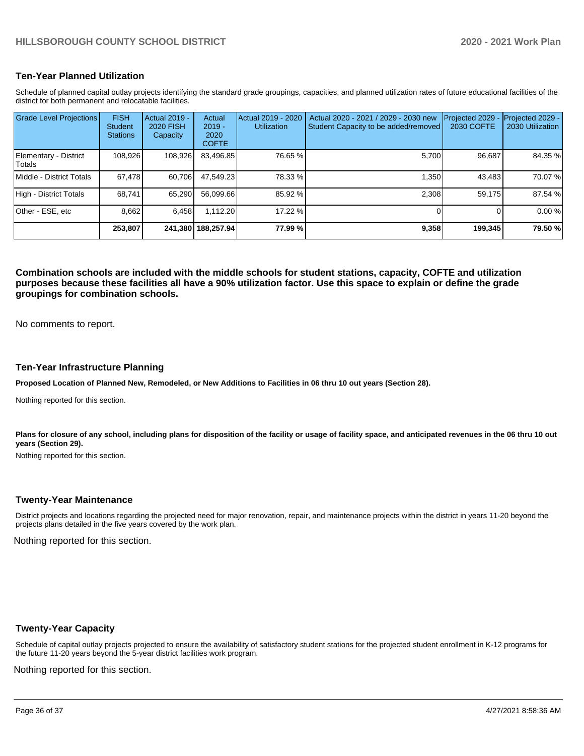## Ten-Year Planned Utilization

Schedule of planned capital outlay projects identifying the standard grade groupings, capacities, and planned utilization rates of future educational facilities of the district for both permanent and relocatable facilities.

| Grade Level Projections | FISH Student Stations | Actual 2019 - 2020 FISH Capacity | Actual 2019 - 2020 COFTE | Actual 2019 - 2020 Utilization | Actual 2020 - 2021 / 2029 - 2030 new Student Capacity to be added/removed | Projected 2029 - 2030 COFTE | Projected 2029 - 2030 Utilization |
|---|---|---|---|---|---|---|---|
| Elementary - District Totals | 108,926 | 108,926 | 83,496.85 | 76.65 % | 5,700 | 96,687 | 84.35 % |
| Middle - District Totals | 67,478 | 60,706 | 47,549.23 | 78.33 % | 1,350 | 43,483 | 70.07 % |
| High - District Totals | 68,741 | 65,290 | 56,099.66 | 85.92 % | 2,308 | 59,175 | 87.54 % |
| Other - ESE, etc | 8,662 | 6,458 | 1,112.20 | 17.22 % | 0 | 0 | 0.00 % |
| | **253,807** | **241,380** | **188,257.94** | **77.99 %** | **9,358** | **199,345** | **79.50 %** |

**Combination schools are included with the middle schools for student stations, capacity, COFTE and utilization purposes because these facilities all have a 90% utilization factor. Use this space to explain or define the grade groupings for combination schools.**

No comments to report.

## Ten-Year Infrastructure Planning

**Proposed Location of Planned New, Remodeled, or New Additions to Facilities in 06 thru 10 out years (Section 28).**

Nothing reported for this section.

**Plans for closure of any school, including plans for disposition of the facility or usage of facility space, and anticipated revenues in the 06 thru 10 out years (Section 29).**

Nothing reported for this section.

## Twenty-Year Maintenance

District projects and locations regarding the projected need for major renovation, repair, and maintenance projects within the district in years 11-20 beyond the projects plans detailed in the five years covered by the work plan.

Nothing reported for this section.

## Twenty-Year Capacity

Schedule of capital outlay projects projected to ensure the availability of satisfactory student stations for the projected student enrollment in K-12 programs for the future 11-20 years beyond the 5-year district facilities work program.

Nothing reported for this section.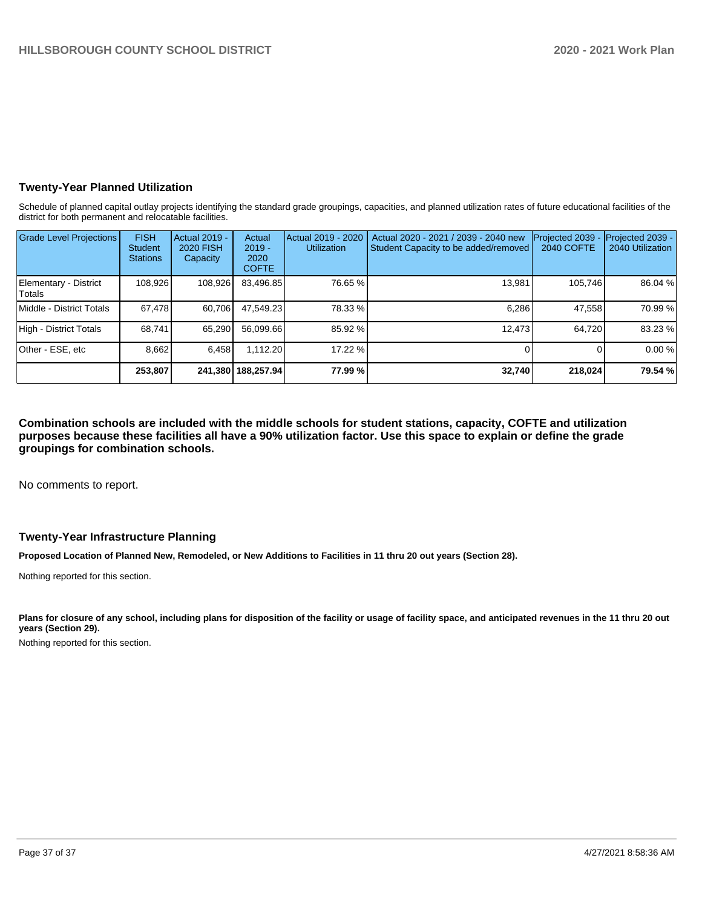## Twenty-Year Planned Utilization

Schedule of planned capital outlay projects identifying the standard grade groupings, capacities, and planned utilization rates of future educational facilities of the district for both permanent and relocatable facilities.

| Grade Level Projections | FISH Student Stations | Actual 2019 - 2020 FISH Capacity | Actual 2019 - 2020 COFTE | Actual 2019 - 2020 Utilization | Actual 2020 - 2021 / 2039 - 2040 new Student Capacity to be added/removed | Projected 2039 - 2040 COFTE | Projected 2039 - 2040 Utilization |
|---|---|---|---|---|---|---|---|
| Elementary - District Totals | 108,926 | 108,926 | 83,496.85 | 76.65 % | 13,981 | 105,746 | 86.04 % |
| Middle - District Totals | 67,478 | 60,706 | 47,549.23 | 78.33 % | 6,286 | 47,558 | 70.99 % |
| High - District Totals | 68,741 | 65,290 | 56,099.66 | 85.92 % | 12,473 | 64,720 | 83.23 % |
| Other - ESE, etc | 8,662 | 6,458 | 1,112.20 | 17.22 % | 0 | 0 | 0.00 % |
| | **253,807** | **241,380** | **188,257.94** | **77.99 %** | **32,740** | **218,024** | **79.54 %** |

**Combination schools are included with the middle schools for student stations, capacity, COFTE and utilization purposes because these facilities all have a 90% utilization factor. Use this space to explain or define the grade groupings for combination schools.**

No comments to report.

## Twenty-Year Infrastructure Planning

**Proposed Location of Planned New, Remodeled, or New Additions to Facilities in 11 thru 20 out years (Section 28).**

Nothing reported for this section.

**Plans for closure of any school, including plans for disposition of the facility or usage of facility space, and anticipated revenues in the 11 thru 20 out years (Section 29).**

Nothing reported for this section.